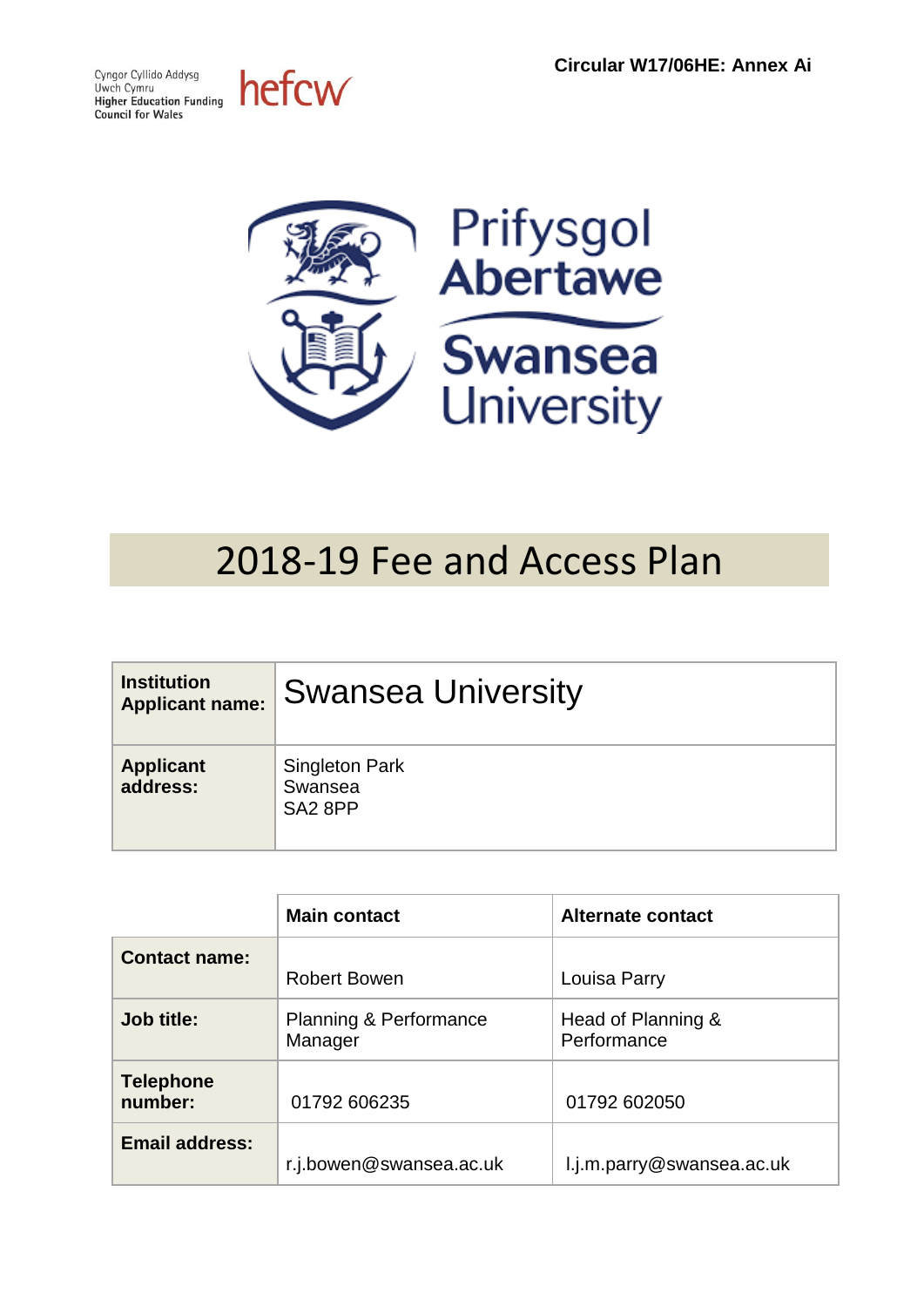Cyngor Cyllido Addysg Uwch Cymru
Higher Education Funding Council for Wales
hefcw

**Circular W17/06HE: Annex Ai**

Prifysgol Abertawe
Swansea University

# 2018-19 Fee and Access Plan

| **Institution Applicant name:** | Swansea University |
|---|---|
| **Applicant address:** | Singleton Park<br>Swansea<br>SA2 8PP |

| | **Main contact** | **Alternate contact** |
|---|---|---|
| **Contact name:** | Robert Bowen | Louisa Parry |
| **Job title:** | Planning & Performance Manager | Head of Planning & Performance |
| **Telephone number:** | 01792 606235 | 01792 602050 |
| **Email address:** | r.j.bowen@swansea.ac.uk | l.j.m.parry@swansea.ac.uk |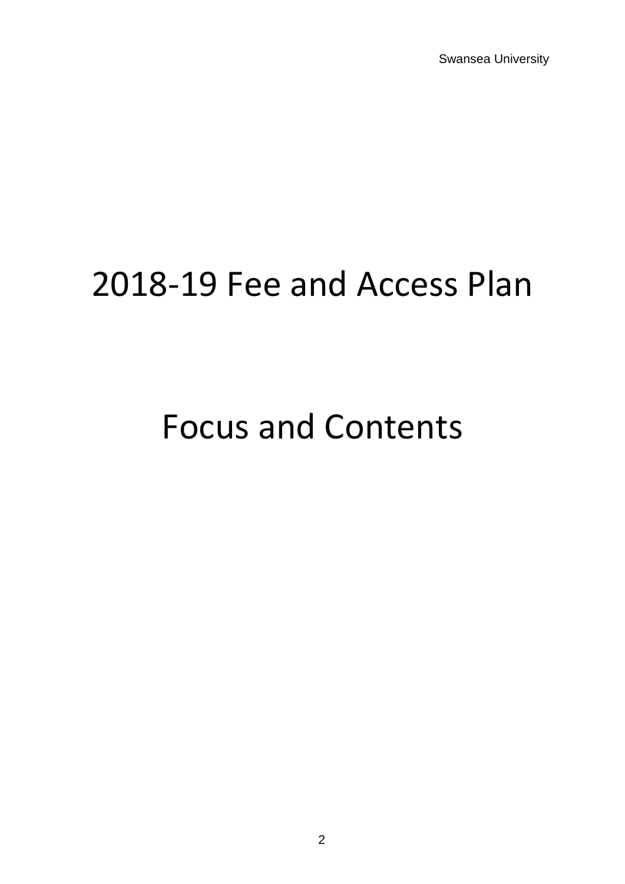# 2018-19 Fee and Access Plan

# Focus and Contents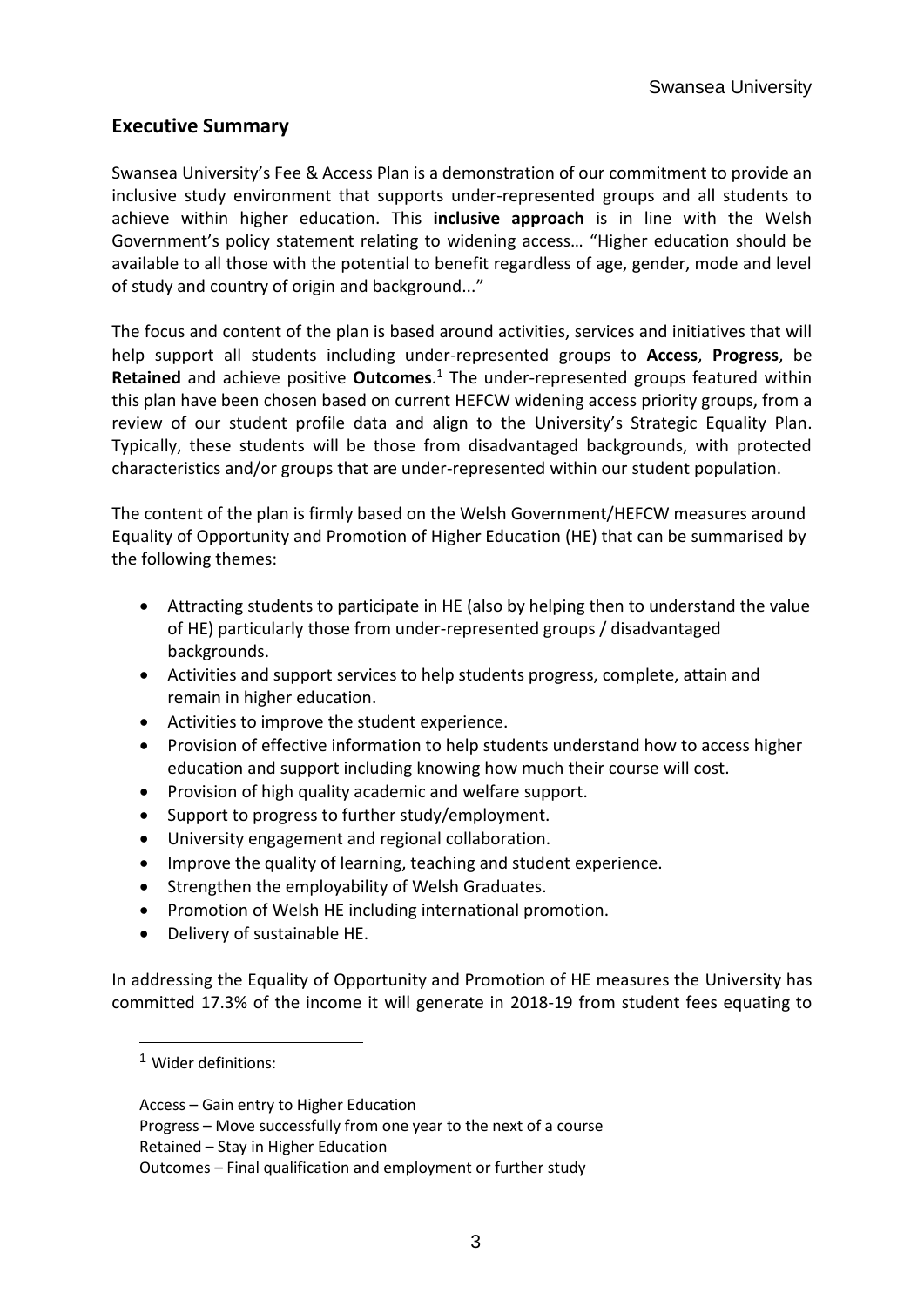## Executive Summary

Swansea University's Fee & Access Plan is a demonstration of our commitment to provide an inclusive study environment that supports under-represented groups and all students to achieve within higher education. This **inclusive approach** is in line with the Welsh Government's policy statement relating to widening access… "Higher education should be available to all those with the potential to benefit regardless of age, gender, mode and level of study and country of origin and background..."

The focus and content of the plan is based around activities, services and initiatives that will help support all students including under-represented groups to **Access**, **Progress**, be **Retained** and achieve positive **Outcomes**.[1] The under-represented groups featured within this plan have been chosen based on current HEFCW widening access priority groups, from a review of our student profile data and align to the University's Strategic Equality Plan. Typically, these students will be those from disadvantaged backgrounds, with protected characteristics and/or groups that are under-represented within our student population.

The content of the plan is firmly based on the Welsh Government/HEFCW measures around Equality of Opportunity and Promotion of Higher Education (HE) that can be summarised by the following themes:

- Attracting students to participate in HE (also by helping then to understand the value of HE) particularly those from under-represented groups / disadvantaged backgrounds.
- Activities and support services to help students progress, complete, attain and remain in higher education.
- Activities to improve the student experience.
- Provision of effective information to help students understand how to access higher education and support including knowing how much their course will cost.
- Provision of high quality academic and welfare support.
- Support to progress to further study/employment.
- University engagement and regional collaboration.
- Improve the quality of learning, teaching and student experience.
- Strengthen the employability of Welsh Graduates.
- Promotion of Welsh HE including international promotion.
- Delivery of sustainable HE.

In addressing the Equality of Opportunity and Promotion of HE measures the University has committed 17.3% of the income it will generate in 2018-19 from student fees equating to

[1] Wider definitions:

Access – Gain entry to Higher Education
Progress – Move successfully from one year to the next of a course
Retained – Stay in Higher Education
Outcomes – Final qualification and employment or further study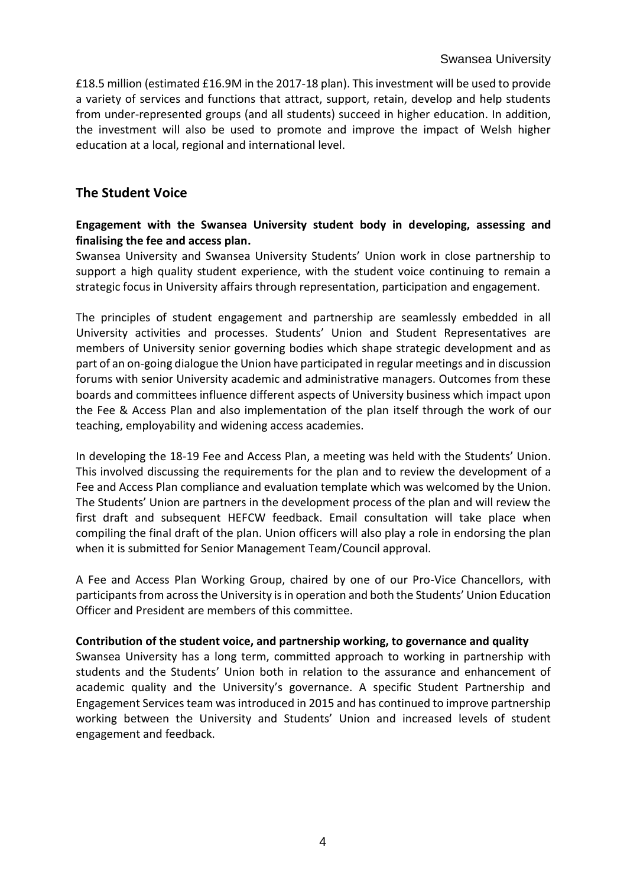£18.5 million (estimated £16.9M in the 2017-18 plan). This investment will be used to provide a variety of services and functions that attract, support, retain, develop and help students from under-represented groups (and all students) succeed in higher education. In addition, the investment will also be used to promote and improve the impact of Welsh higher education at a local, regional and international level.

## The Student Voice

**Engagement with the Swansea University student body in developing, assessing and finalising the fee and access plan.**

Swansea University and Swansea University Students' Union work in close partnership to support a high quality student experience, with the student voice continuing to remain a strategic focus in University affairs through representation, participation and engagement.

The principles of student engagement and partnership are seamlessly embedded in all University activities and processes. Students' Union and Student Representatives are members of University senior governing bodies which shape strategic development and as part of an on-going dialogue the Union have participated in regular meetings and in discussion forums with senior University academic and administrative managers. Outcomes from these boards and committees influence different aspects of University business which impact upon the Fee & Access Plan and also implementation of the plan itself through the work of our teaching, employability and widening access academies.

In developing the 18-19 Fee and Access Plan, a meeting was held with the Students' Union. This involved discussing the requirements for the plan and to review the development of a Fee and Access Plan compliance and evaluation template which was welcomed by the Union. The Students' Union are partners in the development process of the plan and will review the first draft and subsequent HEFCW feedback. Email consultation will take place when compiling the final draft of the plan. Union officers will also play a role in endorsing the plan when it is submitted for Senior Management Team/Council approval.

A Fee and Access Plan Working Group, chaired by one of our Pro-Vice Chancellors, with participants from across the University is in operation and both the Students' Union Education Officer and President are members of this committee.

**Contribution of the student voice, and partnership working, to governance and quality**

Swansea University has a long term, committed approach to working in partnership with students and the Students' Union both in relation to the assurance and enhancement of academic quality and the University's governance. A specific Student Partnership and Engagement Services team was introduced in 2015 and has continued to improve partnership working between the University and Students' Union and increased levels of student engagement and feedback.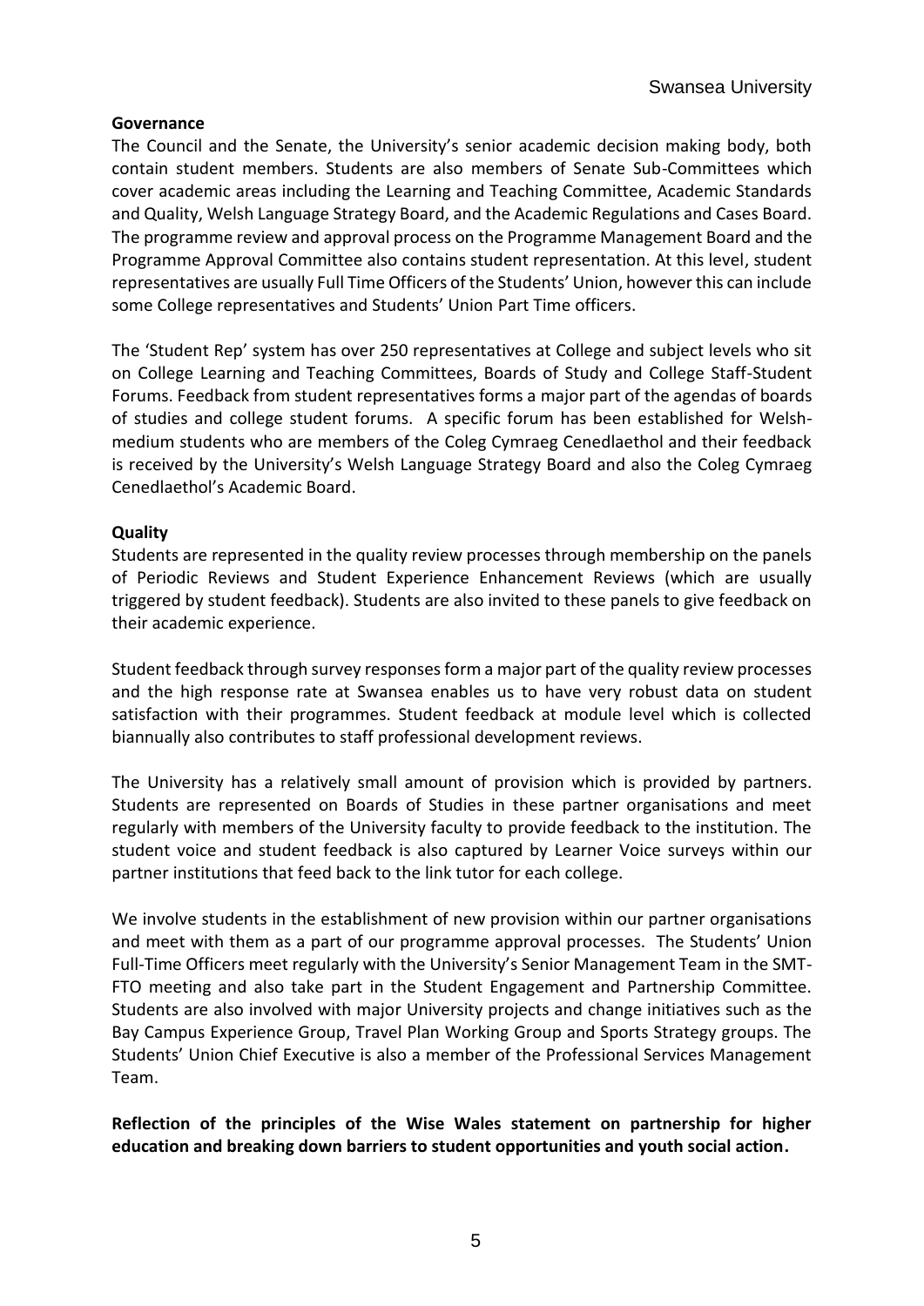**Governance**

The Council and the Senate, the University's senior academic decision making body, both contain student members. Students are also members of Senate Sub-Committees which cover academic areas including the Learning and Teaching Committee, Academic Standards and Quality, Welsh Language Strategy Board, and the Academic Regulations and Cases Board. The programme review and approval process on the Programme Management Board and the Programme Approval Committee also contains student representation. At this level, student representatives are usually Full Time Officers of the Students' Union, however this can include some College representatives and Students' Union Part Time officers.

The 'Student Rep' system has over 250 representatives at College and subject levels who sit on College Learning and Teaching Committees, Boards of Study and College Staff-Student Forums. Feedback from student representatives forms a major part of the agendas of boards of studies and college student forums. A specific forum has been established for Welsh-medium students who are members of the Coleg Cymraeg Cenedlaethol and their feedback is received by the University's Welsh Language Strategy Board and also the Coleg Cymraeg Cenedlaethol's Academic Board.

**Quality**

Students are represented in the quality review processes through membership on the panels of Periodic Reviews and Student Experience Enhancement Reviews (which are usually triggered by student feedback). Students are also invited to these panels to give feedback on their academic experience.

Student feedback through survey responses form a major part of the quality review processes and the high response rate at Swansea enables us to have very robust data on student satisfaction with their programmes. Student feedback at module level which is collected biannually also contributes to staff professional development reviews.

The University has a relatively small amount of provision which is provided by partners. Students are represented on Boards of Studies in these partner organisations and meet regularly with members of the University faculty to provide feedback to the institution. The student voice and student feedback is also captured by Learner Voice surveys within our partner institutions that feed back to the link tutor for each college.

We involve students in the establishment of new provision within our partner organisations and meet with them as a part of our programme approval processes. The Students' Union Full-Time Officers meet regularly with the University's Senior Management Team in the SMT-FTO meeting and also take part in the Student Engagement and Partnership Committee. Students are also involved with major University projects and change initiatives such as the Bay Campus Experience Group, Travel Plan Working Group and Sports Strategy groups. The Students' Union Chief Executive is also a member of the Professional Services Management Team.

**Reflection of the principles of the Wise Wales statement on partnership for higher education and breaking down barriers to student opportunities and youth social action.**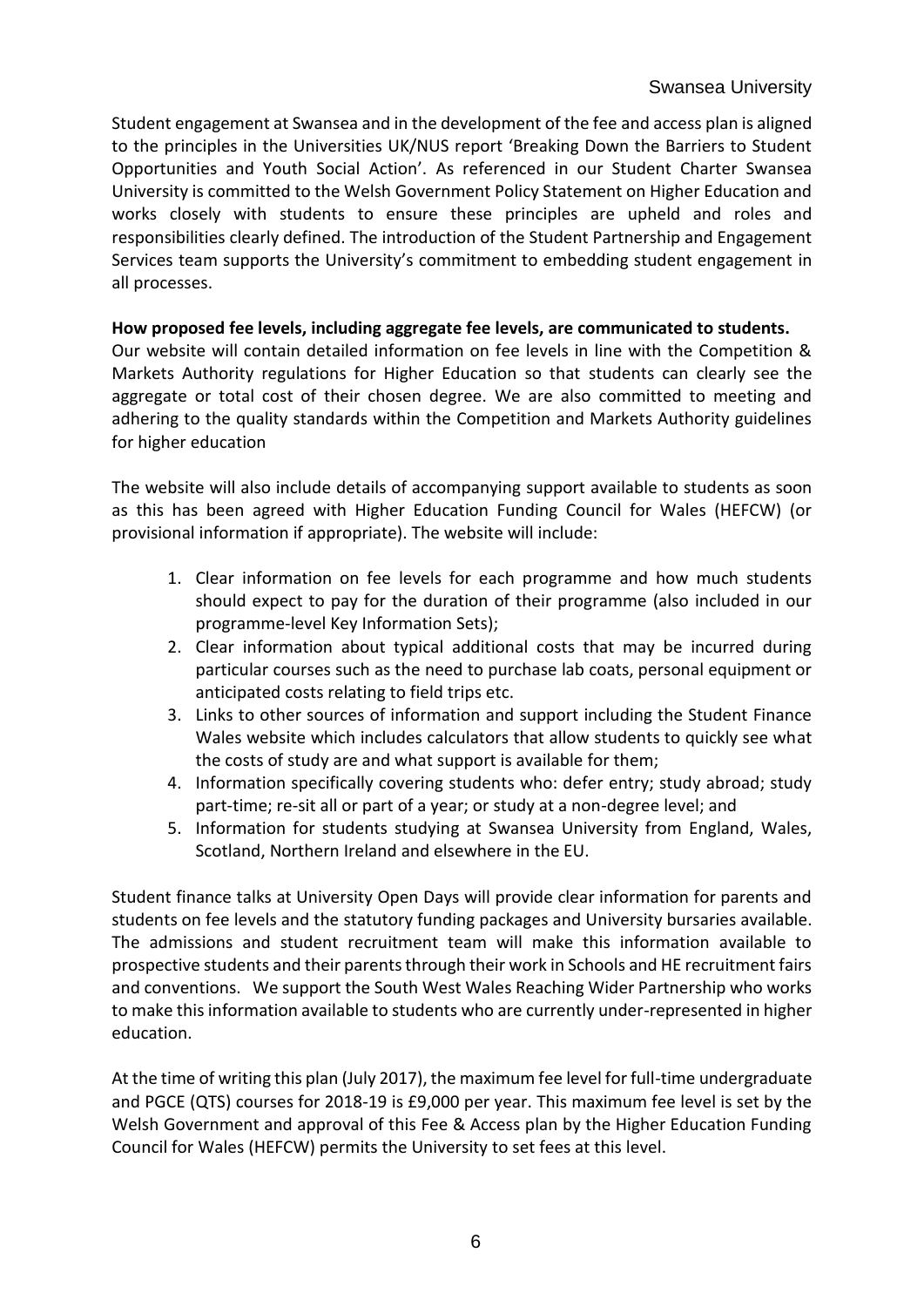Student engagement at Swansea and in the development of the fee and access plan is aligned to the principles in the Universities UK/NUS report 'Breaking Down the Barriers to Student Opportunities and Youth Social Action'. As referenced in our Student Charter Swansea University is committed to the Welsh Government Policy Statement on Higher Education and works closely with students to ensure these principles are upheld and roles and responsibilities clearly defined. The introduction of the Student Partnership and Engagement Services team supports the University's commitment to embedding student engagement in all processes.

**How proposed fee levels, including aggregate fee levels, are communicated to students.**

Our website will contain detailed information on fee levels in line with the Competition & Markets Authority regulations for Higher Education so that students can clearly see the aggregate or total cost of their chosen degree. We are also committed to meeting and adhering to the quality standards within the Competition and Markets Authority guidelines for higher education

The website will also include details of accompanying support available to students as soon as this has been agreed with Higher Education Funding Council for Wales (HEFCW) (or provisional information if appropriate). The website will include:

1. Clear information on fee levels for each programme and how much students should expect to pay for the duration of their programme (also included in our programme-level Key Information Sets);
2. Clear information about typical additional costs that may be incurred during particular courses such as the need to purchase lab coats, personal equipment or anticipated costs relating to field trips etc.
3. Links to other sources of information and support including the Student Finance Wales website which includes calculators that allow students to quickly see what the costs of study are and what support is available for them;
4. Information specifically covering students who: defer entry; study abroad; study part-time; re-sit all or part of a year; or study at a non-degree level; and
5. Information for students studying at Swansea University from England, Wales, Scotland, Northern Ireland and elsewhere in the EU.

Student finance talks at University Open Days will provide clear information for parents and students on fee levels and the statutory funding packages and University bursaries available. The admissions and student recruitment team will make this information available to prospective students and their parents through their work in Schools and HE recruitment fairs and conventions. We support the South West Wales Reaching Wider Partnership who works to make this information available to students who are currently under-represented in higher education.

At the time of writing this plan (July 2017), the maximum fee level for full-time undergraduate and PGCE (QTS) courses for 2018-19 is £9,000 per year. This maximum fee level is set by the Welsh Government and approval of this Fee & Access plan by the Higher Education Funding Council for Wales (HEFCW) permits the University to set fees at this level.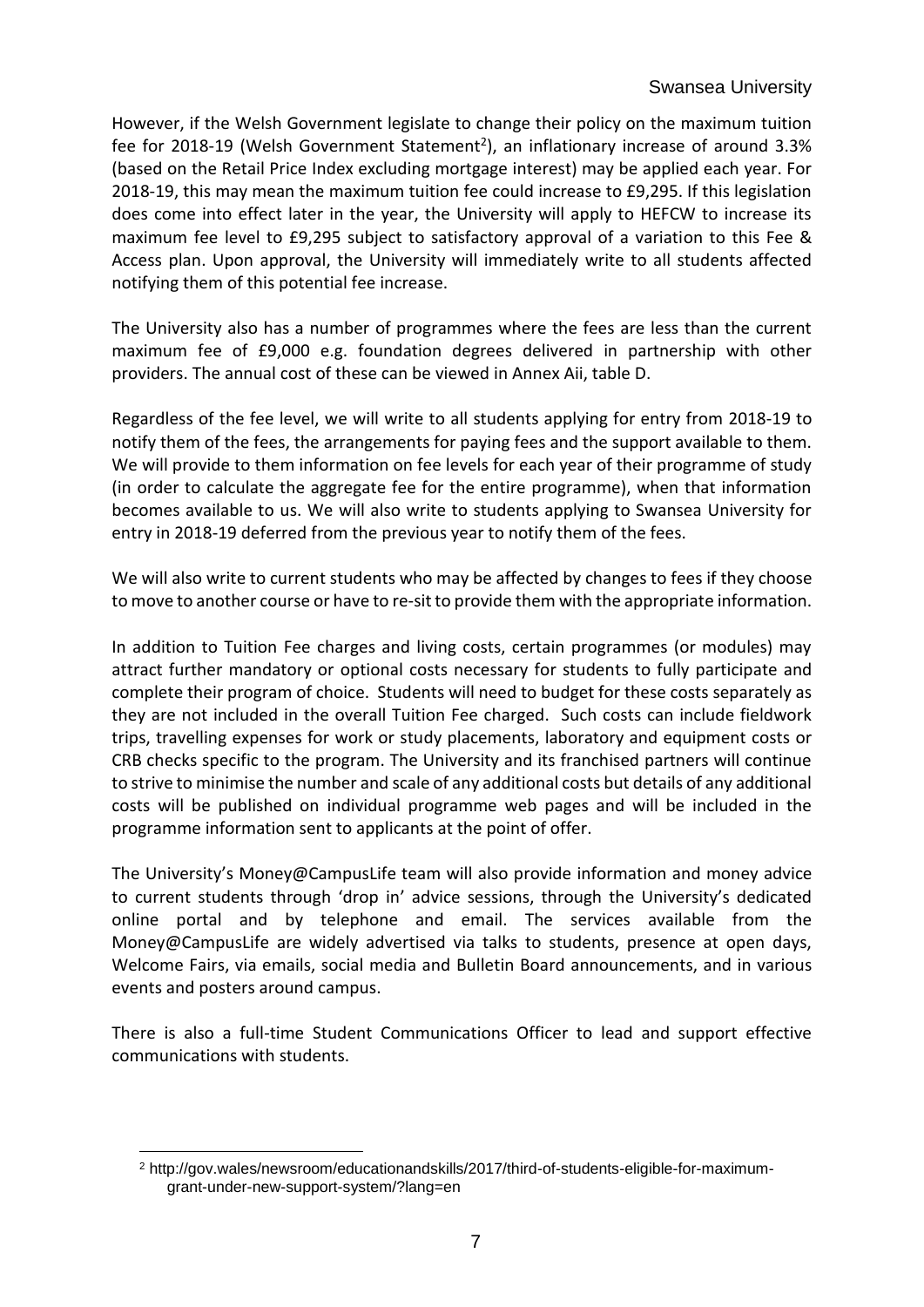However, if the Welsh Government legislate to change their policy on the maximum tuition fee for 2018-19 (Welsh Government Statement[2]), an inflationary increase of around 3.3% (based on the Retail Price Index excluding mortgage interest) may be applied each year. For 2018-19, this may mean the maximum tuition fee could increase to £9,295. If this legislation does come into effect later in the year, the University will apply to HEFCW to increase its maximum fee level to £9,295 subject to satisfactory approval of a variation to this Fee & Access plan. Upon approval, the University will immediately write to all students affected notifying them of this potential fee increase.

The University also has a number of programmes where the fees are less than the current maximum fee of £9,000 e.g. foundation degrees delivered in partnership with other providers. The annual cost of these can be viewed in Annex Aii, table D.

Regardless of the fee level, we will write to all students applying for entry from 2018-19 to notify them of the fees, the arrangements for paying fees and the support available to them. We will provide to them information on fee levels for each year of their programme of study (in order to calculate the aggregate fee for the entire programme), when that information becomes available to us. We will also write to students applying to Swansea University for entry in 2018-19 deferred from the previous year to notify them of the fees.

We will also write to current students who may be affected by changes to fees if they choose to move to another course or have to re-sit to provide them with the appropriate information.

In addition to Tuition Fee charges and living costs, certain programmes (or modules) may attract further mandatory or optional costs necessary for students to fully participate and complete their program of choice. Students will need to budget for these costs separately as they are not included in the overall Tuition Fee charged. Such costs can include fieldwork trips, travelling expenses for work or study placements, laboratory and equipment costs or CRB checks specific to the program. The University and its franchised partners will continue to strive to minimise the number and scale of any additional costs but details of any additional costs will be published on individual programme web pages and will be included in the programme information sent to applicants at the point of offer.

The University's Money@CampusLife team will also provide information and money advice to current students through 'drop in' advice sessions, through the University's dedicated online portal and by telephone and email. The services available from the Money@CampusLife are widely advertised via talks to students, presence at open days, Welcome Fairs, via emails, social media and Bulletin Board announcements, and in various events and posters around campus.

There is also a full-time Student Communications Officer to lead and support effective communications with students.

[2] http://gov.wales/newsroom/educationandskills/2017/third-of-students-eligible-for-maximum-grant-under-new-support-system/?lang=en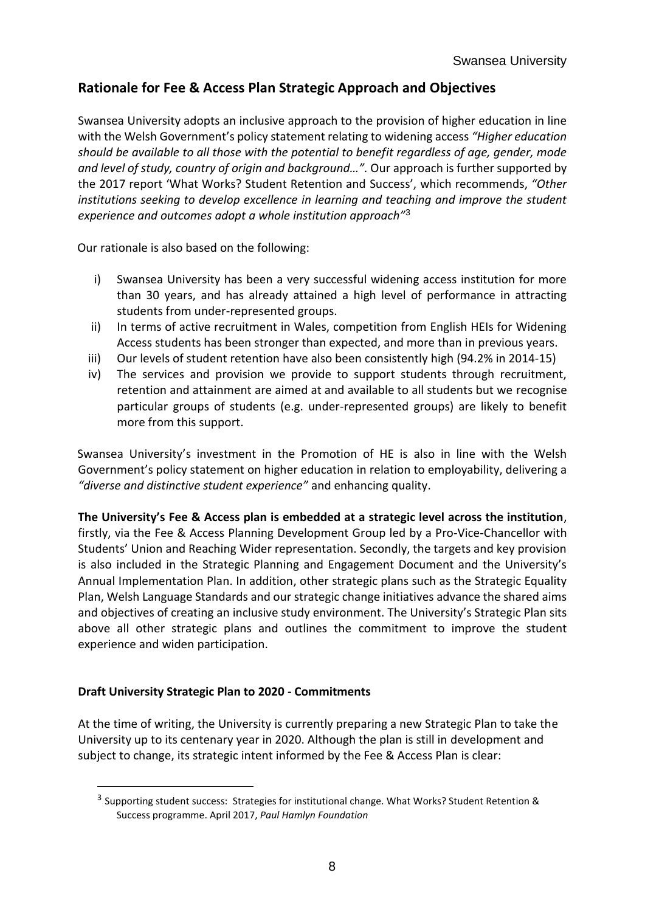## Rationale for Fee & Access Plan Strategic Approach and Objectives

Swansea University adopts an inclusive approach to the provision of higher education in line with the Welsh Government's policy statement relating to widening access *"Higher education should be available to all those with the potential to benefit regardless of age, gender, mode and level of study, country of origin and background…"*. Our approach is further supported by the 2017 report 'What Works? Student Retention and Success', which recommends, *"Other institutions seeking to develop excellence in learning and teaching and improve the student experience and outcomes adopt a whole institution approach"*[3]

Our rationale is also based on the following:

i) Swansea University has been a very successful widening access institution for more than 30 years, and has already attained a high level of performance in attracting students from under-represented groups.
ii) In terms of active recruitment in Wales, competition from English HEIs for Widening Access students has been stronger than expected, and more than in previous years.
iii) Our levels of student retention have also been consistently high (94.2% in 2014-15)
iv) The services and provision we provide to support students through recruitment, retention and attainment are aimed at and available to all students but we recognise particular groups of students (e.g. under-represented groups) are likely to benefit more from this support.

Swansea University's investment in the Promotion of HE is also in line with the Welsh Government's policy statement on higher education in relation to employability, delivering a *"diverse and distinctive student experience"* and enhancing quality.

**The University's Fee & Access plan is embedded at a strategic level across the institution**, firstly, via the Fee & Access Planning Development Group led by a Pro-Vice-Chancellor with Students' Union and Reaching Wider representation. Secondly, the targets and key provision is also included in the Strategic Planning and Engagement Document and the University's Annual Implementation Plan. In addition, other strategic plans such as the Strategic Equality Plan, Welsh Language Standards and our strategic change initiatives advance the shared aims and objectives of creating an inclusive study environment. The University's Strategic Plan sits above all other strategic plans and outlines the commitment to improve the student experience and widen participation.

**Draft University Strategic Plan to 2020 - Commitments**

At the time of writing, the University is currently preparing a new Strategic Plan to take the University up to its centenary year in 2020. Although the plan is still in development and subject to change, its strategic intent informed by the Fee & Access Plan is clear:

[3] Supporting student success: Strategies for institutional change. What Works? Student Retention & Success programme. April 2017, *Paul Hamlyn Foundation*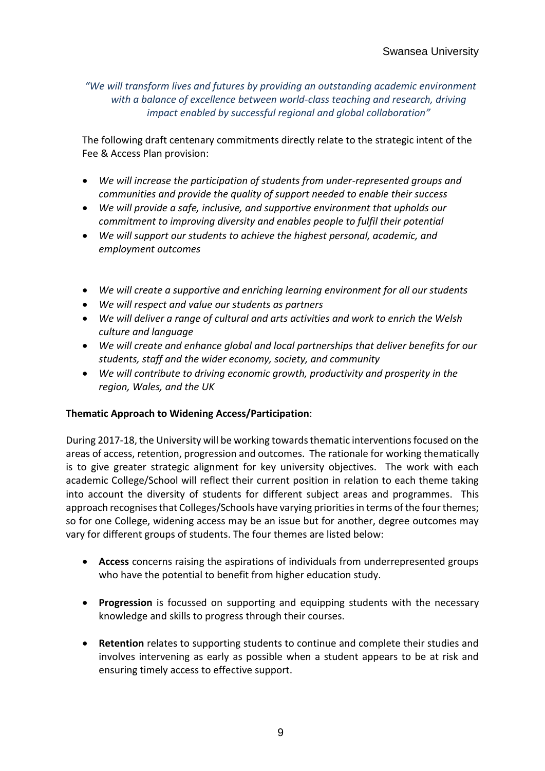*"We will transform lives and futures by providing an outstanding academic environment with a balance of excellence between world-class teaching and research, driving impact enabled by successful regional and global collaboration"*

The following draft centenary commitments directly relate to the strategic intent of the Fee & Access Plan provision:

- *We will increase the participation of students from under-represented groups and communities and provide the quality of support needed to enable their success*
- *We will provide a safe, inclusive, and supportive environment that upholds our commitment to improving diversity and enables people to fulfil their potential*
- *We will support our students to achieve the highest personal, academic, and employment outcomes*

- *We will create a supportive and enriching learning environment for all our students*
- *We will respect and value our students as partners*
- *We will deliver a range of cultural and arts activities and work to enrich the Welsh culture and language*
- *We will create and enhance global and local partnerships that deliver benefits for our students, staff and the wider economy, society, and community*
- *We will contribute to driving economic growth, productivity and prosperity in the region, Wales, and the UK*

**Thematic Approach to Widening Access/Participation**:

During 2017-18, the University will be working towards thematic interventions focused on the areas of access, retention, progression and outcomes. The rationale for working thematically is to give greater strategic alignment for key university objectives. The work with each academic College/School will reflect their current position in relation to each theme taking into account the diversity of students for different subject areas and programmes. This approach recognises that Colleges/Schools have varying priorities in terms of the four themes; so for one College, widening access may be an issue but for another, degree outcomes may vary for different groups of students. The four themes are listed below:

- **Access** concerns raising the aspirations of individuals from underrepresented groups who have the potential to benefit from higher education study.

- **Progression** is focussed on supporting and equipping students with the necessary knowledge and skills to progress through their courses.

- **Retention** relates to supporting students to continue and complete their studies and involves intervening as early as possible when a student appears to be at risk and ensuring timely access to effective support.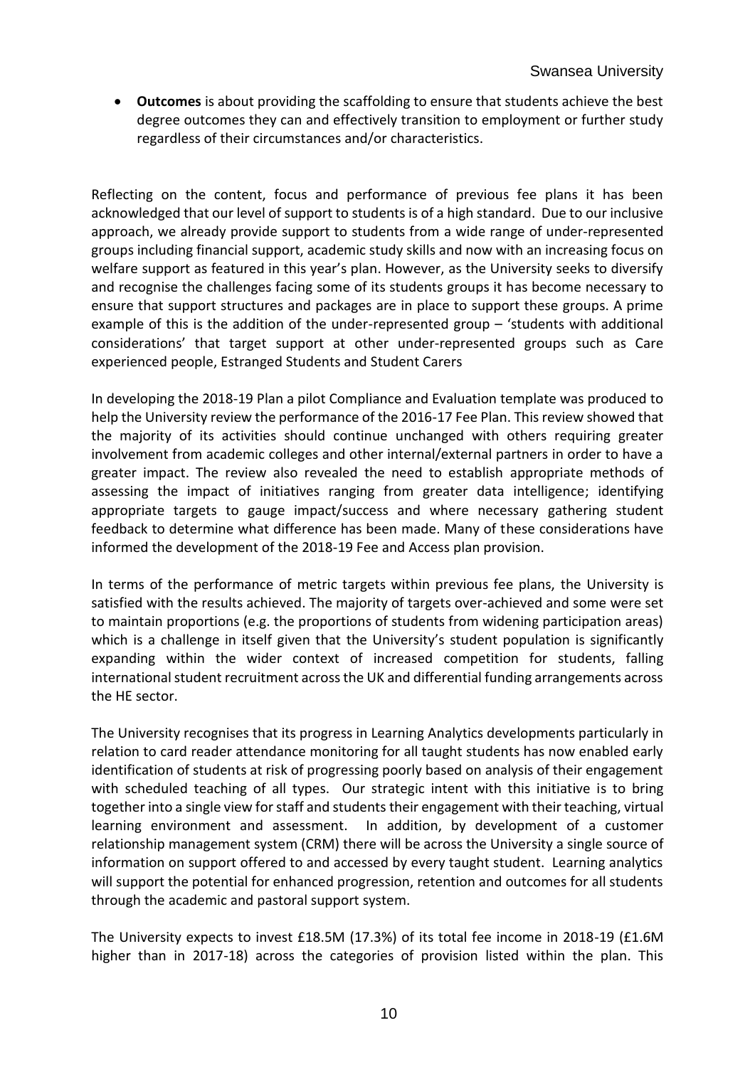- **Outcomes** is about providing the scaffolding to ensure that students achieve the best degree outcomes they can and effectively transition to employment or further study regardless of their circumstances and/or characteristics.

Reflecting on the content, focus and performance of previous fee plans it has been acknowledged that our level of support to students is of a high standard. Due to our inclusive approach, we already provide support to students from a wide range of under-represented groups including financial support, academic study skills and now with an increasing focus on welfare support as featured in this year's plan. However, as the University seeks to diversify and recognise the challenges facing some of its students groups it has become necessary to ensure that support structures and packages are in place to support these groups. A prime example of this is the addition of the under-represented group – 'students with additional considerations' that target support at other under-represented groups such as Care experienced people, Estranged Students and Student Carers

In developing the 2018-19 Plan a pilot Compliance and Evaluation template was produced to help the University review the performance of the 2016-17 Fee Plan. This review showed that the majority of its activities should continue unchanged with others requiring greater involvement from academic colleges and other internal/external partners in order to have a greater impact. The review also revealed the need to establish appropriate methods of assessing the impact of initiatives ranging from greater data intelligence; identifying appropriate targets to gauge impact/success and where necessary gathering student feedback to determine what difference has been made. Many of these considerations have informed the development of the 2018-19 Fee and Access plan provision.

In terms of the performance of metric targets within previous fee plans, the University is satisfied with the results achieved. The majority of targets over-achieved and some were set to maintain proportions (e.g. the proportions of students from widening participation areas) which is a challenge in itself given that the University's student population is significantly expanding within the wider context of increased competition for students, falling international student recruitment across the UK and differential funding arrangements across the HE sector.

The University recognises that its progress in Learning Analytics developments particularly in relation to card reader attendance monitoring for all taught students has now enabled early identification of students at risk of progressing poorly based on analysis of their engagement with scheduled teaching of all types. Our strategic intent with this initiative is to bring together into a single view for staff and students their engagement with their teaching, virtual learning environment and assessment. In addition, by development of a customer relationship management system (CRM) there will be across the University a single source of information on support offered to and accessed by every taught student. Learning analytics will support the potential for enhanced progression, retention and outcomes for all students through the academic and pastoral support system.

The University expects to invest £18.5M (17.3%) of its total fee income in 2018-19 (£1.6M higher than in 2017-18) across the categories of provision listed within the plan. This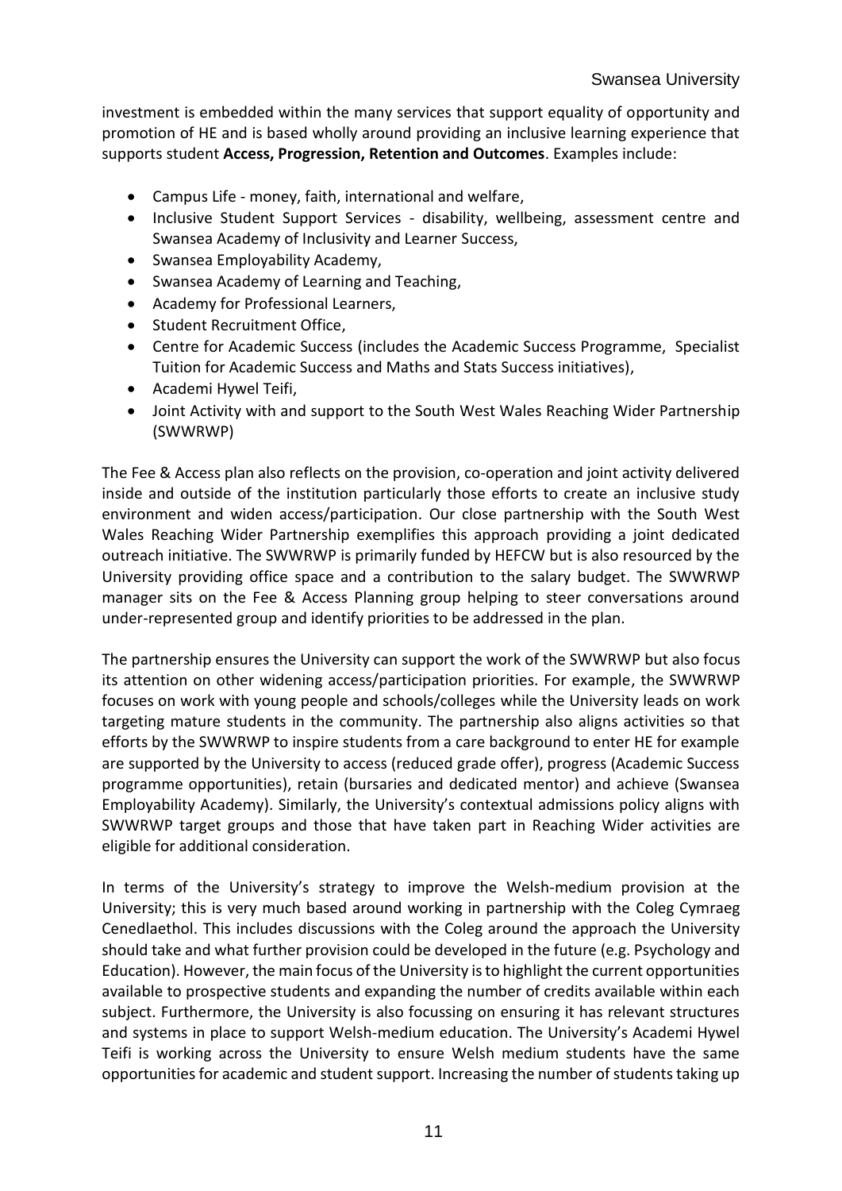investment is embedded within the many services that support equality of opportunity and promotion of HE and is based wholly around providing an inclusive learning experience that supports student **Access, Progression, Retention and Outcomes**. Examples include:

- Campus Life - money, faith, international and welfare,
- Inclusive Student Support Services - disability, wellbeing, assessment centre and Swansea Academy of Inclusivity and Learner Success,
- Swansea Employability Academy,
- Swansea Academy of Learning and Teaching,
- Academy for Professional Learners,
- Student Recruitment Office,
- Centre for Academic Success (includes the Academic Success Programme, Specialist Tuition for Academic Success and Maths and Stats Success initiatives),
- Academi Hywel Teifi,
- Joint Activity with and support to the South West Wales Reaching Wider Partnership (SWWRWP)

The Fee & Access plan also reflects on the provision, co-operation and joint activity delivered inside and outside of the institution particularly those efforts to create an inclusive study environment and widen access/participation. Our close partnership with the South West Wales Reaching Wider Partnership exemplifies this approach providing a joint dedicated outreach initiative. The SWWRWP is primarily funded by HEFCW but is also resourced by the University providing office space and a contribution to the salary budget. The SWWRWP manager sits on the Fee & Access Planning group helping to steer conversations around under-represented group and identify priorities to be addressed in the plan.

The partnership ensures the University can support the work of the SWWRWP but also focus its attention on other widening access/participation priorities. For example, the SWWRWP focuses on work with young people and schools/colleges while the University leads on work targeting mature students in the community. The partnership also aligns activities so that efforts by the SWWRWP to inspire students from a care background to enter HE for example are supported by the University to access (reduced grade offer), progress (Academic Success programme opportunities), retain (bursaries and dedicated mentor) and achieve (Swansea Employability Academy). Similarly, the University's contextual admissions policy aligns with SWWRWP target groups and those that have taken part in Reaching Wider activities are eligible for additional consideration.

In terms of the University's strategy to improve the Welsh-medium provision at the University; this is very much based around working in partnership with the Coleg Cymraeg Cenedlaethol. This includes discussions with the Coleg around the approach the University should take and what further provision could be developed in the future (e.g. Psychology and Education). However, the main focus of the University is to highlight the current opportunities available to prospective students and expanding the number of credits available within each subject. Furthermore, the University is also focussing on ensuring it has relevant structures and systems in place to support Welsh-medium education. The University's Academi Hywel Teifi is working across the University to ensure Welsh medium students have the same opportunities for academic and student support. Increasing the number of students taking up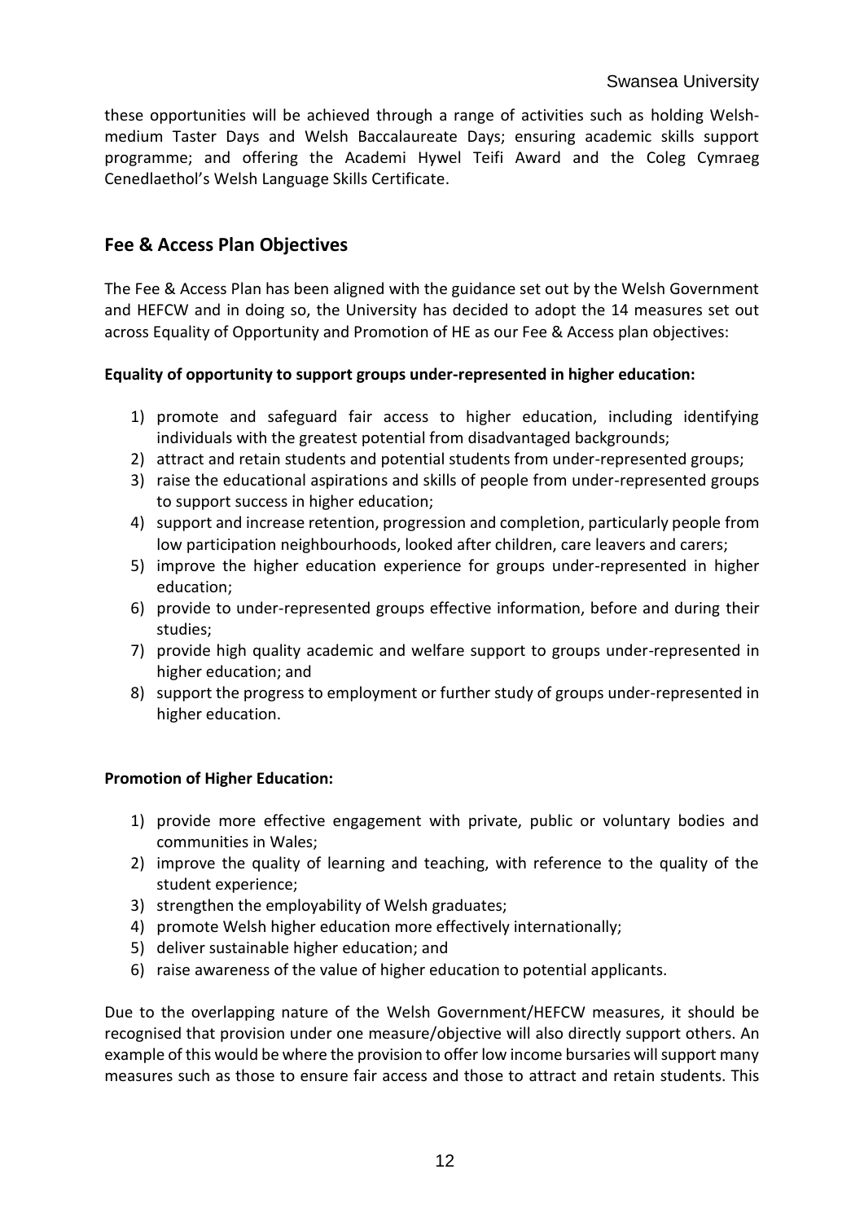these opportunities will be achieved through a range of activities such as holding Welsh-medium Taster Days and Welsh Baccalaureate Days; ensuring academic skills support programme; and offering the Academi Hywel Teifi Award and the Coleg Cymraeg Cenedlaethol's Welsh Language Skills Certificate.

## Fee & Access Plan Objectives

The Fee & Access Plan has been aligned with the guidance set out by the Welsh Government and HEFCW and in doing so, the University has decided to adopt the 14 measures set out across Equality of Opportunity and Promotion of HE as our Fee & Access plan objectives:

**Equality of opportunity to support groups under-represented in higher education:**

1) promote and safeguard fair access to higher education, including identifying individuals with the greatest potential from disadvantaged backgrounds;
2) attract and retain students and potential students from under-represented groups;
3) raise the educational aspirations and skills of people from under-represented groups to support success in higher education;
4) support and increase retention, progression and completion, particularly people from low participation neighbourhoods, looked after children, care leavers and carers;
5) improve the higher education experience for groups under-represented in higher education;
6) provide to under-represented groups effective information, before and during their studies;
7) provide high quality academic and welfare support to groups under-represented in higher education; and
8) support the progress to employment or further study of groups under-represented in higher education.

**Promotion of Higher Education:**

1) provide more effective engagement with private, public or voluntary bodies and communities in Wales;
2) improve the quality of learning and teaching, with reference to the quality of the student experience;
3) strengthen the employability of Welsh graduates;
4) promote Welsh higher education more effectively internationally;
5) deliver sustainable higher education; and
6) raise awareness of the value of higher education to potential applicants.

Due to the overlapping nature of the Welsh Government/HEFCW measures, it should be recognised that provision under one measure/objective will also directly support others. An example of this would be where the provision to offer low income bursaries will support many measures such as those to ensure fair access and those to attract and retain students. This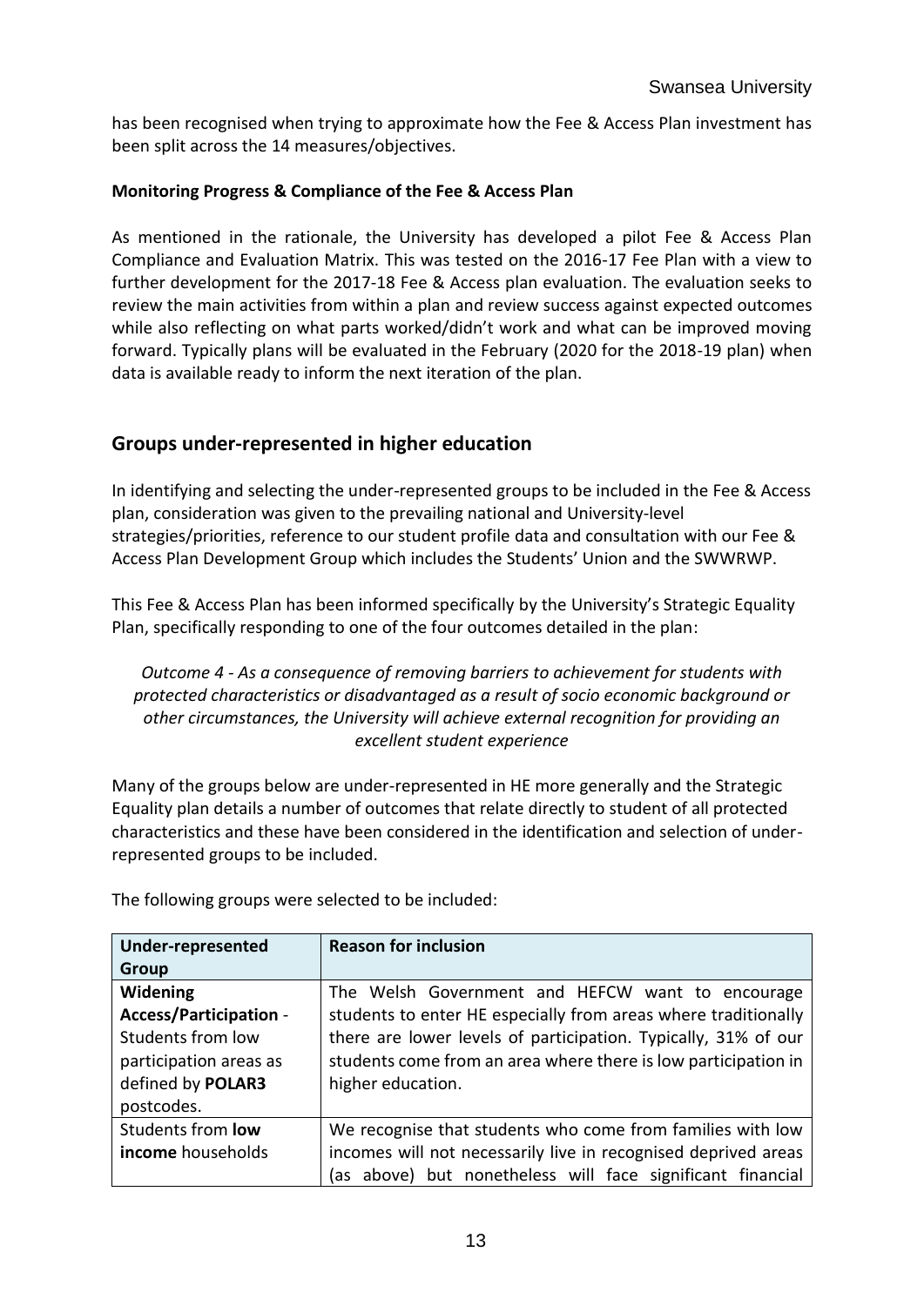has been recognised when trying to approximate how the Fee & Access Plan investment has been split across the 14 measures/objectives.

**Monitoring Progress & Compliance of the Fee & Access Plan**

As mentioned in the rationale, the University has developed a pilot Fee & Access Plan Compliance and Evaluation Matrix. This was tested on the 2016-17 Fee Plan with a view to further development for the 2017-18 Fee & Access plan evaluation. The evaluation seeks to review the main activities from within a plan and review success against expected outcomes while also reflecting on what parts worked/didn't work and what can be improved moving forward. Typically plans will be evaluated in the February (2020 for the 2018-19 plan) when data is available ready to inform the next iteration of the plan.

## Groups under-represented in higher education

In identifying and selecting the under-represented groups to be included in the Fee & Access plan, consideration was given to the prevailing national and University-level strategies/priorities, reference to our student profile data and consultation with our Fee & Access Plan Development Group which includes the Students' Union and the SWWRWP.

This Fee & Access Plan has been informed specifically by the University's Strategic Equality Plan, specifically responding to one of the four outcomes detailed in the plan:

*Outcome 4 - As a consequence of removing barriers to achievement for students with protected characteristics or disadvantaged as a result of socio economic background or other circumstances, the University will achieve external recognition for providing an excellent student experience*

Many of the groups below are under-represented in HE more generally and the Strategic Equality plan details a number of outcomes that relate directly to student of all protected characteristics and these have been considered in the identification and selection of under-represented groups to be included.

The following groups were selected to be included:

| Under-represented Group | Reason for inclusion |
|---|---|
| **Widening Access/Participation** - Students from low participation areas as defined by **POLAR3** postcodes. | The Welsh Government and HEFCW want to encourage students to enter HE especially from areas where traditionally there are lower levels of participation. Typically, 31% of our students come from an area where there is low participation in higher education. |
| Students from **low income** households | We recognise that students who come from families with low incomes will not necessarily live in recognised deprived areas (as above) but nonetheless will face significant financial |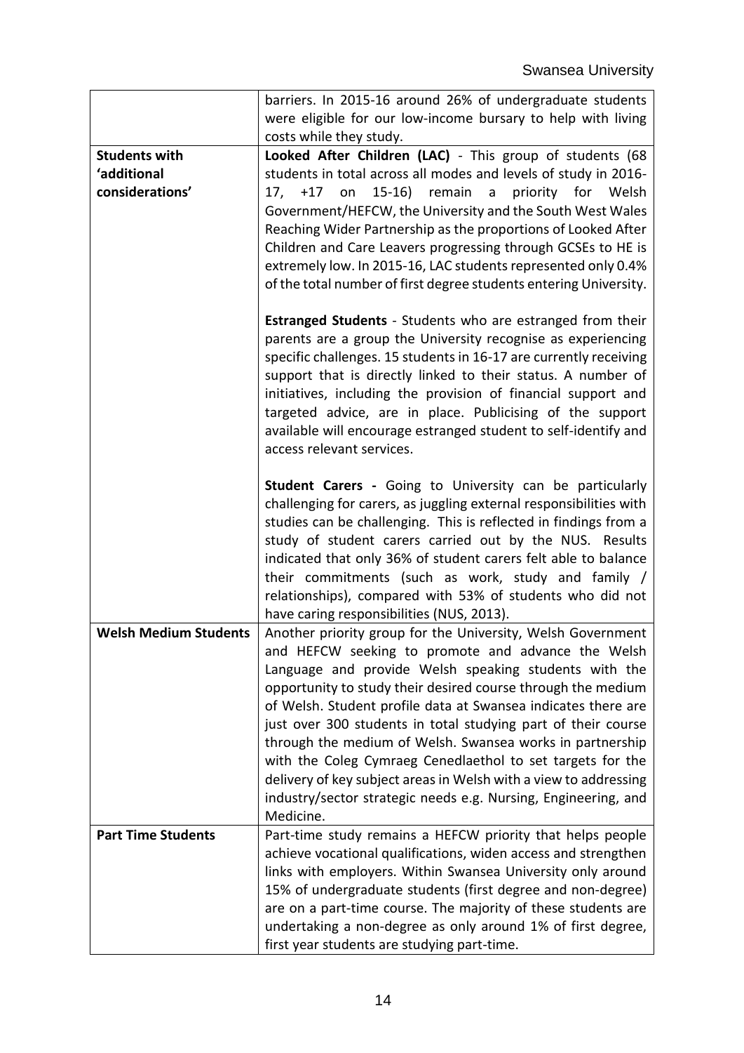| | |
|---|---|
| | barriers. In 2015-16 around 26% of undergraduate students were eligible for our low-income bursary to help with living costs while they study. |
| **Students with 'additional considerations'** | **Looked After Children (LAC)** - This group of students (68 students in total across all modes and levels of study in 2016-17, +17 on 15-16) remain a priority for Welsh Government/HEFCW, the University and the South West Wales Reaching Wider Partnership as the proportions of Looked After Children and Care Leavers progressing through GCSEs to HE is extremely low. In 2015-16, LAC students represented only 0.4% of the total number of first degree students entering University.<br><br>**Estranged Students** - Students who are estranged from their parents are a group the University recognise as experiencing specific challenges. 15 students in 16-17 are currently receiving support that is directly linked to their status. A number of initiatives, including the provision of financial support and targeted advice, are in place. Publicising of the support available will encourage estranged student to self-identify and access relevant services.<br><br>**Student Carers -** Going to University can be particularly challenging for carers, as juggling external responsibilities with studies can be challenging. This is reflected in findings from a study of student carers carried out by the NUS. Results indicated that only 36% of student carers felt able to balance their commitments (such as work, study and family / relationships), compared with 53% of students who did not have caring responsibilities (NUS, 2013). |
| **Welsh Medium Students** | Another priority group for the University, Welsh Government and HEFCW seeking to promote and advance the Welsh Language and provide Welsh speaking students with the opportunity to study their desired course through the medium of Welsh. Student profile data at Swansea indicates there are just over 300 students in total studying part of their course through the medium of Welsh. Swansea works in partnership with the Coleg Cymraeg Cenedlaethol to set targets for the delivery of key subject areas in Welsh with a view to addressing industry/sector strategic needs e.g. Nursing, Engineering, and Medicine. |
| **Part Time Students** | Part-time study remains a HEFCW priority that helps people achieve vocational qualifications, widen access and strengthen links with employers. Within Swansea University only around 15% of undergraduate students (first degree and non-degree) are on a part-time course. The majority of these students are undertaking a non-degree as only around 1% of first degree, first year students are studying part-time. |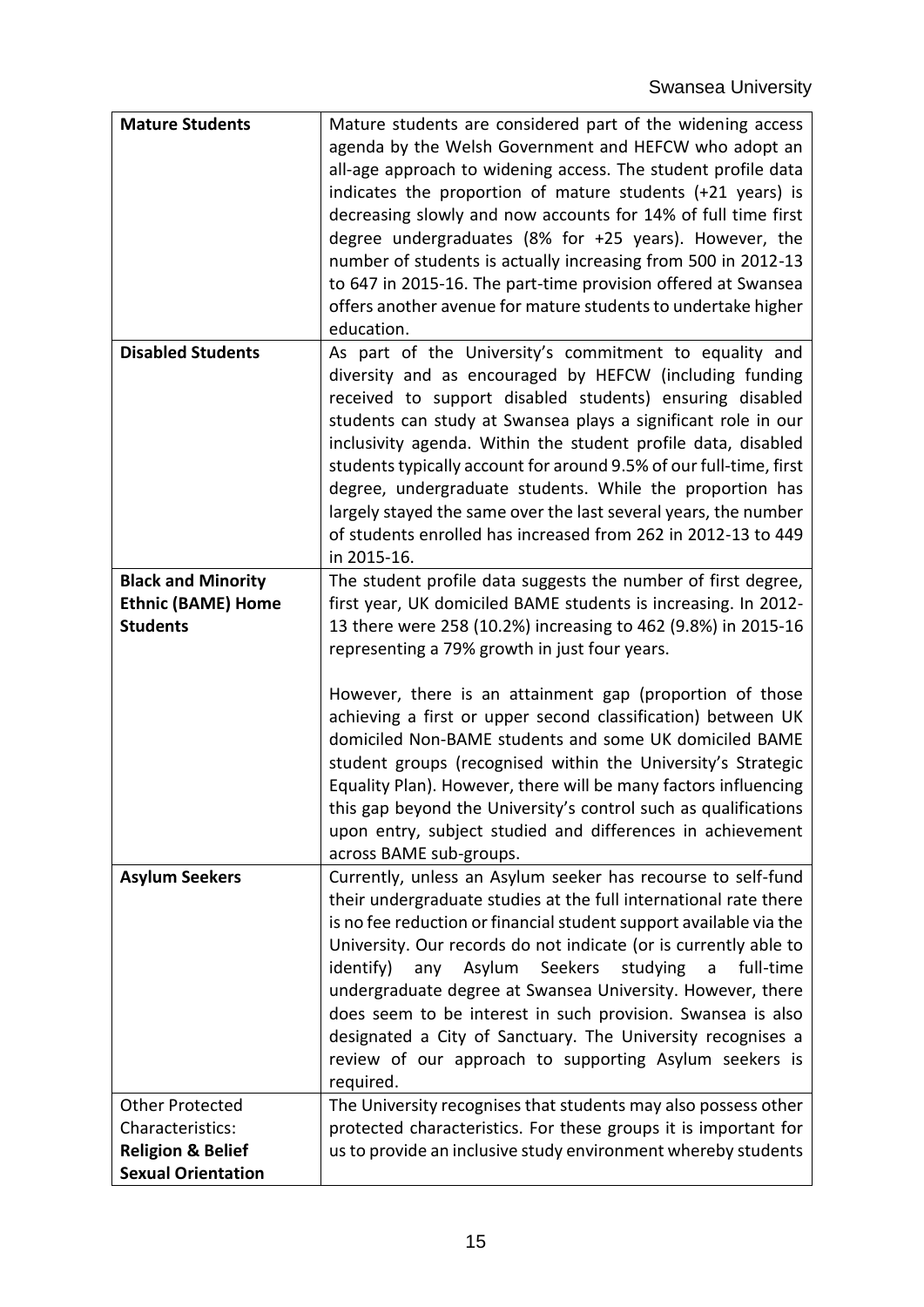| | |
|---|---|
| **Mature Students** | Mature students are considered part of the widening access agenda by the Welsh Government and HEFCW who adopt an all-age approach to widening access. The student profile data indicates the proportion of mature students (+21 years) is decreasing slowly and now accounts for 14% of full time first degree undergraduates (8% for +25 years). However, the number of students is actually increasing from 500 in 2012-13 to 647 in 2015-16. The part-time provision offered at Swansea offers another avenue for mature students to undertake higher education. |
| **Disabled Students** | As part of the University's commitment to equality and diversity and as encouraged by HEFCW (including funding received to support disabled students) ensuring disabled students can study at Swansea plays a significant role in our inclusivity agenda. Within the student profile data, disabled students typically account for around 9.5% of our full-time, first degree, undergraduate students. While the proportion has largely stayed the same over the last several years, the number of students enrolled has increased from 262 in 2012-13 to 449 in 2015-16. |
| **Black and Minority Ethnic (BAME) Home Students** | The student profile data suggests the number of first degree, first year, UK domiciled BAME students is increasing. In 2012-13 there were 258 (10.2%) increasing to 462 (9.8%) in 2015-16 representing a 79% growth in just four years.<br><br>However, there is an attainment gap (proportion of those achieving a first or upper second classification) between UK domiciled Non-BAME students and some UK domiciled BAME student groups (recognised within the University's Strategic Equality Plan). However, there will be many factors influencing this gap beyond the University's control such as qualifications upon entry, subject studied and differences in achievement across BAME sub-groups. |
| **Asylum Seekers** | Currently, unless an Asylum seeker has recourse to self-fund their undergraduate studies at the full international rate there is no fee reduction or financial student support available via the University. Our records do not indicate (or is currently able to identify) any Asylum Seekers studying a full-time undergraduate degree at Swansea University. However, there does seem to be interest in such provision. Swansea is also designated a City of Sanctuary. The University recognises a review of our approach to supporting Asylum seekers is required. |
| Other Protected Characteristics:<br>**Religion & Belief**<br>**Sexual Orientation** | The University recognises that students may also possess other protected characteristics. For these groups it is important for us to provide an inclusive study environment whereby students |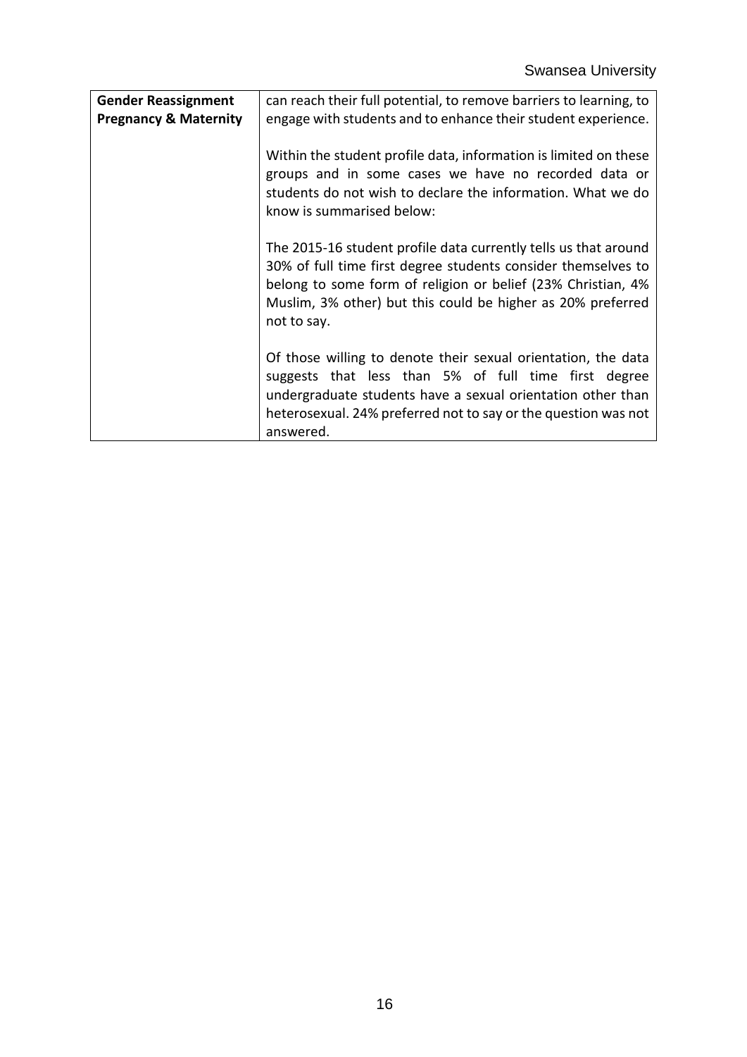| | |
|---|---|
| **Gender Reassignment**<br>**Pregnancy & Maternity** | can reach their full potential, to remove barriers to learning, to engage with students and to enhance their student experience.<br><br>Within the student profile data, information is limited on these groups and in some cases we have no recorded data or students do not wish to declare the information. What we do know is summarised below:<br><br>The 2015-16 student profile data currently tells us that around 30% of full time first degree students consider themselves to belong to some form of religion or belief (23% Christian, 4% Muslim, 3% other) but this could be higher as 20% preferred not to say.<br><br>Of those willing to denote their sexual orientation, the data suggests that less than 5% of full time first degree undergraduate students have a sexual orientation other than heterosexual. 24% preferred not to say or the question was not answered. |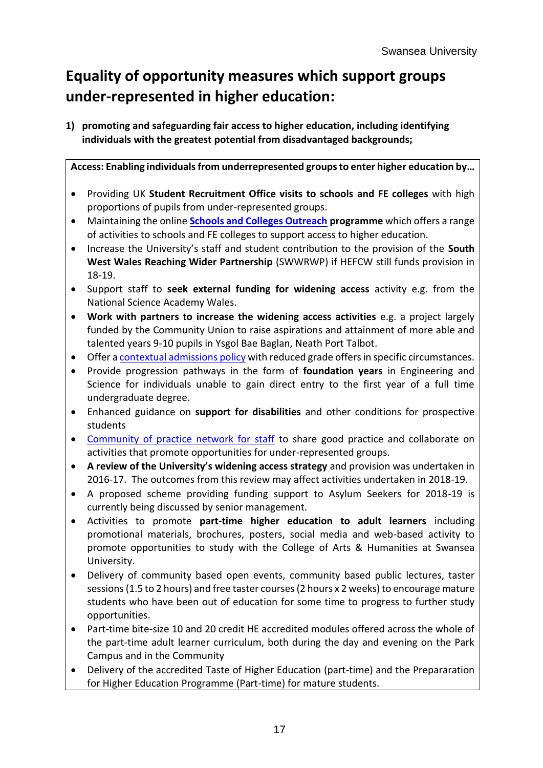## Equality of opportunity measures which support groups under-represented in higher education:

1) **promoting and safeguarding fair access to higher education, including identifying individuals with the greatest potential from disadvantaged backgrounds;**

**Access: Enabling individuals from underrepresented groups to enter higher education by…**

- Providing UK **Student Recruitment Office visits to schools and FE colleges** with high proportions of pupils from under-represented groups.
- Maintaining the online **Schools and Colleges Outreach programme** which offers a range of activities to schools and FE colleges to support access to higher education.
- Increase the University's staff and student contribution to the provision of the **South West Wales Reaching Wider Partnership** (SWWRWP) if HEFCW still funds provision in 18-19.
- Support staff to **seek external funding for widening access** activity e.g. from the National Science Academy Wales.
- **Work with partners to increase the widening access activities** e.g. a project largely funded by the Community Union to raise aspirations and attainment of more able and talented years 9-10 pupils in Ysgol Bae Baglan, Neath Port Talbot.
- Offer a contextual admissions policy with reduced grade offers in specific circumstances.
- Provide progression pathways in the form of **foundation years** in Engineering and Science for individuals unable to gain direct entry to the first year of a full time undergraduate degree.
- Enhanced guidance on **support for disabilities** and other conditions for prospective students
- Community of practice network for staff to share good practice and collaborate on activities that promote opportunities for under-represented groups.
- **A review of the University's widening access strategy** and provision was undertaken in 2016-17. The outcomes from this review may affect activities undertaken in 2018-19.
- A proposed scheme providing funding support to Asylum Seekers for 2018-19 is currently being discussed by senior management.
- Activities to promote **part-time higher education to adult learners** including promotional materials, brochures, posters, social media and web-based activity to promote opportunities to study with the College of Arts & Humanities at Swansea University.
- Delivery of community based open events, community based public lectures, taster sessions (1.5 to 2 hours) and free taster courses (2 hours x 2 weeks) to encourage mature students who have been out of education for some time to progress to further study opportunities.
- Part-time bite-size 10 and 20 credit HE accredited modules offered across the whole of the part-time adult learner curriculum, both during the day and evening on the Park Campus and in the Community
- Delivery of the accredited Taste of Higher Education (part-time) and the Prepararation for Higher Education Programme (Part-time) for mature students.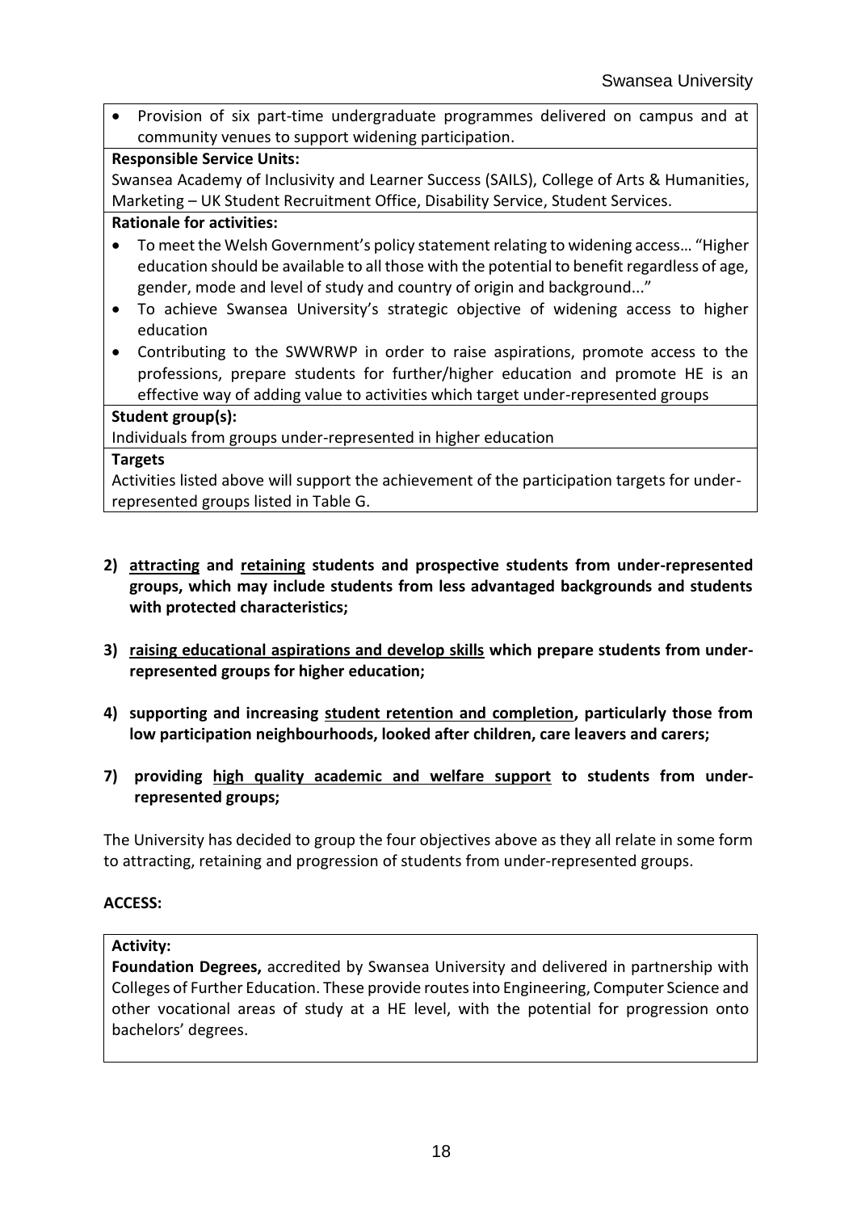- Provision of six part-time undergraduate programmes delivered on campus and at community venues to support widening participation.

**Responsible Service Units:**

Swansea Academy of Inclusivity and Learner Success (SAILS), College of Arts & Humanities, Marketing – UK Student Recruitment Office, Disability Service, Student Services.

**Rationale for activities:**

- To meet the Welsh Government's policy statement relating to widening access… "Higher education should be available to all those with the potential to benefit regardless of age, gender, mode and level of study and country of origin and background..."
- To achieve Swansea University's strategic objective of widening access to higher education
- Contributing to the SWWRWP in order to raise aspirations, promote access to the professions, prepare students for further/higher education and promote HE is an effective way of adding value to activities which target under-represented groups

**Student group(s):**

Individuals from groups under-represented in higher education

**Targets**

Activities listed above will support the achievement of the participation targets for under-represented groups listed in Table G.

**2) <u>attracting</u> and <u>retaining</u> students and prospective students from under-represented groups, which may include students from less advantaged backgrounds and students with protected characteristics;**

**3) <u>raising educational aspirations and develop skills</u> which prepare students from under-represented groups for higher education;**

**4) supporting and increasing <u>student retention and completion</u>, particularly those from low participation neighbourhoods, looked after children, care leavers and carers;**

**7) providing <u>high quality academic and welfare support</u> to students from under-represented groups;**

The University has decided to group the four objectives above as they all relate in some form to attracting, retaining and progression of students from under-represented groups.

**ACCESS:**

**Activity:**

**Foundation Degrees,** accredited by Swansea University and delivered in partnership with Colleges of Further Education. These provide routes into Engineering, Computer Science and other vocational areas of study at a HE level, with the potential for progression onto bachelors' degrees.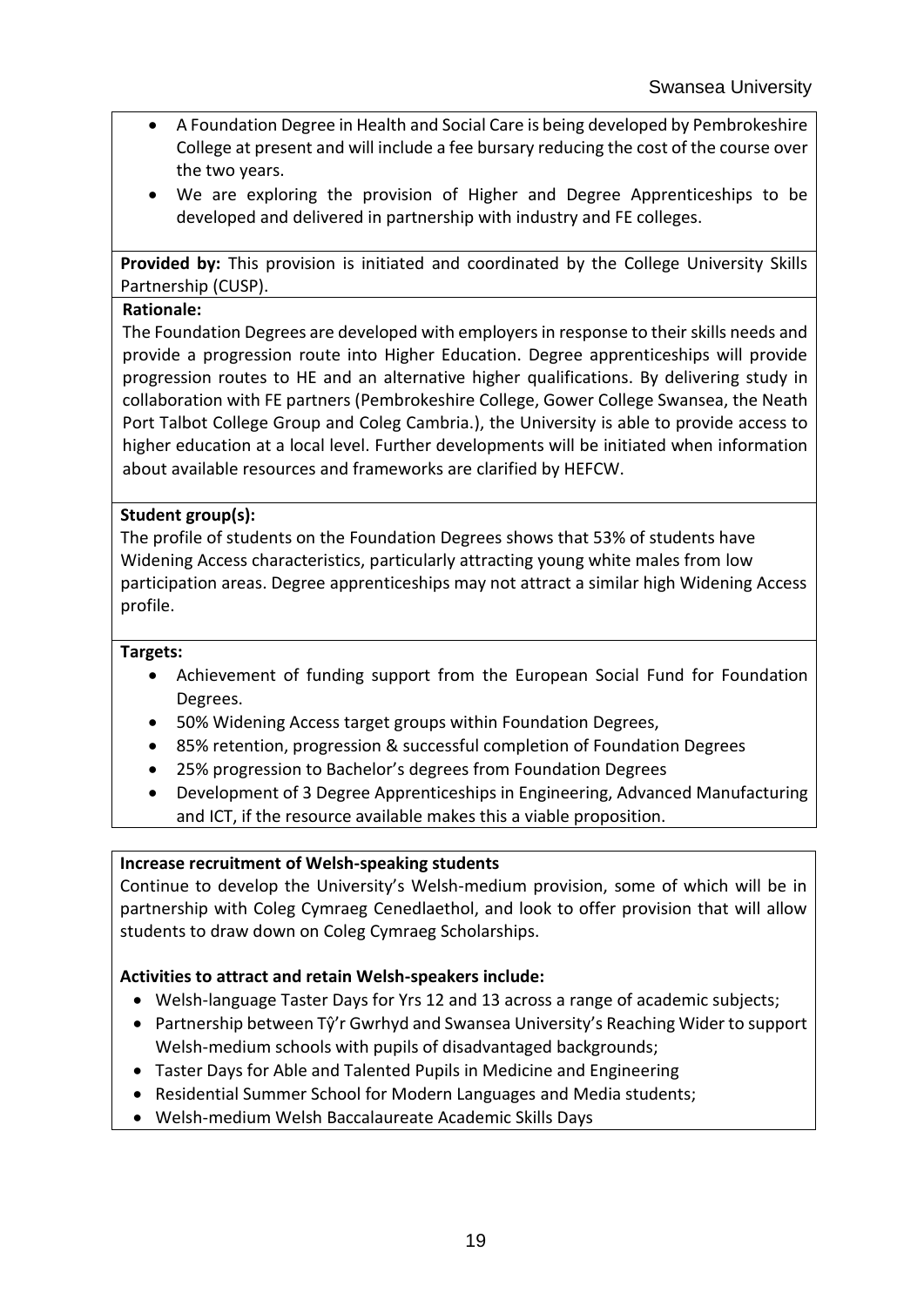- A Foundation Degree in Health and Social Care is being developed by Pembrokeshire College at present and will include a fee bursary reducing the cost of the course over the two years.
- We are exploring the provision of Higher and Degree Apprenticeships to be developed and delivered in partnership with industry and FE colleges.

**Provided by:** This provision is initiated and coordinated by the College University Skills Partnership (CUSP).

**Rationale:**
The Foundation Degrees are developed with employers in response to their skills needs and provide a progression route into Higher Education. Degree apprenticeships will provide progression routes to HE and an alternative higher qualifications. By delivering study in collaboration with FE partners (Pembrokeshire College, Gower College Swansea, the Neath Port Talbot College Group and Coleg Cambria.), the University is able to provide access to higher education at a local level. Further developments will be initiated when information about available resources and frameworks are clarified by HEFCW.

**Student group(s):**
The profile of students on the Foundation Degrees shows that 53% of students have Widening Access characteristics, particularly attracting young white males from low participation areas. Degree apprenticeships may not attract a similar high Widening Access profile.

**Targets:**

- Achievement of funding support from the European Social Fund for Foundation Degrees.
- 50% Widening Access target groups within Foundation Degrees,
- 85% retention, progression & successful completion of Foundation Degrees
- 25% progression to Bachelor's degrees from Foundation Degrees
- Development of 3 Degree Apprenticeships in Engineering, Advanced Manufacturing and ICT, if the resource available makes this a viable proposition.

**Increase recruitment of Welsh-speaking students**
Continue to develop the University's Welsh-medium provision, some of which will be in partnership with Coleg Cymraeg Cenedlaethol, and look to offer provision that will allow students to draw down on Coleg Cymraeg Scholarships.

**Activities to attract and retain Welsh-speakers include:**

- Welsh-language Taster Days for Yrs 12 and 13 across a range of academic subjects;
- Partnership between Tŷ'r Gwrhyd and Swansea University's Reaching Wider to support Welsh-medium schools with pupils of disadvantaged backgrounds;
- Taster Days for Able and Talented Pupils in Medicine and Engineering
- Residential Summer School for Modern Languages and Media students;
- Welsh-medium Welsh Baccalaureate Academic Skills Days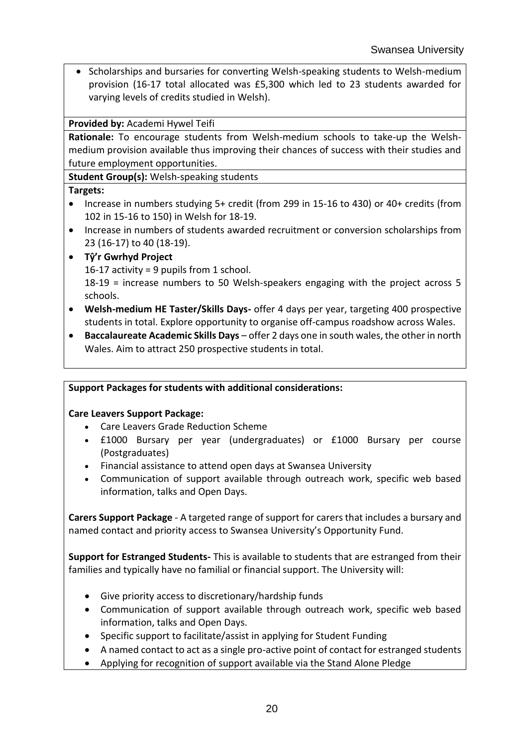- Scholarships and bursaries for converting Welsh-speaking students to Welsh-medium provision (16-17 total allocated was £5,300 which led to 23 students awarded for varying levels of credits studied in Welsh).

**Provided by:** Academi Hywel Teifi

**Rationale:** To encourage students from Welsh-medium schools to take-up the Welsh-medium provision available thus improving their chances of success with their studies and future employment opportunities.

**Student Group(s):** Welsh-speaking students

**Targets:**

- Increase in numbers studying 5+ credit (from 299 in 15-16 to 430) or 40+ credits (from 102 in 15-16 to 150) in Welsh for 18-19.
- Increase in numbers of students awarded recruitment or conversion scholarships from 23 (16-17) to 40 (18-19).
- **Tŷ'r Gwrhyd Project**
  16-17 activity = 9 pupils from 1 school.
  18-19 = increase numbers to 50 Welsh-speakers engaging with the project across 5 schools.
- **Welsh-medium HE Taster/Skills Days-** offer 4 days per year, targeting 400 prospective students in total. Explore opportunity to organise off-campus roadshow across Wales.
- **Baccalaureate Academic Skills Days** – offer 2 days one in south wales, the other in north Wales. Aim to attract 250 prospective students in total.

**Support Packages for students with additional considerations:**

**Care Leavers Support Package:**

- Care Leavers Grade Reduction Scheme
- £1000 Bursary per year (undergraduates) or £1000 Bursary per course (Postgraduates)
- Financial assistance to attend open days at Swansea University
- Communication of support available through outreach work, specific web based information, talks and Open Days.

**Carers Support Package** - A targeted range of support for carers that includes a bursary and named contact and priority access to Swansea University's Opportunity Fund.

**Support for Estranged Students-** This is available to students that are estranged from their families and typically have no familial or financial support. The University will:

- Give priority access to discretionary/hardship funds
- Communication of support available through outreach work, specific web based information, talks and Open Days.
- Specific support to facilitate/assist in applying for Student Funding
- A named contact to act as a single pro-active point of contact for estranged students
- Applying for recognition of support available via the Stand Alone Pledge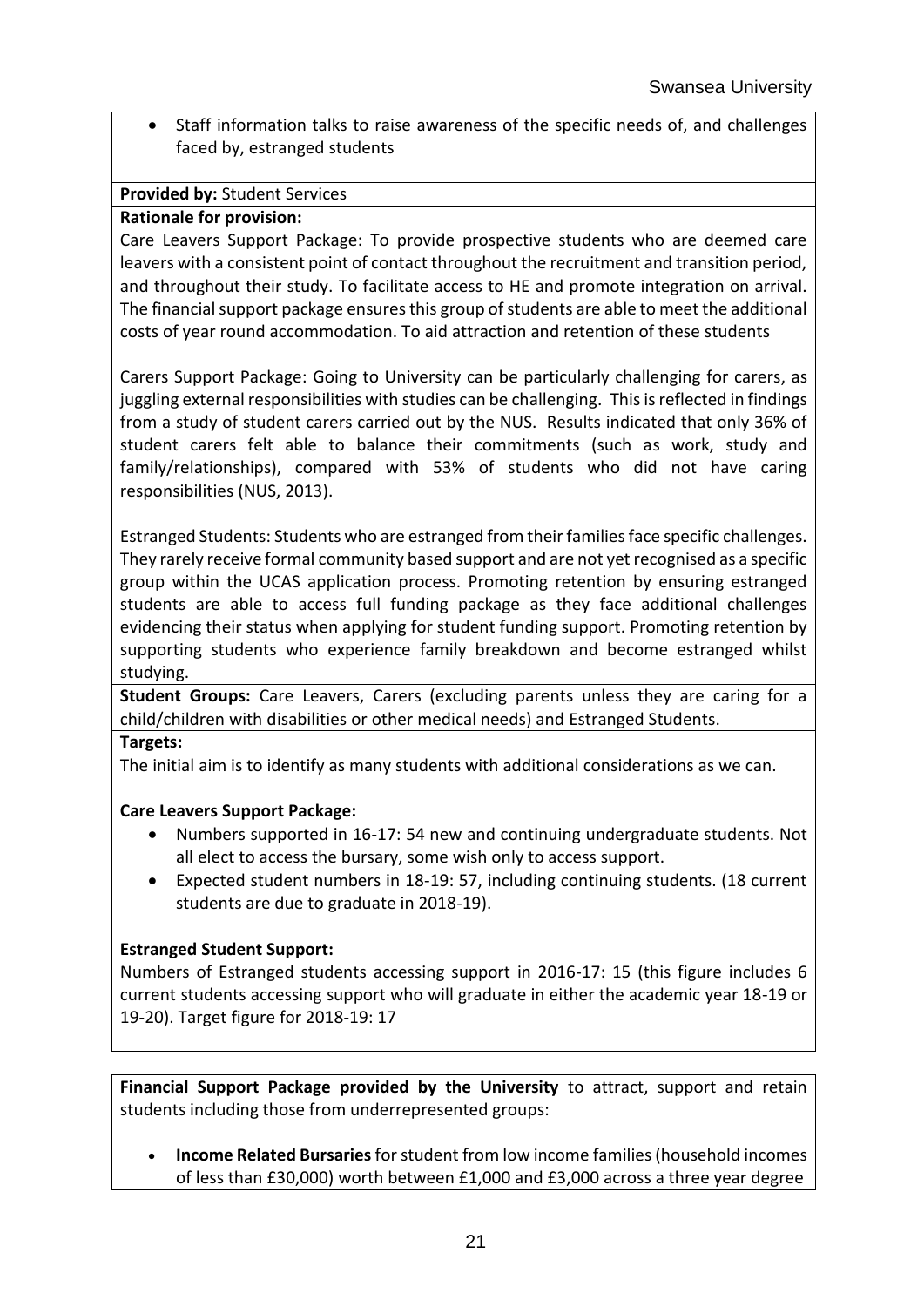- Staff information talks to raise awareness of the specific needs of, and challenges faced by, estranged students

**Provided by:** Student Services

**Rationale for provision:**

Care Leavers Support Package: To provide prospective students who are deemed care leavers with a consistent point of contact throughout the recruitment and transition period, and throughout their study. To facilitate access to HE and promote integration on arrival. The financial support package ensures this group of students are able to meet the additional costs of year round accommodation. To aid attraction and retention of these students

Carers Support Package: Going to University can be particularly challenging for carers, as juggling external responsibilities with studies can be challenging. This is reflected in findings from a study of student carers carried out by the NUS. Results indicated that only 36% of student carers felt able to balance their commitments (such as work, study and family/relationships), compared with 53% of students who did not have caring responsibilities (NUS, 2013).

Estranged Students: Students who are estranged from their families face specific challenges. They rarely receive formal community based support and are not yet recognised as a specific group within the UCAS application process. Promoting retention by ensuring estranged students are able to access full funding package as they face additional challenges evidencing their status when applying for student funding support. Promoting retention by supporting students who experience family breakdown and become estranged whilst studying.

**Student Groups:** Care Leavers, Carers (excluding parents unless they are caring for a child/children with disabilities or other medical needs) and Estranged Students.

**Targets:**

The initial aim is to identify as many students with additional considerations as we can.

**Care Leavers Support Package:**

- Numbers supported in 16-17: 54 new and continuing undergraduate students. Not all elect to access the bursary, some wish only to access support.
- Expected student numbers in 18-19: 57, including continuing students. (18 current students are due to graduate in 2018-19).

**Estranged Student Support:**

Numbers of Estranged students accessing support in 2016-17: 15 (this figure includes 6 current students accessing support who will graduate in either the academic year 18-19 or 19-20). Target figure for 2018-19: 17

**Financial Support Package provided by the University** to attract, support and retain students including those from underrepresented groups:

- **Income Related Bursaries** for student from low income families (household incomes of less than £30,000) worth between £1,000 and £3,000 across a three year degree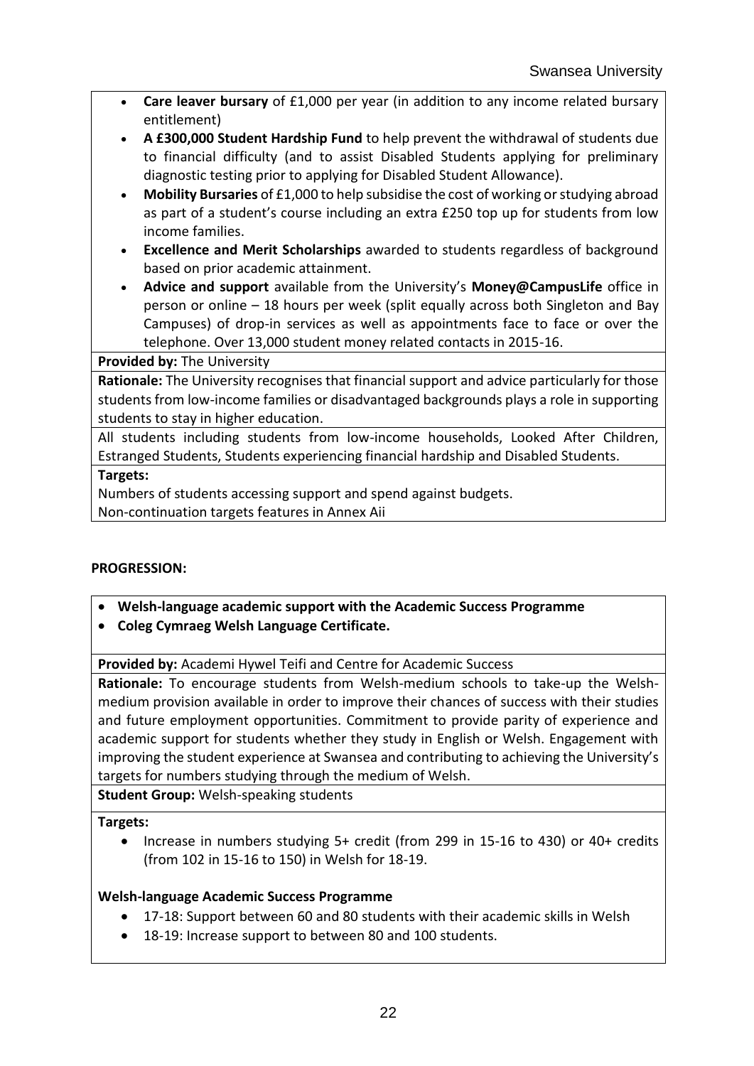- **Care leaver bursary** of £1,000 per year (in addition to any income related bursary entitlement)
- **A £300,000 Student Hardship Fund** to help prevent the withdrawal of students due to financial difficulty (and to assist Disabled Students applying for preliminary diagnostic testing prior to applying for Disabled Student Allowance).
- **Mobility Bursaries** of £1,000 to help subsidise the cost of working or studying abroad as part of a student's course including an extra £250 top up for students from low income families.
- **Excellence and Merit Scholarships** awarded to students regardless of background based on prior academic attainment.
- **Advice and support** available from the University's **Money@CampusLife** office in person or online – 18 hours per week (split equally across both Singleton and Bay Campuses) of drop-in services as well as appointments face to face or over the telephone. Over 13,000 student money related contacts in 2015-16.

**Provided by:** The University

**Rationale:** The University recognises that financial support and advice particularly for those students from low-income families or disadvantaged backgrounds plays a role in supporting students to stay in higher education.

All students including students from low-income households, Looked After Children, Estranged Students, Students experiencing financial hardship and Disabled Students.

**Targets:**

Numbers of students accessing support and spend against budgets.
Non-continuation targets features in Annex Aii

**PROGRESSION:**

- **Welsh-language academic support with the Academic Success Programme**
- **Coleg Cymraeg Welsh Language Certificate.**

**Provided by:** Academi Hywel Teifi and Centre for Academic Success

**Rationale:** To encourage students from Welsh-medium schools to take-up the Welsh-medium provision available in order to improve their chances of success with their studies and future employment opportunities. Commitment to provide parity of experience and academic support for students whether they study in English or Welsh. Engagement with improving the student experience at Swansea and contributing to achieving the University's targets for numbers studying through the medium of Welsh.

**Student Group:** Welsh-speaking students

**Targets:**

- Increase in numbers studying 5+ credit (from 299 in 15-16 to 430) or 40+ credits (from 102 in 15-16 to 150) in Welsh for 18-19.

**Welsh-language Academic Success Programme**

- 17-18: Support between 60 and 80 students with their academic skills in Welsh
- 18-19: Increase support to between 80 and 100 students.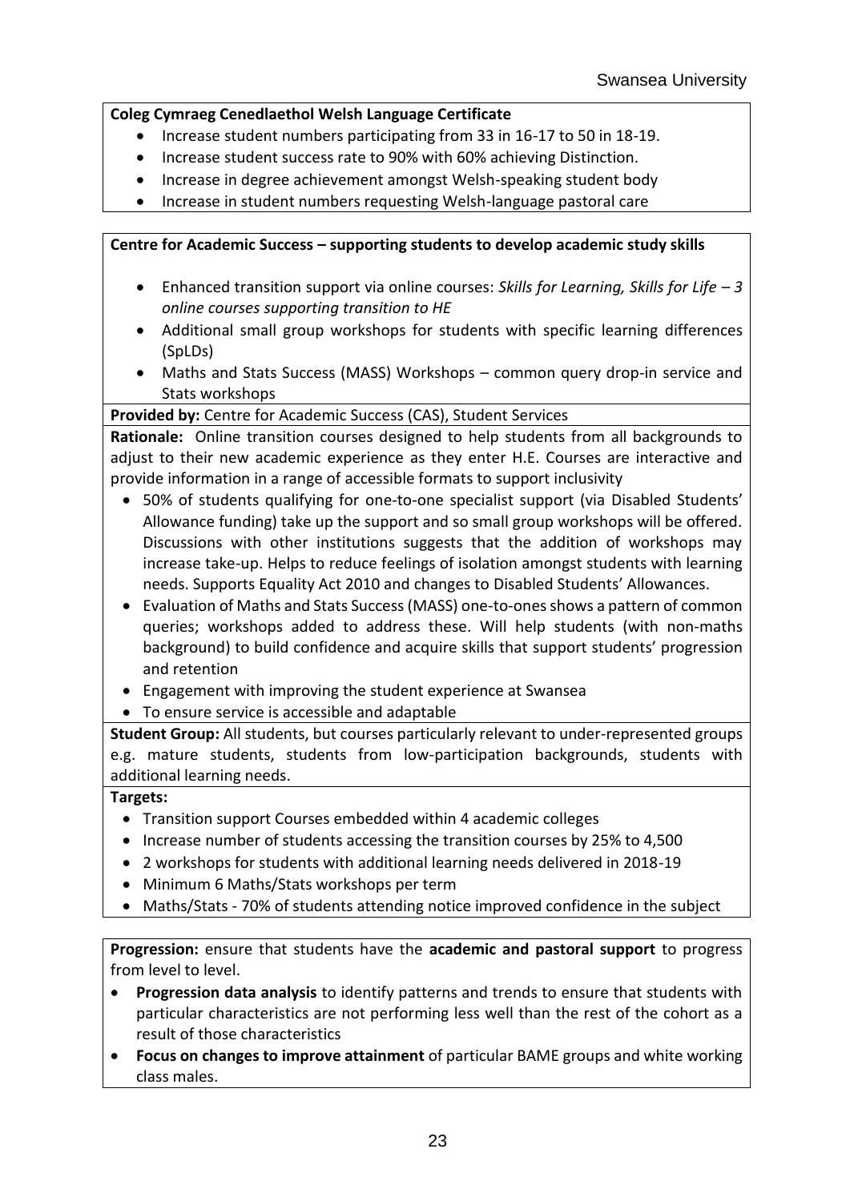**Coleg Cymraeg Cenedlaethol Welsh Language Certificate**

- Increase student numbers participating from 33 in 16-17 to 50 in 18-19.
- Increase student success rate to 90% with 60% achieving Distinction.
- Increase in degree achievement amongst Welsh-speaking student body
- Increase in student numbers requesting Welsh-language pastoral care

**Centre for Academic Success – supporting students to develop academic study skills**

- Enhanced transition support via online courses: *Skills for Learning, Skills for Life – 3 online courses supporting transition to HE*
- Additional small group workshops for students with specific learning differences (SpLDs)
- Maths and Stats Success (MASS) Workshops – common query drop-in service and Stats workshops

**Provided by:** Centre for Academic Success (CAS), Student Services

**Rationale:** Online transition courses designed to help students from all backgrounds to adjust to their new academic experience as they enter H.E. Courses are interactive and provide information in a range of accessible formats to support inclusivity

- 50% of students qualifying for one-to-one specialist support (via Disabled Students' Allowance funding) take up the support and so small group workshops will be offered. Discussions with other institutions suggests that the addition of workshops may increase take-up. Helps to reduce feelings of isolation amongst students with learning needs. Supports Equality Act 2010 and changes to Disabled Students' Allowances.
- Evaluation of Maths and Stats Success (MASS) one-to-ones shows a pattern of common queries; workshops added to address these. Will help students (with non-maths background) to build confidence and acquire skills that support students' progression and retention
- Engagement with improving the student experience at Swansea
- To ensure service is accessible and adaptable

**Student Group:** All students, but courses particularly relevant to under-represented groups e.g. mature students, students from low-participation backgrounds, students with additional learning needs.

**Targets:**

- Transition support Courses embedded within 4 academic colleges
- Increase number of students accessing the transition courses by 25% to 4,500
- 2 workshops for students with additional learning needs delivered in 2018-19
- Minimum 6 Maths/Stats workshops per term
- Maths/Stats - 70% of students attending notice improved confidence in the subject

**Progression:** ensure that students have the **academic and pastoral support** to progress from level to level.

- **Progression data analysis** to identify patterns and trends to ensure that students with particular characteristics are not performing less well than the rest of the cohort as a result of those characteristics
- **Focus on changes to improve attainment** of particular BAME groups and white working class males.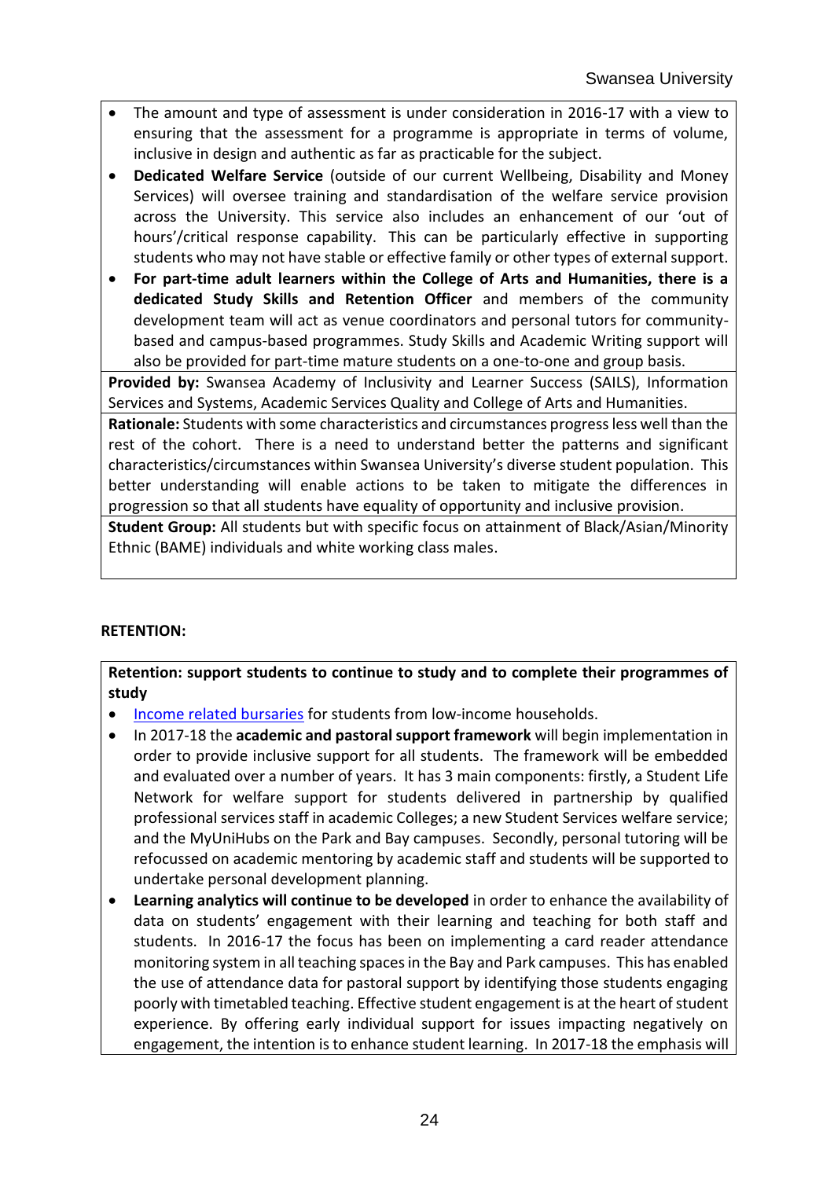- The amount and type of assessment is under consideration in 2016-17 with a view to ensuring that the assessment for a programme is appropriate in terms of volume, inclusive in design and authentic as far as practicable for the subject.
- **Dedicated Welfare Service** (outside of our current Wellbeing, Disability and Money Services) will oversee training and standardisation of the welfare service provision across the University. This service also includes an enhancement of our 'out of hours'/critical response capability. This can be particularly effective in supporting students who may not have stable or effective family or other types of external support.
- **For part-time adult learners within the College of Arts and Humanities, there is a dedicated Study Skills and Retention Officer** and members of the community development team will act as venue coordinators and personal tutors for community-based and campus-based programmes. Study Skills and Academic Writing support will also be provided for part-time mature students on a one-to-one and group basis.

**Provided by:** Swansea Academy of Inclusivity and Learner Success (SAILS), Information Services and Systems, Academic Services Quality and College of Arts and Humanities.

**Rationale:** Students with some characteristics and circumstances progress less well than the rest of the cohort. There is a need to understand better the patterns and significant characteristics/circumstances within Swansea University's diverse student population. This better understanding will enable actions to be taken to mitigate the differences in progression so that all students have equality of opportunity and inclusive provision.

**Student Group:** All students but with specific focus on attainment of Black/Asian/Minority Ethnic (BAME) individuals and white working class males.

**RETENTION:**

**Retention: support students to continue to study and to complete their programmes of study**

- Income related bursaries for students from low-income households.
- In 2017-18 the **academic and pastoral support framework** will begin implementation in order to provide inclusive support for all students. The framework will be embedded and evaluated over a number of years. It has 3 main components: firstly, a Student Life Network for welfare support for students delivered in partnership by qualified professional services staff in academic Colleges; a new Student Services welfare service; and the MyUniHubs on the Park and Bay campuses. Secondly, personal tutoring will be refocussed on academic mentoring by academic staff and students will be supported to undertake personal development planning.
- **Learning analytics will continue to be developed** in order to enhance the availability of data on students' engagement with their learning and teaching for both staff and students. In 2016-17 the focus has been on implementing a card reader attendance monitoring system in all teaching spaces in the Bay and Park campuses. This has enabled the use of attendance data for pastoral support by identifying those students engaging poorly with timetabled teaching. Effective student engagement is at the heart of student experience. By offering early individual support for issues impacting negatively on engagement, the intention is to enhance student learning. In 2017-18 the emphasis will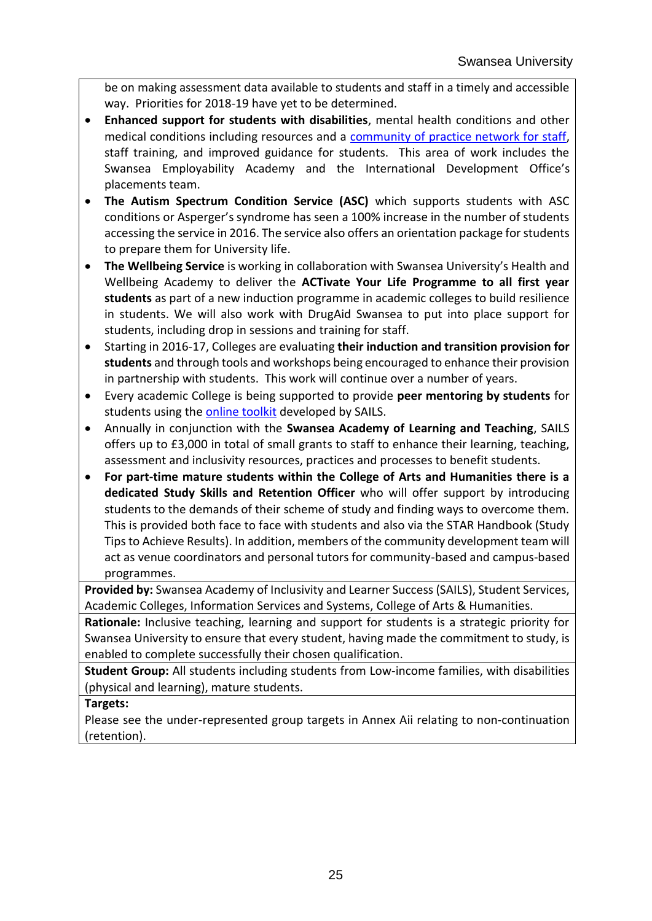be on making assessment data available to students and staff in a timely and accessible way. Priorities for 2018-19 have yet to be determined.

- **Enhanced support for students with disabilities**, mental health conditions and other medical conditions including resources and a community of practice network for staff, staff training, and improved guidance for students. This area of work includes the Swansea Employability Academy and the International Development Office's placements team.
- **The Autism Spectrum Condition Service (ASC)** which supports students with ASC conditions or Asperger's syndrome has seen a 100% increase in the number of students accessing the service in 2016. The service also offers an orientation package for students to prepare them for University life.
- **The Wellbeing Service** is working in collaboration with Swansea University's Health and Wellbeing Academy to deliver the **ACTivate Your Life Programme to all first year students** as part of a new induction programme in academic colleges to build resilience in students. We will also work with DrugAid Swansea to put into place support for students, including drop in sessions and training for staff.
- Starting in 2016-17, Colleges are evaluating **their induction and transition provision for students** and through tools and workshops being encouraged to enhance their provision in partnership with students. This work will continue over a number of years.
- Every academic College is being supported to provide **peer mentoring by students** for students using the online toolkit developed by SAILS.
- Annually in conjunction with the **Swansea Academy of Learning and Teaching**, SAILS offers up to £3,000 in total of small grants to staff to enhance their learning, teaching, assessment and inclusivity resources, practices and processes to benefit students.
- **For part-time mature students within the College of Arts and Humanities there is a dedicated Study Skills and Retention Officer** who will offer support by introducing students to the demands of their scheme of study and finding ways to overcome them. This is provided both face to face with students and also via the STAR Handbook (Study Tips to Achieve Results). In addition, members of the community development team will act as venue coordinators and personal tutors for community-based and campus-based programmes.

**Provided by:** Swansea Academy of Inclusivity and Learner Success (SAILS), Student Services, Academic Colleges, Information Services and Systems, College of Arts & Humanities.

**Rationale:** Inclusive teaching, learning and support for students is a strategic priority for Swansea University to ensure that every student, having made the commitment to study, is enabled to complete successfully their chosen qualification.

**Student Group:** All students including students from Low-income families, with disabilities (physical and learning), mature students.

**Targets:**

Please see the under-represented group targets in Annex Aii relating to non-continuation (retention).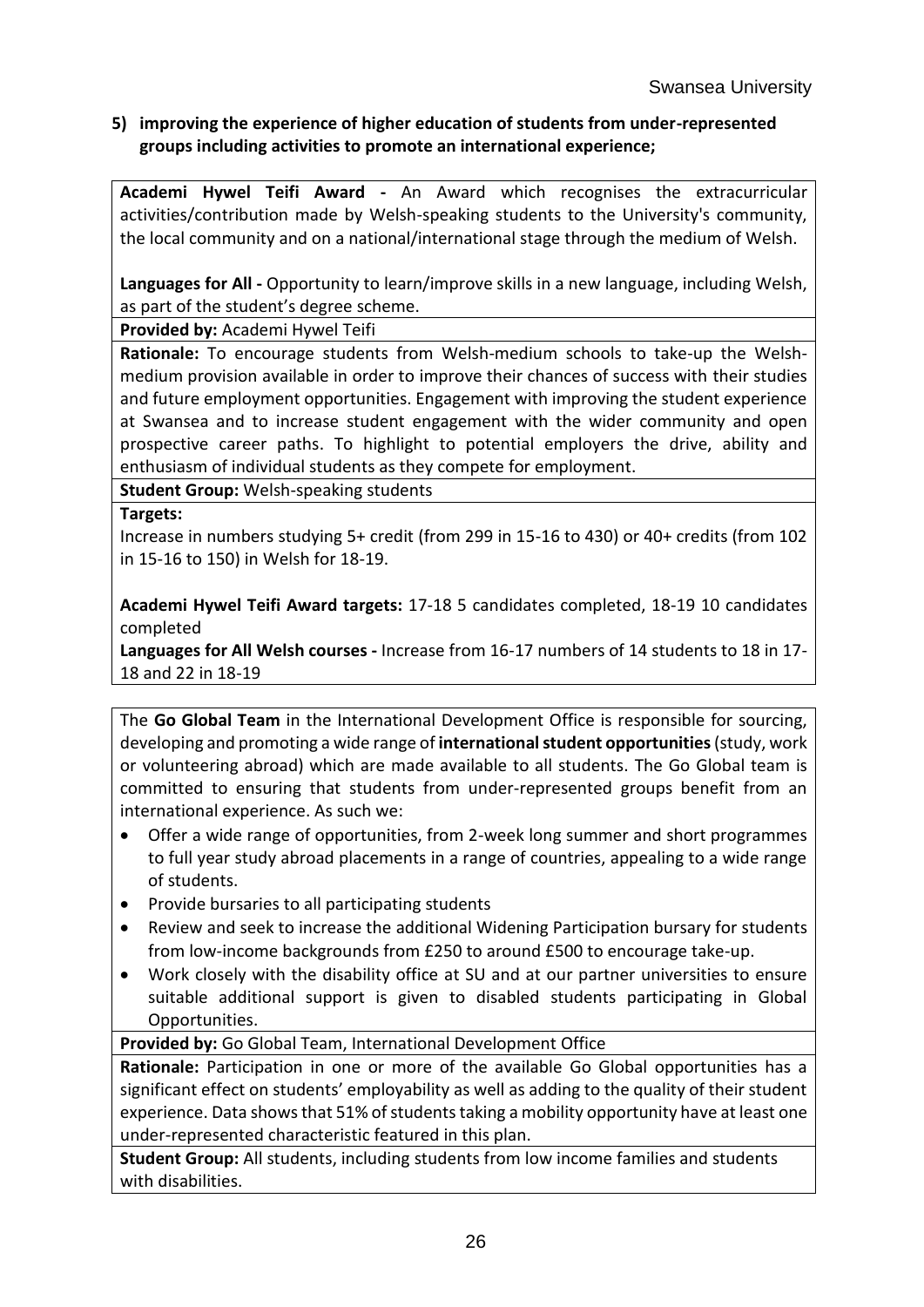**5) improving the experience of higher education of students from under-represented groups including activities to promote an international experience;**

**Academi Hywel Teifi Award -** An Award which recognises the extracurricular activities/contribution made by Welsh-speaking students to the University's community, the local community and on a national/international stage through the medium of Welsh.

**Languages for All -** Opportunity to learn/improve skills in a new language, including Welsh, as part of the student's degree scheme.

**Provided by:** Academi Hywel Teifi

**Rationale:** To encourage students from Welsh-medium schools to take-up the Welsh-medium provision available in order to improve their chances of success with their studies and future employment opportunities. Engagement with improving the student experience at Swansea and to increase student engagement with the wider community and open prospective career paths. To highlight to potential employers the drive, ability and enthusiasm of individual students as they compete for employment.

**Student Group:** Welsh-speaking students

**Targets:**

Increase in numbers studying 5+ credit (from 299 in 15-16 to 430) or 40+ credits (from 102 in 15-16 to 150) in Welsh for 18-19.

**Academi Hywel Teifi Award targets:** 17-18 5 candidates completed, 18-19 10 candidates completed

**Languages for All Welsh courses -** Increase from 16-17 numbers of 14 students to 18 in 17-18 and 22 in 18-19

---

The **Go Global Team** in the International Development Office is responsible for sourcing, developing and promoting a wide range of **international student opportunities** (study, work or volunteering abroad) which are made available to all students. The Go Global team is committed to ensuring that students from under-represented groups benefit from an international experience. As such we:

- Offer a wide range of opportunities, from 2-week long summer and short programmes to full year study abroad placements in a range of countries, appealing to a wide range of students.
- Provide bursaries to all participating students
- Review and seek to increase the additional Widening Participation bursary for students from low-income backgrounds from £250 to around £500 to encourage take-up.
- Work closely with the disability office at SU and at our partner universities to ensure suitable additional support is given to disabled students participating in Global Opportunities.

**Provided by:** Go Global Team, International Development Office

**Rationale:** Participation in one or more of the available Go Global opportunities has a significant effect on students' employability as well as adding to the quality of their student experience. Data shows that 51% of students taking a mobility opportunity have at least one under-represented characteristic featured in this plan.

**Student Group:** All students, including students from low income families and students with disabilities.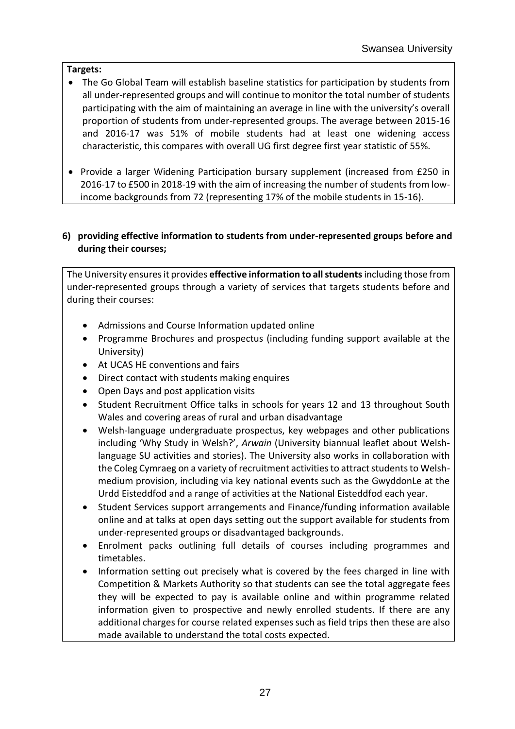**Targets:**

- The Go Global Team will establish baseline statistics for participation by students from all under-represented groups and will continue to monitor the total number of students participating with the aim of maintaining an average in line with the university's overall proportion of students from under-represented groups. The average between 2015-16 and 2016-17 was 51% of mobile students had at least one widening access characteristic, this compares with overall UG first degree first year statistic of 55%.

- Provide a larger Widening Participation bursary supplement (increased from £250 in 2016-17 to £500 in 2018-19 with the aim of increasing the number of students from low-income backgrounds from 72 (representing 17% of the mobile students in 15-16).

**6) providing effective information to students from under-represented groups before and during their courses;**

The University ensures it provides **effective information to all students** including those from under-represented groups through a variety of services that targets students before and during their courses:

- Admissions and Course Information updated online
- Programme Brochures and prospectus (including funding support available at the University)
- At UCAS HE conventions and fairs
- Direct contact with students making enquires
- Open Days and post application visits
- Student Recruitment Office talks in schools for years 12 and 13 throughout South Wales and covering areas of rural and urban disadvantage
- Welsh-language undergraduate prospectus, key webpages and other publications including 'Why Study in Welsh?', *Arwain* (University biannual leaflet about Welsh-language SU activities and stories). The University also works in collaboration with the Coleg Cymraeg on a variety of recruitment activities to attract students to Welsh-medium provision, including via key national events such as the GwyddonLe at the Urdd Eisteddfod and a range of activities at the National Eisteddfod each year.
- Student Services support arrangements and Finance/funding information available online and at talks at open days setting out the support available for students from under-represented groups or disadvantaged backgrounds.
- Enrolment packs outlining full details of courses including programmes and timetables.
- Information setting out precisely what is covered by the fees charged in line with Competition & Markets Authority so that students can see the total aggregate fees they will be expected to pay is available online and within programme related information given to prospective and newly enrolled students. If there are any additional charges for course related expenses such as field trips then these are also made available to understand the total costs expected.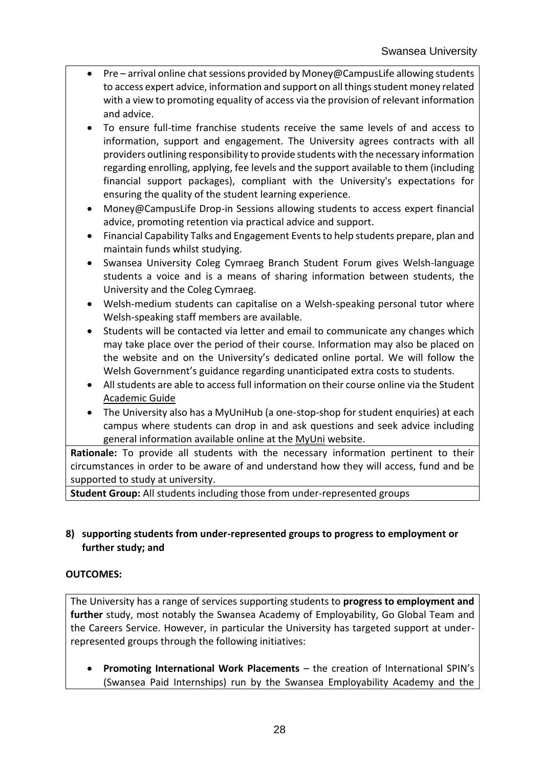- Pre – arrival online chat sessions provided by Money@CampusLife allowing students to access expert advice, information and support on all things student money related with a view to promoting equality of access via the provision of relevant information and advice.
- To ensure full-time franchise students receive the same levels of and access to information, support and engagement. The University agrees contracts with all providers outlining responsibility to provide students with the necessary information regarding enrolling, applying, fee levels and the support available to them (including financial support packages), compliant with the University's expectations for ensuring the quality of the student learning experience.
- Money@CampusLife Drop-in Sessions allowing students to access expert financial advice, promoting retention via practical advice and support.
- Financial Capability Talks and Engagement Events to help students prepare, plan and maintain funds whilst studying.
- Swansea University Coleg Cymraeg Branch Student Forum gives Welsh-language students a voice and is a means of sharing information between students, the University and the Coleg Cymraeg.
- Welsh-medium students can capitalise on a Welsh-speaking personal tutor where Welsh-speaking staff members are available.
- Students will be contacted via letter and email to communicate any changes which may take place over the period of their course. Information may also be placed on the website and on the University's dedicated online portal. We will follow the Welsh Government's guidance regarding unanticipated extra costs to students.
- All students are able to access full information on their course online via the Student Academic Guide
- The University also has a MyUniHub (a one-stop-shop for student enquiries) at each campus where students can drop in and ask questions and seek advice including general information available online at the MyUni website.

**Rationale:** To provide all students with the necessary information pertinent to their circumstances in order to be aware of and understand how they will access, fund and be supported to study at university.

**Student Group:** All students including those from under-represented groups

**8) supporting students from under-represented groups to progress to employment or further study; and**

**OUTCOMES:**

The University has a range of services supporting students to **progress to employment and further** study, most notably the Swansea Academy of Employability, Go Global Team and the Careers Service. However, in particular the University has targeted support at under-represented groups through the following initiatives:

- **Promoting International Work Placements** – the creation of International SPIN's (Swansea Paid Internships) run by the Swansea Employability Academy and the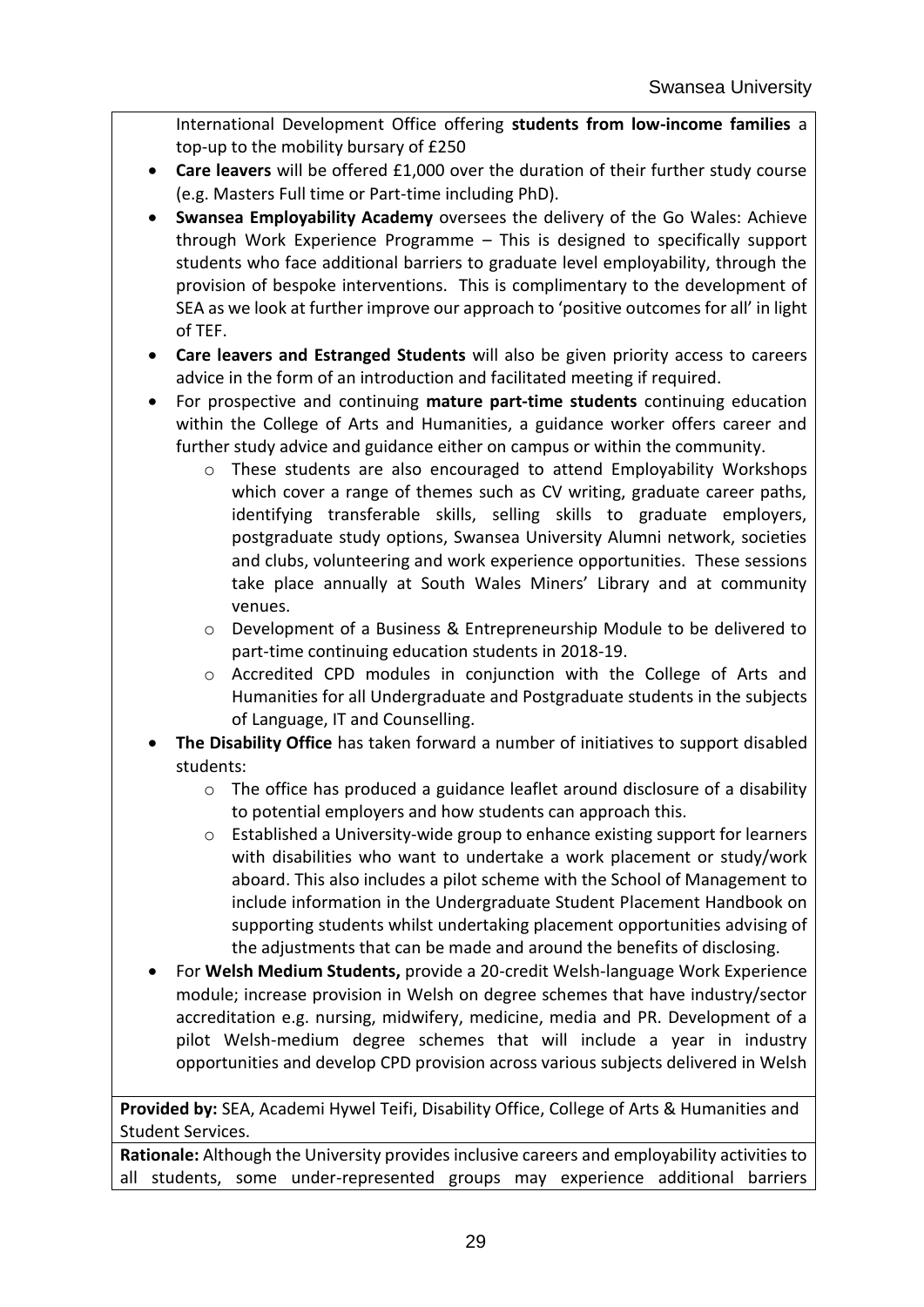International Development Office offering **students from low-income families** a top-up to the mobility bursary of £250

- **Care leavers** will be offered £1,000 over the duration of their further study course (e.g. Masters Full time or Part-time including PhD).
- **Swansea Employability Academy** oversees the delivery of the Go Wales: Achieve through Work Experience Programme – This is designed to specifically support students who face additional barriers to graduate level employability, through the provision of bespoke interventions. This is complimentary to the development of SEA as we look at further improve our approach to 'positive outcomes for all' in light of TEF.
- **Care leavers and Estranged Students** will also be given priority access to careers advice in the form of an introduction and facilitated meeting if required.
- For prospective and continuing **mature part-time students** continuing education within the College of Arts and Humanities, a guidance worker offers career and further study advice and guidance either on campus or within the community.
    - These students are also encouraged to attend Employability Workshops which cover a range of themes such as CV writing, graduate career paths, identifying transferable skills, selling skills to graduate employers, postgraduate study options, Swansea University Alumni network, societies and clubs, volunteering and work experience opportunities. These sessions take place annually at South Wales Miners' Library and at community venues.
    - Development of a Business & Entrepreneurship Module to be delivered to part-time continuing education students in 2018-19.
    - Accredited CPD modules in conjunction with the College of Arts and Humanities for all Undergraduate and Postgraduate students in the subjects of Language, IT and Counselling.
- **The Disability Office** has taken forward a number of initiatives to support disabled students:
    - The office has produced a guidance leaflet around disclosure of a disability to potential employers and how students can approach this.
    - Established a University-wide group to enhance existing support for learners with disabilities who want to undertake a work placement or study/work aboard. This also includes a pilot scheme with the School of Management to include information in the Undergraduate Student Placement Handbook on supporting students whilst undertaking placement opportunities advising of the adjustments that can be made and around the benefits of disclosing.
- For **Welsh Medium Students,** provide a 20-credit Welsh-language Work Experience module; increase provision in Welsh on degree schemes that have industry/sector accreditation e.g. nursing, midwifery, medicine, media and PR. Development of a pilot Welsh-medium degree schemes that will include a year in industry opportunities and develop CPD provision across various subjects delivered in Welsh

**Provided by:** SEA, Academi Hywel Teifi, Disability Office, College of Arts & Humanities and Student Services.

**Rationale:** Although the University provides inclusive careers and employability activities to all students, some under-represented groups may experience additional barriers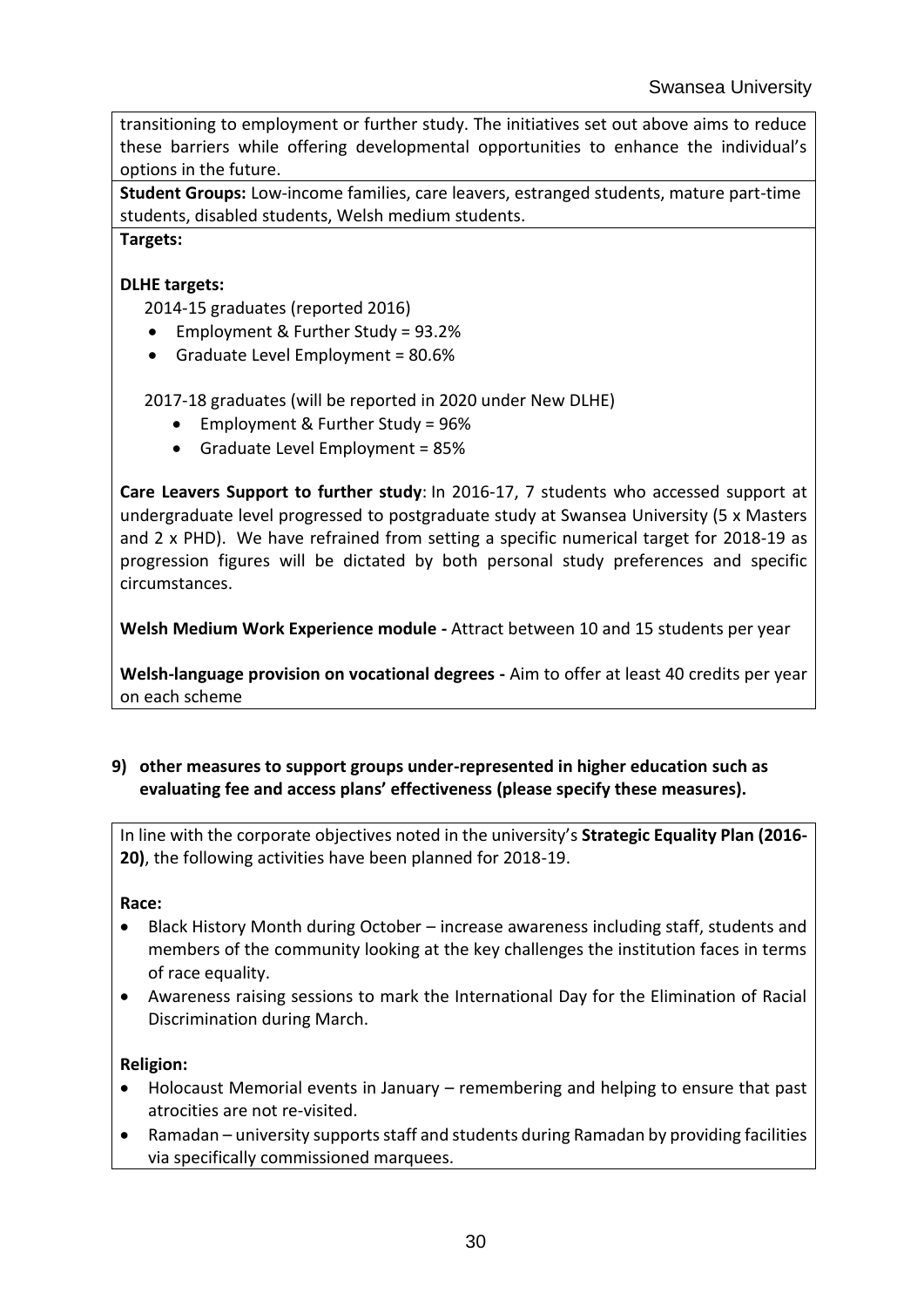transitioning to employment or further study. The initiatives set out above aims to reduce these barriers while offering developmental opportunities to enhance the individual's options in the future.

**Student Groups:** Low-income families, care leavers, estranged students, mature part-time students, disabled students, Welsh medium students.

**Targets:**

**DLHE targets:**

2014-15 graduates (reported 2016)

- Employment & Further Study = 93.2%
- Graduate Level Employment = 80.6%

2017-18 graduates (will be reported in 2020 under New DLHE)

- Employment & Further Study = 96%
- Graduate Level Employment = 85%

**Care Leavers Support to further study**: In 2016-17, 7 students who accessed support at undergraduate level progressed to postgraduate study at Swansea University (5 x Masters and 2 x PHD). We have refrained from setting a specific numerical target for 2018-19 as progression figures will be dictated by both personal study preferences and specific circumstances.

**Welsh Medium Work Experience module -** Attract between 10 and 15 students per year

**Welsh-language provision on vocational degrees -** Aim to offer at least 40 credits per year on each scheme

**9) other measures to support groups under-represented in higher education such as evaluating fee and access plans' effectiveness (please specify these measures).**

In line with the corporate objectives noted in the university's **Strategic Equality Plan (2016-20)**, the following activities have been planned for 2018-19.

**Race:**

- Black History Month during October – increase awareness including staff, students and members of the community looking at the key challenges the institution faces in terms of race equality.
- Awareness raising sessions to mark the International Day for the Elimination of Racial Discrimination during March.

**Religion:**

- Holocaust Memorial events in January – remembering and helping to ensure that past atrocities are not re-visited.
- Ramadan – university supports staff and students during Ramadan by providing facilities via specifically commissioned marquees.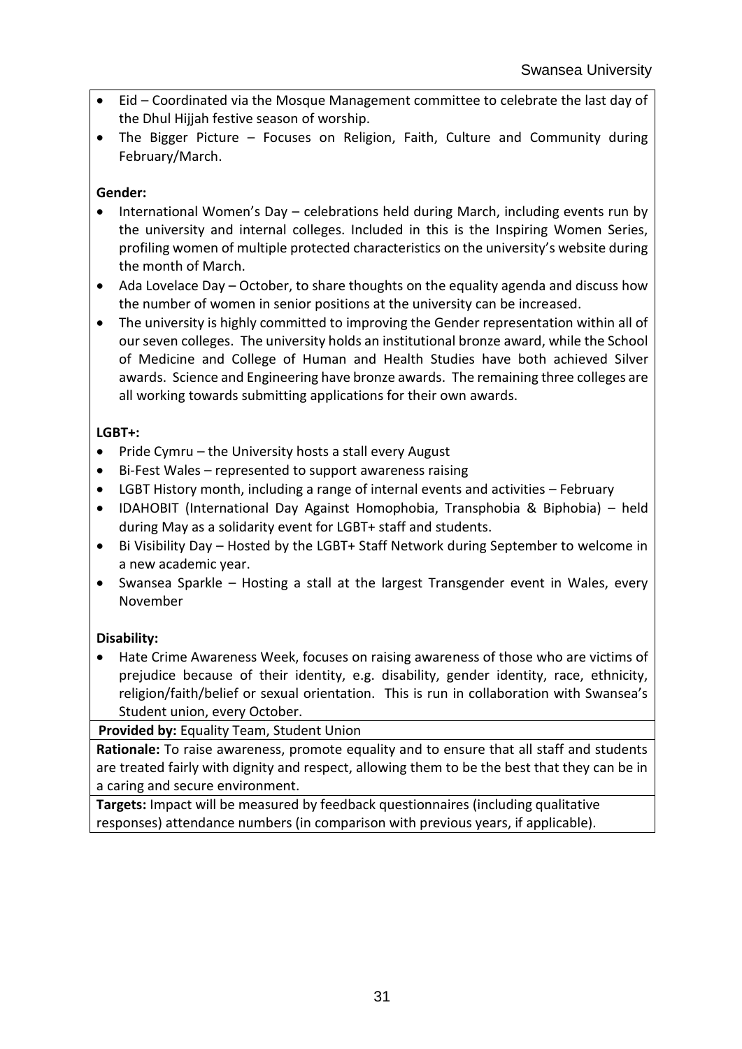- Eid – Coordinated via the Mosque Management committee to celebrate the last day of the Dhul Hijjah festive season of worship.
- The Bigger Picture – Focuses on Religion, Faith, Culture and Community during February/March.

**Gender:**

- International Women's Day – celebrations held during March, including events run by the university and internal colleges. Included in this is the Inspiring Women Series, profiling women of multiple protected characteristics on the university's website during the month of March.
- Ada Lovelace Day – October, to share thoughts on the equality agenda and discuss how the number of women in senior positions at the university can be increased.
- The university is highly committed to improving the Gender representation within all of our seven colleges. The university holds an institutional bronze award, while the School of Medicine and College of Human and Health Studies have both achieved Silver awards. Science and Engineering have bronze awards. The remaining three colleges are all working towards submitting applications for their own awards.

**LGBT+:**

- Pride Cymru – the University hosts a stall every August
- Bi-Fest Wales – represented to support awareness raising
- LGBT History month, including a range of internal events and activities – February
- IDAHOBIT (International Day Against Homophobia, Transphobia & Biphobia) – held during May as a solidarity event for LGBT+ staff and students.
- Bi Visibility Day – Hosted by the LGBT+ Staff Network during September to welcome in a new academic year.
- Swansea Sparkle – Hosting a stall at the largest Transgender event in Wales, every November

**Disability:**

- Hate Crime Awareness Week, focuses on raising awareness of those who are victims of prejudice because of their identity, e.g. disability, gender identity, race, ethnicity, religion/faith/belief or sexual orientation. This is run in collaboration with Swansea's Student union, every October.

**Provided by:** Equality Team, Student Union

**Rationale:** To raise awareness, promote equality and to ensure that all staff and students are treated fairly with dignity and respect, allowing them to be the best that they can be in a caring and secure environment.

**Targets:** Impact will be measured by feedback questionnaires (including qualitative responses) attendance numbers (in comparison with previous years, if applicable).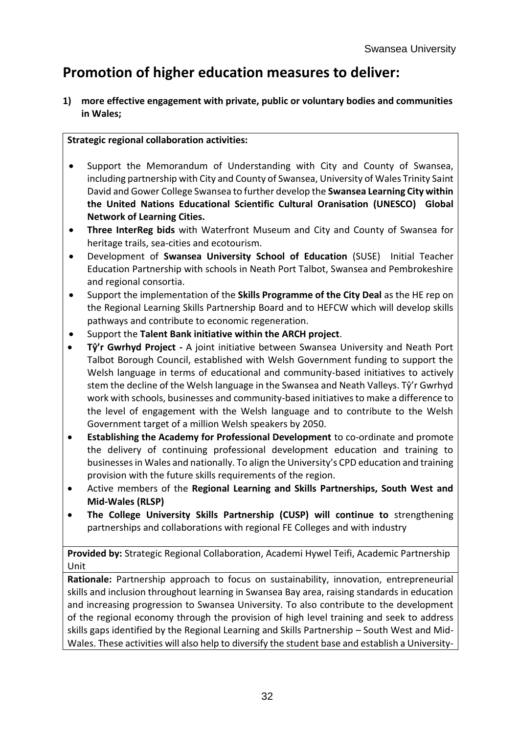# Promotion of higher education measures to deliver:

**1) more effective engagement with private, public or voluntary bodies and communities in Wales;**

**Strategic regional collaboration activities:**

- Support the Memorandum of Understanding with City and County of Swansea, including partnership with City and County of Swansea, University of Wales Trinity Saint David and Gower College Swansea to further develop the **Swansea Learning City within the United Nations Educational Scientific Cultural Oranisation (UNESCO) Global Network of Learning Cities.**
- **Three InterReg bids** with Waterfront Museum and City and County of Swansea for heritage trails, sea-cities and ecotourism.
- Development of **Swansea University School of Education** (SUSE) Initial Teacher Education Partnership with schools in Neath Port Talbot, Swansea and Pembrokeshire and regional consortia.
- Support the implementation of the **Skills Programme of the City Deal** as the HE rep on the Regional Learning Skills Partnership Board and to HEFCW which will develop skills pathways and contribute to economic regeneration.
- Support the **Talent Bank initiative within the ARCH project**.
- **Tŷ'r Gwrhyd Project -** A joint initiative between Swansea University and Neath Port Talbot Borough Council, established with Welsh Government funding to support the Welsh language in terms of educational and community-based initiatives to actively stem the decline of the Welsh language in the Swansea and Neath Valleys. Tŷ'r Gwrhyd work with schools, businesses and community-based initiatives to make a difference to the level of engagement with the Welsh language and to contribute to the Welsh Government target of a million Welsh speakers by 2050.
- **Establishing the Academy for Professional Development** to co-ordinate and promote the delivery of continuing professional development education and training to businesses in Wales and nationally. To align the University's CPD education and training provision with the future skills requirements of the region.
- Active members of the **Regional Learning and Skills Partnerships, South West and Mid-Wales (RLSP)**
- **The College University Skills Partnership (CUSP) will continue to** strengthening partnerships and collaborations with regional FE Colleges and with industry

**Provided by:** Strategic Regional Collaboration, Academi Hywel Teifi, Academic Partnership Unit

**Rationale:** Partnership approach to focus on sustainability, innovation, entrepreneurial skills and inclusion throughout learning in Swansea Bay area, raising standards in education and increasing progression to Swansea University. To also contribute to the development of the regional economy through the provision of high level training and seek to address skills gaps identified by the Regional Learning and Skills Partnership – South West and Mid-Wales. These activities will also help to diversify the student base and establish a University-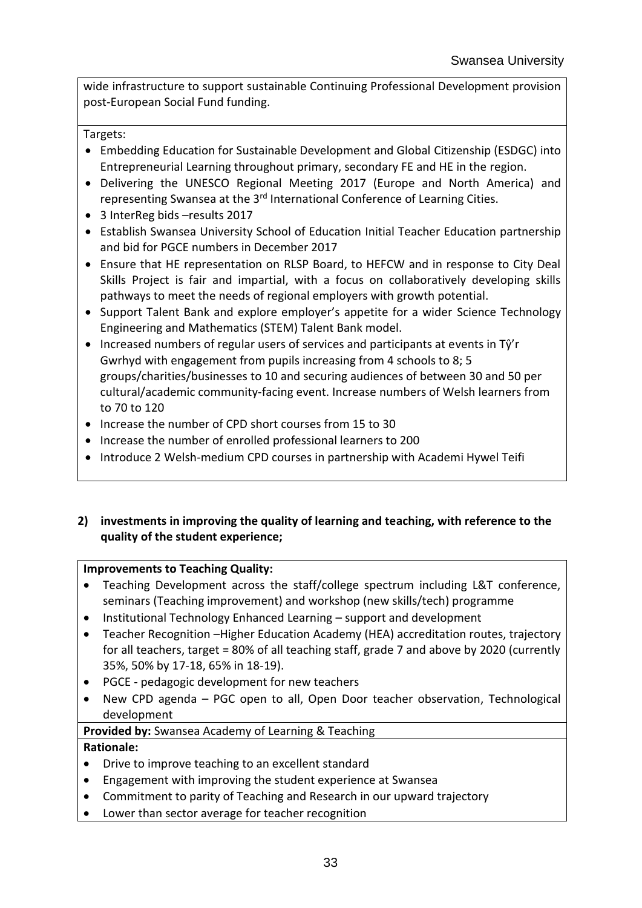wide infrastructure to support sustainable Continuing Professional Development provision post-European Social Fund funding.

Targets:

- Embedding Education for Sustainable Development and Global Citizenship (ESDGC) into Entrepreneurial Learning throughout primary, secondary FE and HE in the region.
- Delivering the UNESCO Regional Meeting 2017 (Europe and North America) and representing Swansea at the 3rd International Conference of Learning Cities.
- 3 InterReg bids –results 2017
- Establish Swansea University School of Education Initial Teacher Education partnership and bid for PGCE numbers in December 2017
- Ensure that HE representation on RLSP Board, to HEFCW and in response to City Deal Skills Project is fair and impartial, with a focus on collaboratively developing skills pathways to meet the needs of regional employers with growth potential.
- Support Talent Bank and explore employer's appetite for a wider Science Technology Engineering and Mathematics (STEM) Talent Bank model.
- Increased numbers of regular users of services and participants at events in Tŷ'r Gwrhyd with engagement from pupils increasing from 4 schools to 8; 5 groups/charities/businesses to 10 and securing audiences of between 30 and 50 per cultural/academic community-facing event. Increase numbers of Welsh learners from to 70 to 120
- Increase the number of CPD short courses from 15 to 30
- Increase the number of enrolled professional learners to 200
- Introduce 2 Welsh-medium CPD courses in partnership with Academi Hywel Teifi

**2) investments in improving the quality of learning and teaching, with reference to the quality of the student experience;**

**Improvements to Teaching Quality:**

- Teaching Development across the staff/college spectrum including L&T conference, seminars (Teaching improvement) and workshop (new skills/tech) programme
- Institutional Technology Enhanced Learning – support and development
- Teacher Recognition –Higher Education Academy (HEA) accreditation routes, trajectory for all teachers, target = 80% of all teaching staff, grade 7 and above by 2020 (currently 35%, 50% by 17-18, 65% in 18-19).
- PGCE - pedagogic development for new teachers
- New CPD agenda – PGC open to all, Open Door teacher observation, Technological development

**Provided by:** Swansea Academy of Learning & Teaching

**Rationale:**

- Drive to improve teaching to an excellent standard
- Engagement with improving the student experience at Swansea
- Commitment to parity of Teaching and Research in our upward trajectory
- Lower than sector average for teacher recognition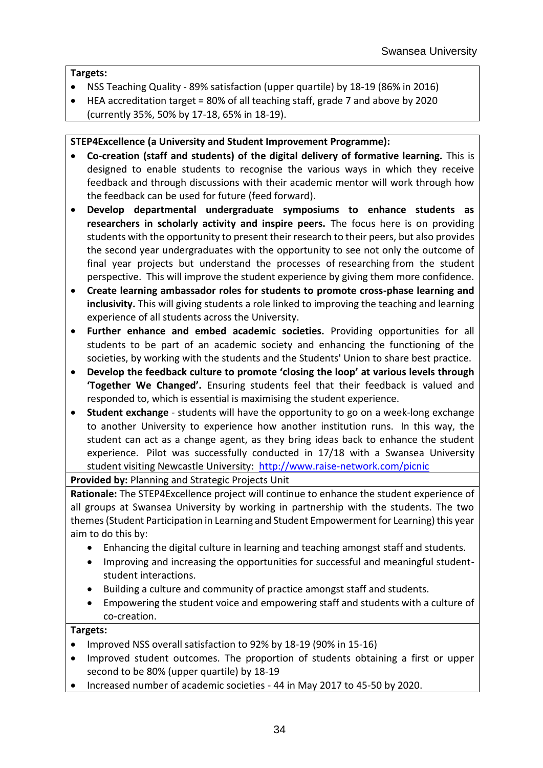**Targets:**

- NSS Teaching Quality - 89% satisfaction (upper quartile) by 18-19 (86% in 2016)
- HEA accreditation target = 80% of all teaching staff, grade 7 and above by 2020 (currently 35%, 50% by 17-18, 65% in 18-19).

**STEP4Excellence (a University and Student Improvement Programme):**

- **Co-creation (staff and students) of the digital delivery of formative learning.** This is designed to enable students to recognise the various ways in which they receive feedback and through discussions with their academic mentor will work through how the feedback can be used for future (feed forward).
- **Develop departmental undergraduate symposiums to enhance students as researchers in scholarly activity and inspire peers.** The focus here is on providing students with the opportunity to present their research to their peers, but also provides the second year undergraduates with the opportunity to see not only the outcome of final year projects but understand the processes of researching from the student perspective. This will improve the student experience by giving them more confidence.
- **Create learning ambassador roles for students to promote cross-phase learning and inclusivity.** This will giving students a role linked to improving the teaching and learning experience of all students across the University.
- **Further enhance and embed academic societies.** Providing opportunities for all students to be part of an academic society and enhancing the functioning of the societies, by working with the students and the Students' Union to share best practice.
- **Develop the feedback culture to promote 'closing the loop' at various levels through 'Together We Changed'.** Ensuring students feel that their feedback is valued and responded to, which is essential is maximising the student experience.
- **Student exchange** - students will have the opportunity to go on a week-long exchange to another University to experience how another institution runs. In this way, the student can act as a change agent, as they bring ideas back to enhance the student experience. Pilot was successfully conducted in 17/18 with a Swansea University student visiting Newcastle University: http://www.raise-network.com/picnic

**Provided by:** Planning and Strategic Projects Unit

**Rationale:** The STEP4Excellence project will continue to enhance the student experience of all groups at Swansea University by working in partnership with the students. The two themes (Student Participation in Learning and Student Empowerment for Learning) this year aim to do this by:

- Enhancing the digital culture in learning and teaching amongst staff and students.
- Improving and increasing the opportunities for successful and meaningful student-student interactions.
- Building a culture and community of practice amongst staff and students.
- Empowering the student voice and empowering staff and students with a culture of co-creation.

**Targets:**

- Improved NSS overall satisfaction to 92% by 18-19 (90% in 15-16)
- Improved student outcomes. The proportion of students obtaining a first or upper second to be 80% (upper quartile) by 18-19
- Increased number of academic societies - 44 in May 2017 to 45-50 by 2020.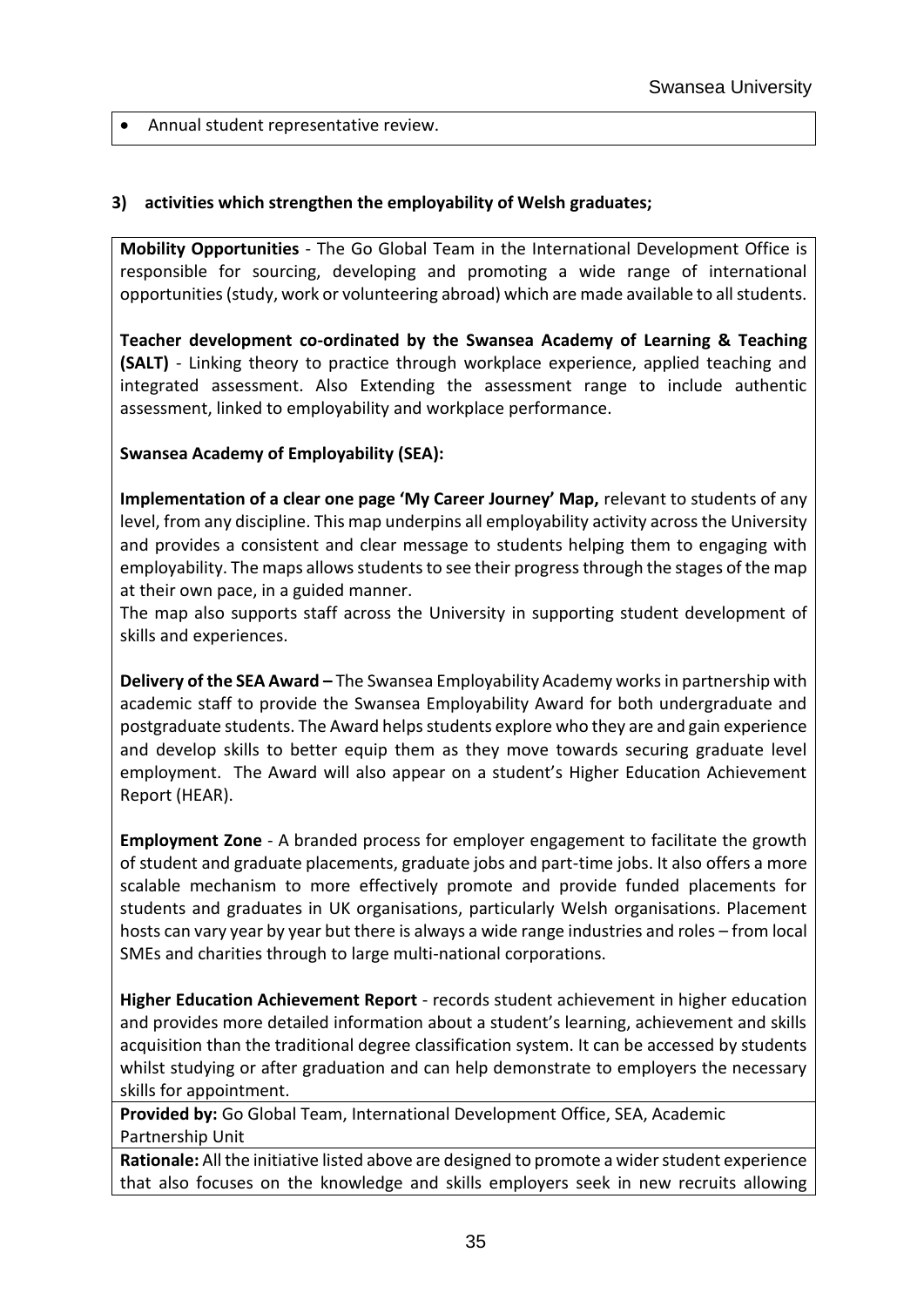- Annual student representative review.

**3) activities which strengthen the employability of Welsh graduates;**

**Mobility Opportunities** - The Go Global Team in the International Development Office is responsible for sourcing, developing and promoting a wide range of international opportunities (study, work or volunteering abroad) which are made available to all students.

**Teacher development co-ordinated by the Swansea Academy of Learning & Teaching (SALT)** - Linking theory to practice through workplace experience, applied teaching and integrated assessment. Also Extending the assessment range to include authentic assessment, linked to employability and workplace performance.

**Swansea Academy of Employability (SEA):**

**Implementation of a clear one page 'My Career Journey' Map,** relevant to students of any level, from any discipline. This map underpins all employability activity across the University and provides a consistent and clear message to students helping them to engaging with employability. The maps allows students to see their progress through the stages of the map at their own pace, in a guided manner.
The map also supports staff across the University in supporting student development of skills and experiences.

**Delivery of the SEA Award –** The Swansea Employability Academy works in partnership with academic staff to provide the Swansea Employability Award for both undergraduate and postgraduate students. The Award helps students explore who they are and gain experience and develop skills to better equip them as they move towards securing graduate level employment. The Award will also appear on a student's Higher Education Achievement Report (HEAR).

**Employment Zone** - A branded process for employer engagement to facilitate the growth of student and graduate placements, graduate jobs and part-time jobs. It also offers a more scalable mechanism to more effectively promote and provide funded placements for students and graduates in UK organisations, particularly Welsh organisations. Placement hosts can vary year by year but there is always a wide range industries and roles – from local SMEs and charities through to large multi-national corporations.

**Higher Education Achievement Report** - records student achievement in higher education and provides more detailed information about a student's learning, achievement and skills acquisition than the traditional degree classification system. It can be accessed by students whilst studying or after graduation and can help demonstrate to employers the necessary skills for appointment.

**Provided by:** Go Global Team, International Development Office, SEA, Academic Partnership Unit

**Rationale:** All the initiative listed above are designed to promote a wider student experience that also focuses on the knowledge and skills employers seek in new recruits allowing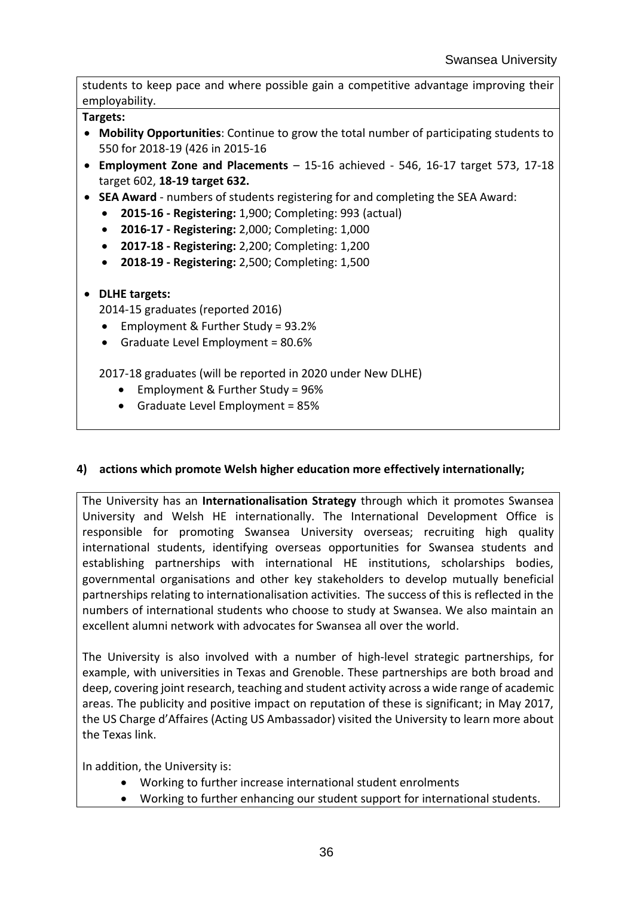students to keep pace and where possible gain a competitive advantage improving their employability.

**Targets:**

- **Mobility Opportunities**: Continue to grow the total number of participating students to 550 for 2018-19 (426 in 2015-16
- **Employment Zone and Placements** – 15-16 achieved - 546, 16-17 target 573, 17-18 target 602, **18-19 target 632.**
- **SEA Award** - numbers of students registering for and completing the SEA Award:
  - **2015-16 - Registering:** 1,900; Completing: 993 (actual)
  - **2016-17 - Registering:** 2,000; Completing: 1,000
  - **2017-18 - Registering:** 2,200; Completing: 1,200
  - **2018-19 - Registering:** 2,500; Completing: 1,500

- **DLHE targets:**

  2014-15 graduates (reported 2016)

  - Employment & Further Study = 93.2%
  - Graduate Level Employment = 80.6%

  2017-18 graduates (will be reported in 2020 under New DLHE)

  - Employment & Further Study = 96%
  - Graduate Level Employment = 85%

**4) actions which promote Welsh higher education more effectively internationally;**

The University has an **Internationalisation Strategy** through which it promotes Swansea University and Welsh HE internationally. The International Development Office is responsible for promoting Swansea University overseas; recruiting high quality international students, identifying overseas opportunities for Swansea students and establishing partnerships with international HE institutions, scholarships bodies, governmental organisations and other key stakeholders to develop mutually beneficial partnerships relating to internationalisation activities. The success of this is reflected in the numbers of international students who choose to study at Swansea. We also maintain an excellent alumni network with advocates for Swansea all over the world.

The University is also involved with a number of high-level strategic partnerships, for example, with universities in Texas and Grenoble. These partnerships are both broad and deep, covering joint research, teaching and student activity across a wide range of academic areas. The publicity and positive impact on reputation of these is significant; in May 2017, the US Charge d'Affaires (Acting US Ambassador) visited the University to learn more about the Texas link.

In addition, the University is:

- Working to further increase international student enrolments
- Working to further enhancing our student support for international students.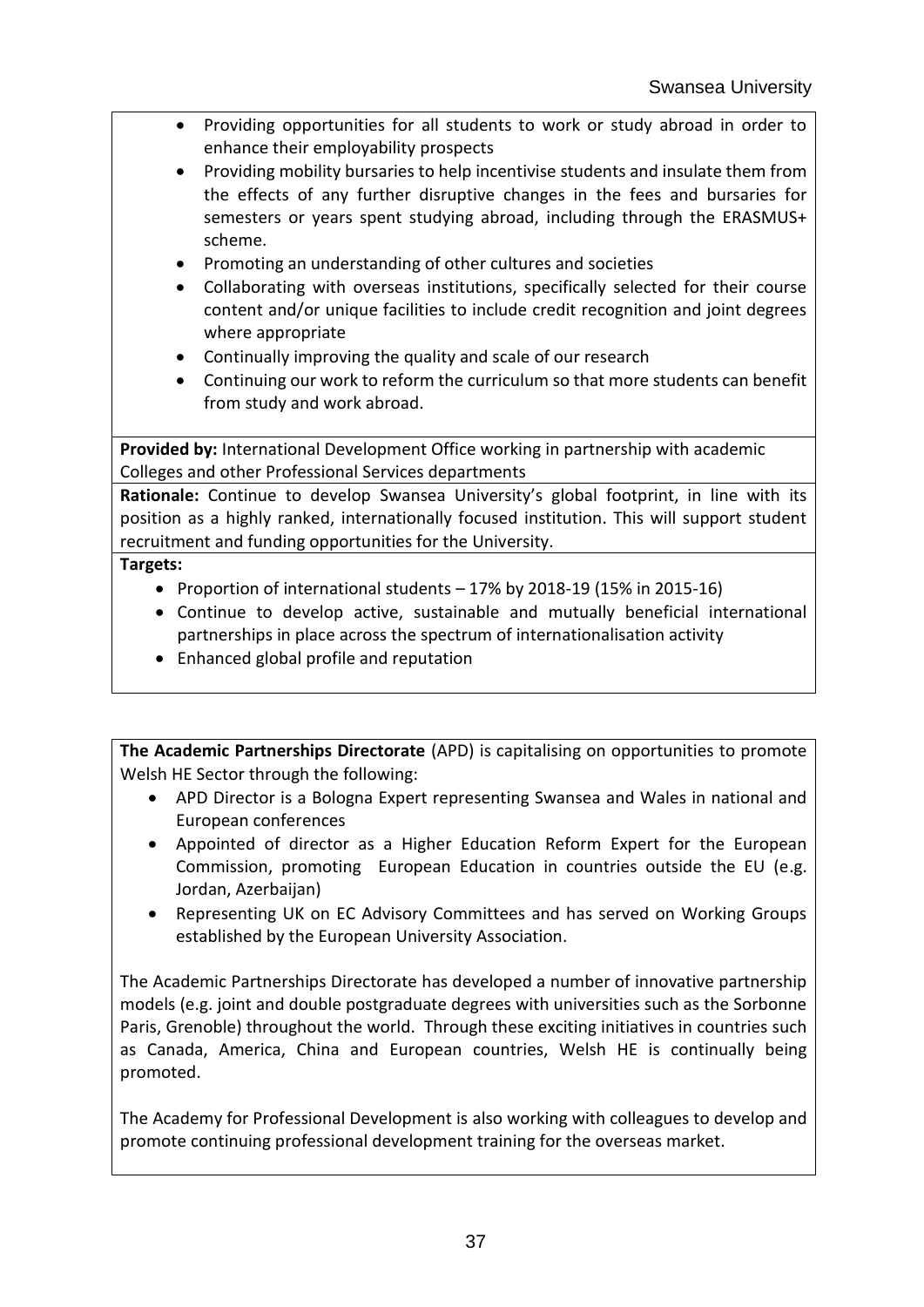- Providing opportunities for all students to work or study abroad in order to enhance their employability prospects
- Providing mobility bursaries to help incentivise students and insulate them from the effects of any further disruptive changes in the fees and bursaries for semesters or years spent studying abroad, including through the ERASMUS+ scheme.
- Promoting an understanding of other cultures and societies
- Collaborating with overseas institutions, specifically selected for their course content and/or unique facilities to include credit recognition and joint degrees where appropriate
- Continually improving the quality and scale of our research
- Continuing our work to reform the curriculum so that more students can benefit from study and work abroad.

**Provided by:** International Development Office working in partnership with academic Colleges and other Professional Services departments

**Rationale:** Continue to develop Swansea University's global footprint, in line with its position as a highly ranked, internationally focused institution. This will support student recruitment and funding opportunities for the University.

**Targets:**

- Proportion of international students – 17% by 2018-19 (15% in 2015-16)
- Continue to develop active, sustainable and mutually beneficial international partnerships in place across the spectrum of internationalisation activity
- Enhanced global profile and reputation

**The Academic Partnerships Directorate** (APD) is capitalising on opportunities to promote Welsh HE Sector through the following:

- APD Director is a Bologna Expert representing Swansea and Wales in national and European conferences
- Appointed of director as a Higher Education Reform Expert for the European Commission, promoting European Education in countries outside the EU (e.g. Jordan, Azerbaijan)
- Representing UK on EC Advisory Committees and has served on Working Groups established by the European University Association.

The Academic Partnerships Directorate has developed a number of innovative partnership models (e.g. joint and double postgraduate degrees with universities such as the Sorbonne Paris, Grenoble) throughout the world. Through these exciting initiatives in countries such as Canada, America, China and European countries, Welsh HE is continually being promoted.

The Academy for Professional Development is also working with colleagues to develop and promote continuing professional development training for the overseas market.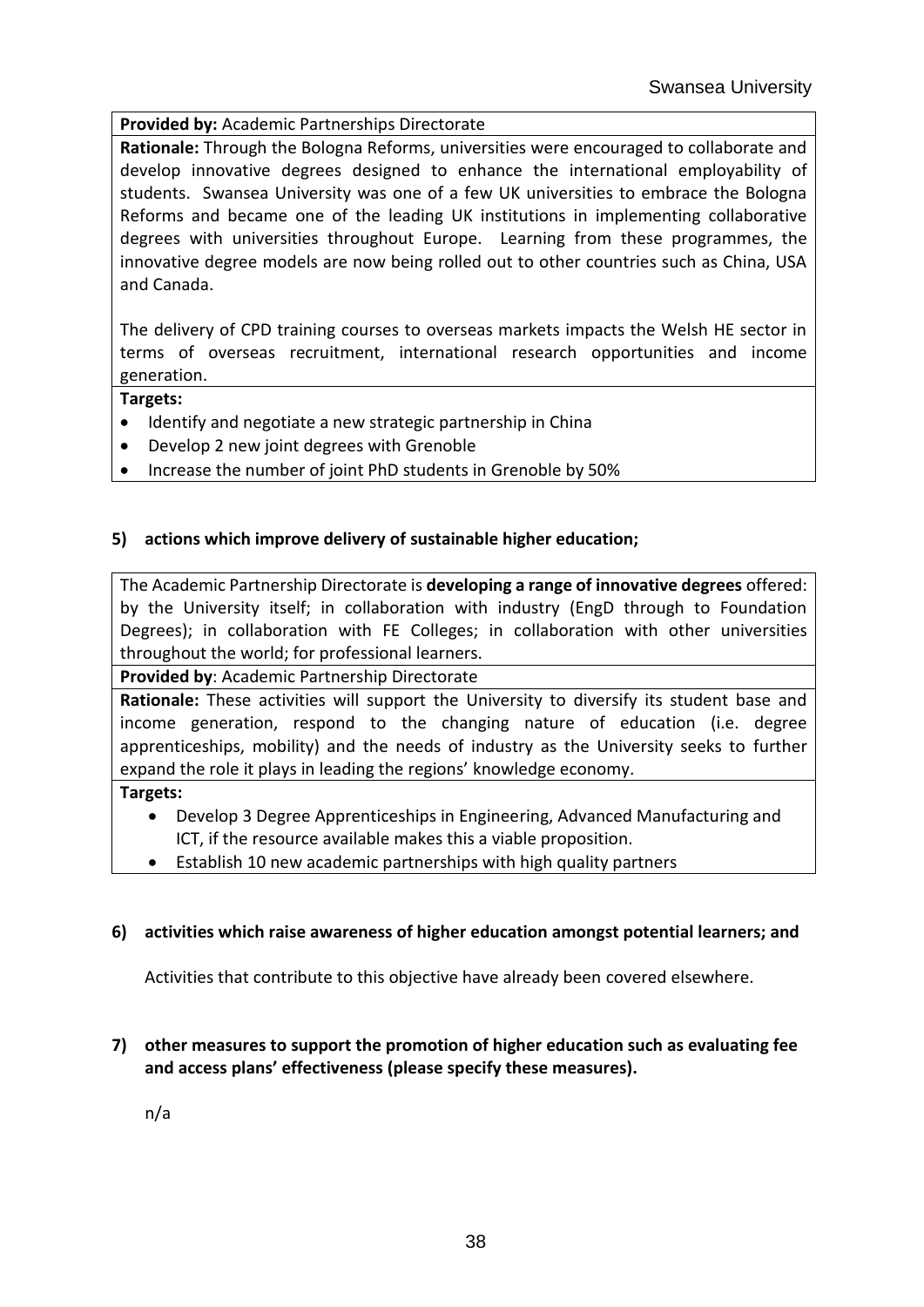**Provided by:** Academic Partnerships Directorate

**Rationale:** Through the Bologna Reforms, universities were encouraged to collaborate and develop innovative degrees designed to enhance the international employability of students. Swansea University was one of a few UK universities to embrace the Bologna Reforms and became one of the leading UK institutions in implementing collaborative degrees with universities throughout Europe. Learning from these programmes, the innovative degree models are now being rolled out to other countries such as China, USA and Canada.

The delivery of CPD training courses to overseas markets impacts the Welsh HE sector in terms of overseas recruitment, international research opportunities and income generation.

**Targets:**

- Identify and negotiate a new strategic partnership in China
- Develop 2 new joint degrees with Grenoble
- Increase the number of joint PhD students in Grenoble by 50%

**5) actions which improve delivery of sustainable higher education;**

The Academic Partnership Directorate is **developing a range of innovative degrees** offered: by the University itself; in collaboration with industry (EngD through to Foundation Degrees); in collaboration with FE Colleges; in collaboration with other universities throughout the world; for professional learners.

**Provided by**: Academic Partnership Directorate

**Rationale:** These activities will support the University to diversify its student base and income generation, respond to the changing nature of education (i.e. degree apprenticeships, mobility) and the needs of industry as the University seeks to further expand the role it plays in leading the regions' knowledge economy.

**Targets:**

- Develop 3 Degree Apprenticeships in Engineering, Advanced Manufacturing and ICT, if the resource available makes this a viable proposition.
- Establish 10 new academic partnerships with high quality partners

**6) activities which raise awareness of higher education amongst potential learners; and**

Activities that contribute to this objective have already been covered elsewhere.

**7) other measures to support the promotion of higher education such as evaluating fee and access plans' effectiveness (please specify these measures).**

n/a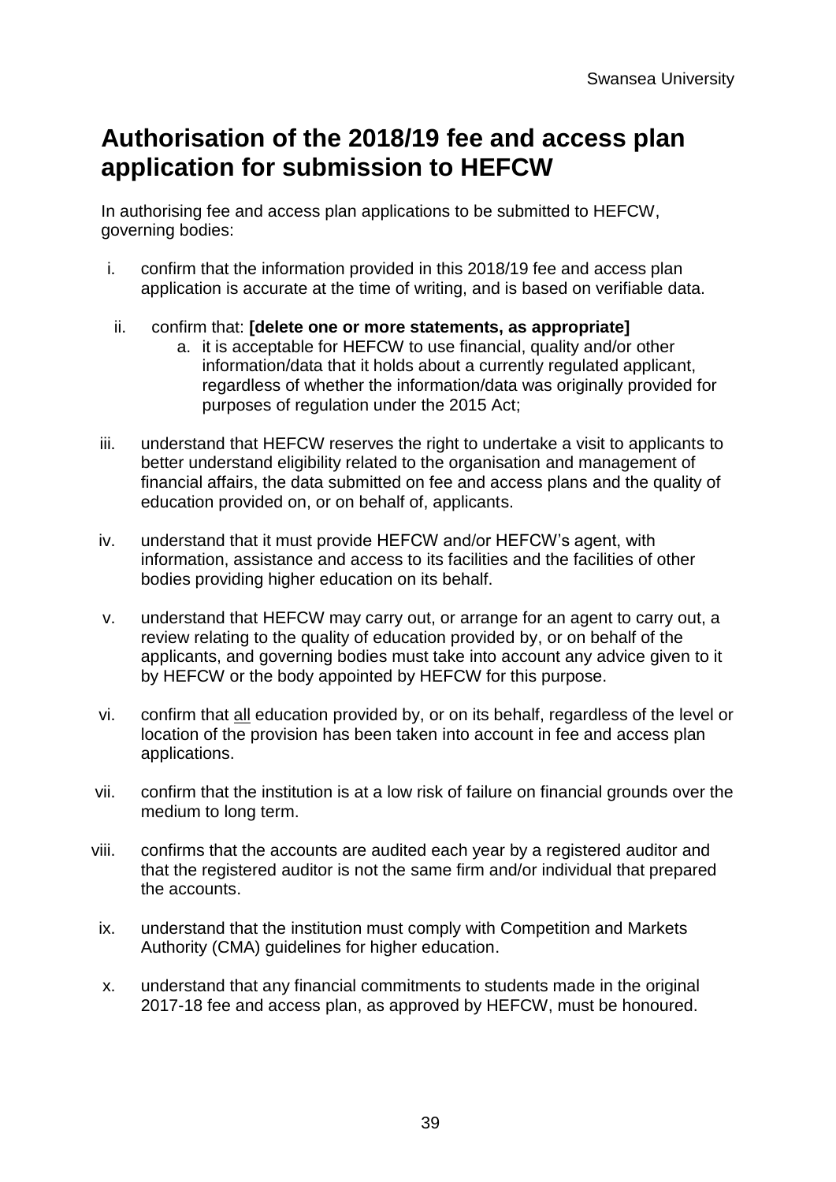# Authorisation of the 2018/19 fee and access plan application for submission to HEFCW

In authorising fee and access plan applications to be submitted to HEFCW, governing bodies:

i. confirm that the information provided in this 2018/19 fee and access plan application is accurate at the time of writing, and is based on verifiable data.

ii. confirm that: **[delete one or more statements, as appropriate]**
   a. it is acceptable for HEFCW to use financial, quality and/or other information/data that it holds about a currently regulated applicant, regardless of whether the information/data was originally provided for purposes of regulation under the 2015 Act;

iii. understand that HEFCW reserves the right to undertake a visit to applicants to better understand eligibility related to the organisation and management of financial affairs, the data submitted on fee and access plans and the quality of education provided on, or on behalf of, applicants.

iv. understand that it must provide HEFCW and/or HEFCW's agent, with information, assistance and access to its facilities and the facilities of other bodies providing higher education on its behalf.

v. understand that HEFCW may carry out, or arrange for an agent to carry out, a review relating to the quality of education provided by, or on behalf of the applicants, and governing bodies must take into account any advice given to it by HEFCW or the body appointed by HEFCW for this purpose.

vi. confirm that <u>all</u> education provided by, or on its behalf, regardless of the level or location of the provision has been taken into account in fee and access plan applications.

vii. confirm that the institution is at a low risk of failure on financial grounds over the medium to long term.

viii. confirms that the accounts are audited each year by a registered auditor and that the registered auditor is not the same firm and/or individual that prepared the accounts.

ix. understand that the institution must comply with Competition and Markets Authority (CMA) guidelines for higher education.

x. understand that any financial commitments to students made in the original 2017-18 fee and access plan, as approved by HEFCW, must be honoured.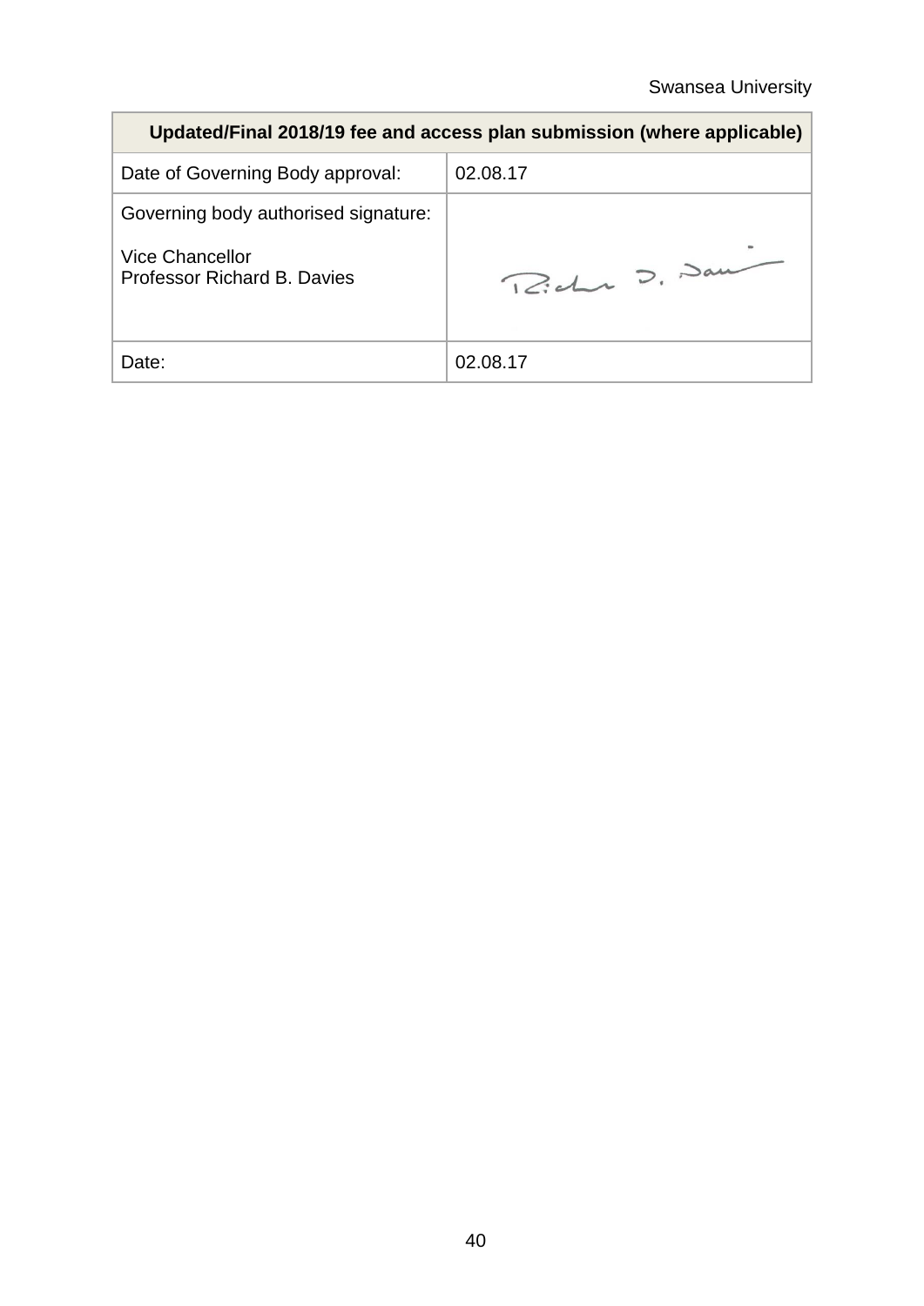| Updated/Final 2018/19 fee and access plan submission (where applicable) | |
|---|---|
| Date of Governing Body approval: | 02.08.17 |
| Governing body authorised signature:<br><br>Vice Chancellor<br>Professor Richard B. Davies | Richard B. Davies |
| Date: | 02.08.17 |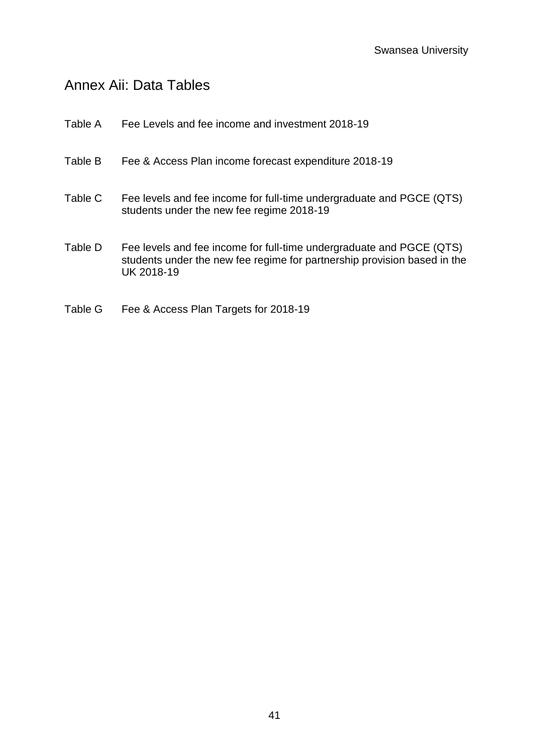# Annex Aii: Data Tables

| | |
|---|---|
| Table A | Fee Levels and fee income and investment 2018-19 |
| Table B | Fee & Access Plan income forecast expenditure 2018-19 |
| Table C | Fee levels and fee income for full-time undergraduate and PGCE (QTS) students under the new fee regime 2018-19 |
| Table D | Fee levels and fee income for full-time undergraduate and PGCE (QTS) students under the new fee regime for partnership provision based in the UK 2018-19 |
| Table G | Fee & Access Plan Targets for 2018-19 |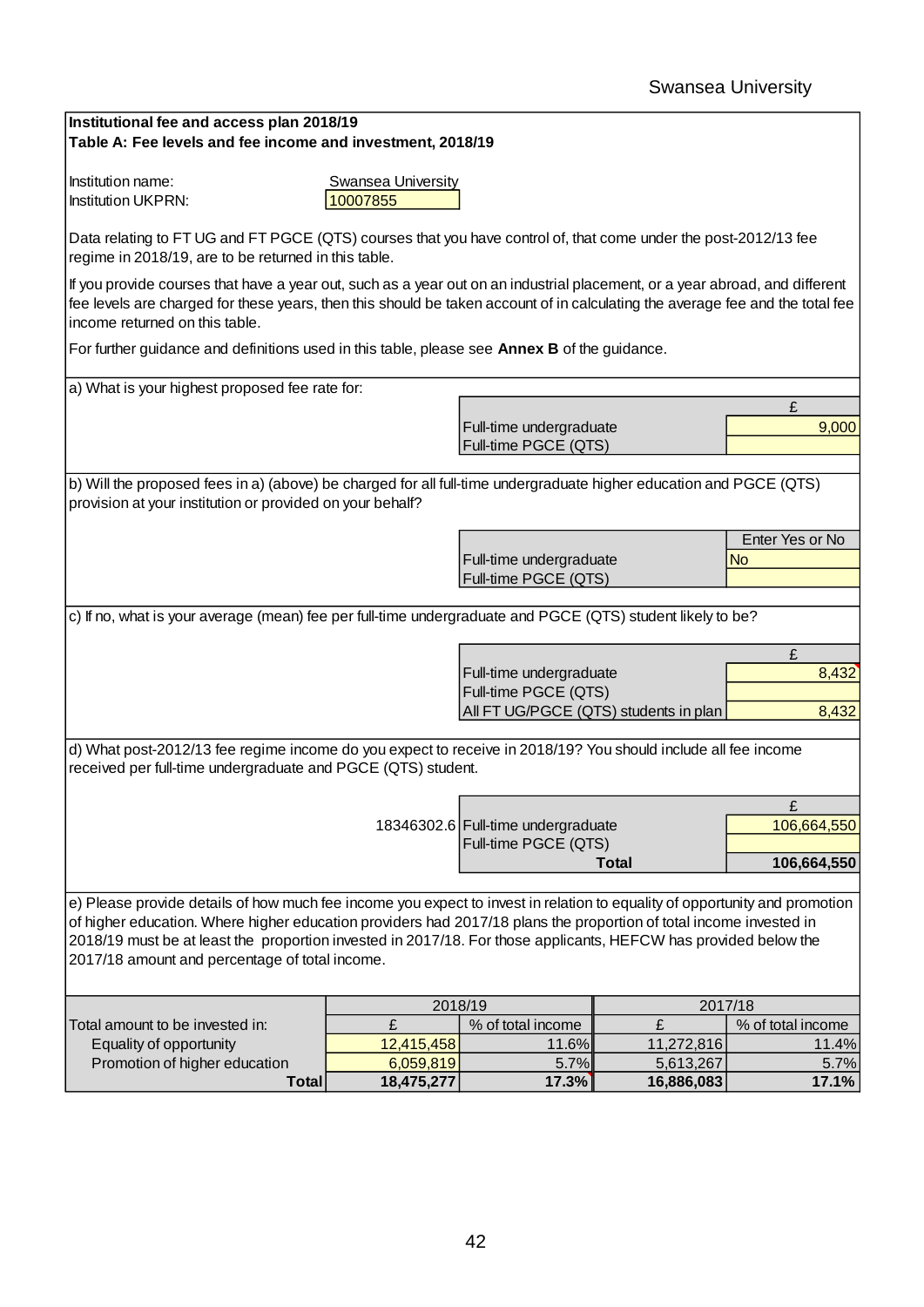**Institutional fee and access plan 2018/19**
**Table A: Fee levels and fee income and investment, 2018/19**

Institution name: Swansea University
Institution UKPRN: 10007855

Data relating to FT UG and FT PGCE (QTS) courses that you have control of, that come under the post-2012/13 fee regime in 2018/19, are to be returned in this table.

If you provide courses that have a year out, such as a year out on an industrial placement, or a year abroad, and different fee levels are charged for these years, then this should be taken account of in calculating the average fee and the total fee income returned on this table.

For further guidance and definitions used in this table, please see **Annex B** of the guidance.

a) What is your highest proposed fee rate for:

| | £ |
|---|---|
| Full-time undergraduate | 9,000 |
| Full-time PGCE (QTS) | |

b) Will the proposed fees in a) (above) be charged for all full-time undergraduate higher education and PGCE (QTS) provision at your institution or provided on your behalf?

| | Enter Yes or No |
|---|---|
| Full-time undergraduate | No |
| Full-time PGCE (QTS) | |

c) If no, what is your average (mean) fee per full-time undergraduate and PGCE (QTS) student likely to be?

| | £ |
|---|---|
| Full-time undergraduate | 8,432 |
| Full-time PGCE (QTS) | |
| All FT UG/PGCE (QTS) students in plan | 8,432 |

d) What post-2012/13 fee regime income do you expect to receive in 2018/19? You should include all fee income received per full-time undergraduate and PGCE (QTS) student.

| | | £ |
|---|---|---|
| 18346302.6 | Full-time undergraduate | 106,664,550 |
| | Full-time PGCE (QTS) | |
| | **Total** | **106,664,550** |

e) Please provide details of how much fee income you expect to invest in relation to equality of opportunity and promotion of higher education. Where higher education providers had 2017/18 plans the proportion of total income invested in 2018/19 must be at least the proportion invested in 2017/18. For those applicants, HEFCW has provided below the 2017/18 amount and percentage of total income.

| | 2018/19 | | 2017/18 | |
|---|---|---|---|---|
| Total amount to be invested in: | £ | % of total income | £ | % of total income |
| Equality of opportunity | 12,415,458 | 11.6% | 11,272,816 | 11.4% |
| Promotion of higher education | 6,059,819 | 5.7% | 5,613,267 | 5.7% |
| **Total** | **18,475,277** | **17.3%** | **16,886,083** | **17.1%** |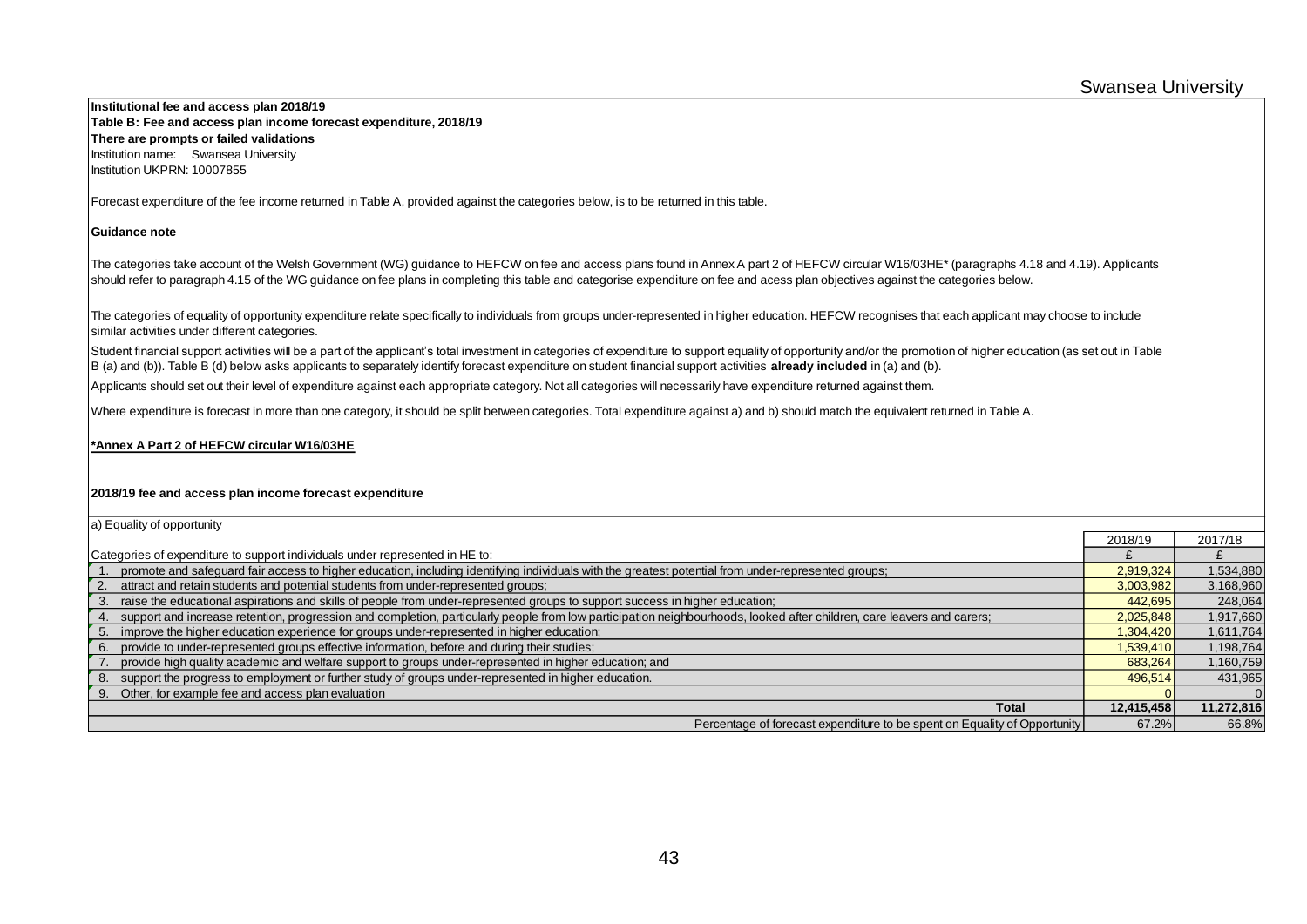Swansea University

**Institutional fee and access plan 2018/19**
**Table B: Fee and access plan income forecast expenditure, 2018/19**
**There are prompts or failed validations**
Institution name: Swansea University
Institution UKPRN: 10007855

Forecast expenditure of the fee income returned in Table A, provided against the categories below, is to be returned in this table.

**Guidance note**

The categories take account of the Welsh Government (WG) guidance to HEFCW on fee and access plans found in Annex A part 2 of HEFCW circular W16/03HE* (paragraphs 4.18 and 4.19). Applicants should refer to paragraph 4.15 of the WG guidance on fee plans in completing this table and categorise expenditure on fee and acess plan objectives against the categories below.

The categories of equality of opportunity expenditure relate specifically to individuals from groups under-represented in higher education. HEFCW recognises that each applicant may choose to include similar activities under different categories.

Student financial support activities will be a part of the applicant's total investment in categories of expenditure to support equality of opportunity and/or the promotion of higher education (as set out in Table B (a) and (b)). Table B (d) below asks applicants to separately identify forecast expenditure on student financial support activities **already included** in (a) and (b).

Applicants should set out their level of expenditure against each appropriate category. Not all categories will necessarily have expenditure returned against them.

Where expenditure is forecast in more than one category, it should be split between categories. Total expenditure against a) and b) should match the equivalent returned in Table A.

**\*Annex A Part 2 of HEFCW circular W16/03HE**

**2018/19 fee and access plan income forecast expenditure**

a) Equality of opportunity

| Categories of expenditure to support individuals under represented in HE to: | 2018/19 £ | 2017/18 £ |
|---|---|---|
| 1. promote and safeguard fair access to higher education, including identifying individuals with the greatest potential from under-represented groups; | 2,919,324 | 1,534,880 |
| 2. attract and retain students and potential students from under-represented groups; | 3,003,982 | 3,168,960 |
| 3. raise the educational aspirations and skills of people from under-represented groups to support success in higher education; | 442,695 | 248,064 |
| 4. support and increase retention, progression and completion, particularly people from low participation neighbourhoods, looked after children, care leavers and carers; | 2,025,848 | 1,917,660 |
| 5. improve the higher education experience for groups under-represented in higher education; | 1,304,420 | 1,611,764 |
| 6. provide to under-represented groups effective information, before and during their studies; | 1,539,410 | 1,198,764 |
| 7. provide high quality academic and welfare support to groups under-represented in higher education; and | 683,264 | 1,160,759 |
| 8. support the progress to employment or further study of groups under-represented in higher education. | 496,514 | 431,965 |
| 9. Other, for example fee and access plan evaluation | 0 | 0 |
| **Total** | **12,415,458** | **11,272,816** |
| Percentage of forecast expenditure to be spent on Equality of Opportunity | 67.2% | 66.8% |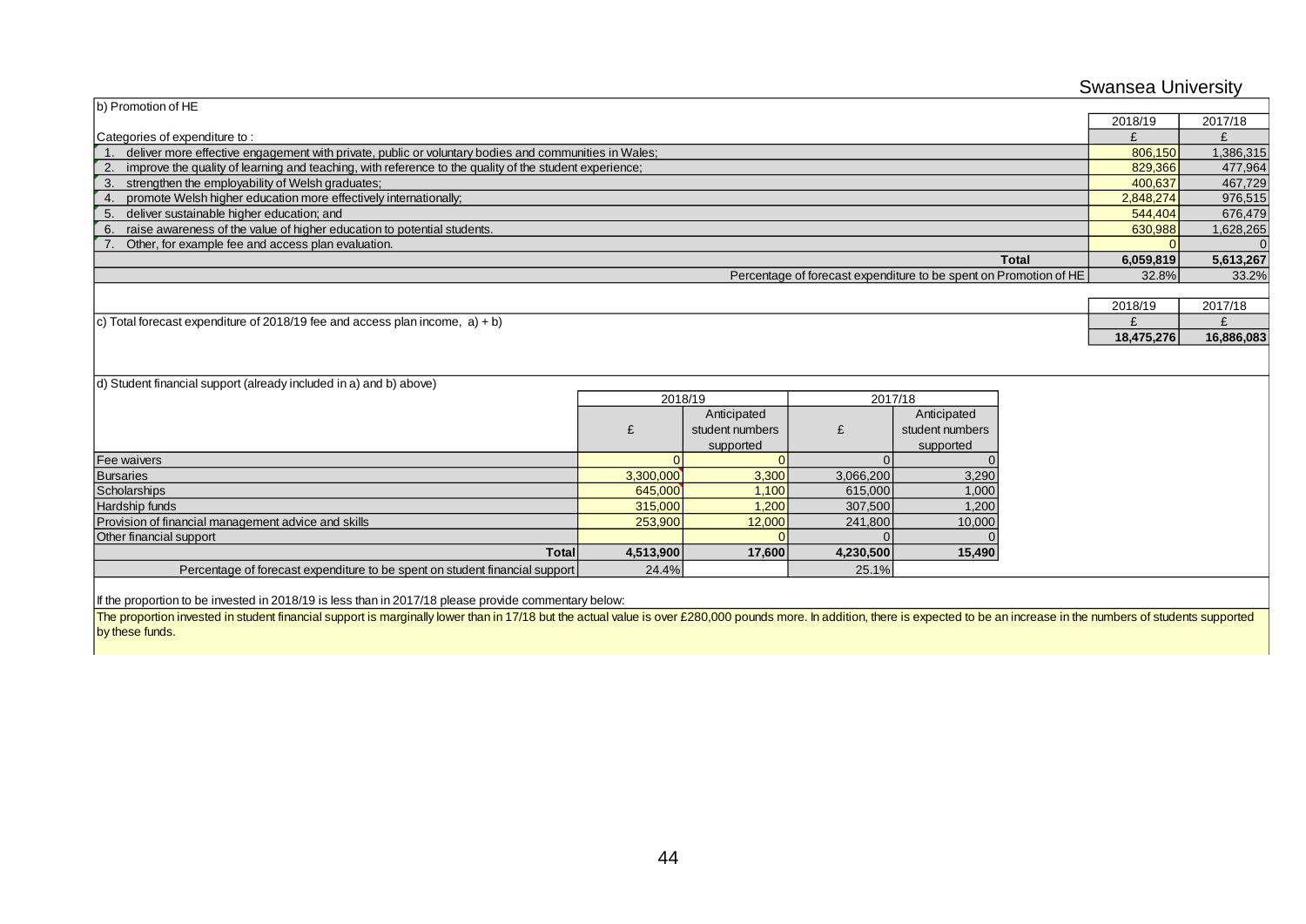Swansea University

b) Promotion of HE

| Categories of expenditure to : | 2018/19 | 2017/18 |
|---|---|---|
| | £ | £ |
| 1. deliver more effective engagement with private, public or voluntary bodies and communities in Wales; | 806,150 | 1,386,315 |
| 2. improve the quality of learning and teaching, with reference to the quality of the student experience; | 829,366 | 477,964 |
| 3. strengthen the employability of Welsh graduates; | 400,637 | 467,729 |
| 4. promote Welsh higher education more effectively internationally; | 2,848,274 | 976,515 |
| 5. deliver sustainable higher education; and | 544,404 | 676,479 |
| 6. raise awareness of the value of higher education to potential students. | 630,988 | 1,628,265 |
| 7. Other, for example fee and access plan evaluation. | 0 | 0 |
| **Total** | **6,059,819** | **5,613,267** |
| Percentage of forecast expenditure to be spent on Promotion of HE | 32.8% | 33.2% |

| | 2018/19 | 2017/18 |
|---|---|---|
| | £ | £ |
| c) Total forecast expenditure of 2018/19 fee and access plan income, a) + b) | **18,475,276** | **16,886,083** |

d) Student financial support (already included in a) and b) above)

| | 2018/19 | | 2017/18 | |
|---|---|---|---|---|
| | £ | Anticipated student numbers supported | £ | Anticipated student numbers supported |
| Fee waivers | 0 | 0 | 0 | 0 |
| Bursaries | 3,300,000 | 3,300 | 3,066,200 | 3,290 |
| Scholarships | 645,000 | 1,100 | 615,000 | 1,000 |
| Hardship funds | 315,000 | 1,200 | 307,500 | 1,200 |
| Provision of financial management advice and skills | 253,900 | 12,000 | 241,800 | 10,000 |
| Other financial support | | 0 | 0 | 0 |
| **Total** | **4,513,900** | **17,600** | **4,230,500** | **15,490** |
| Percentage of forecast expenditure to be spent on student financial support | 24.4% | | 25.1% | |

If the proportion to be invested in 2018/19 is less than in 2017/18 please provide commentary below:

The proportion invested in student financial support is marginally lower than in 17/18 but the actual value is over £280,000 pounds more. In addition, there is expected to be an increase in the numbers of students supported by these funds.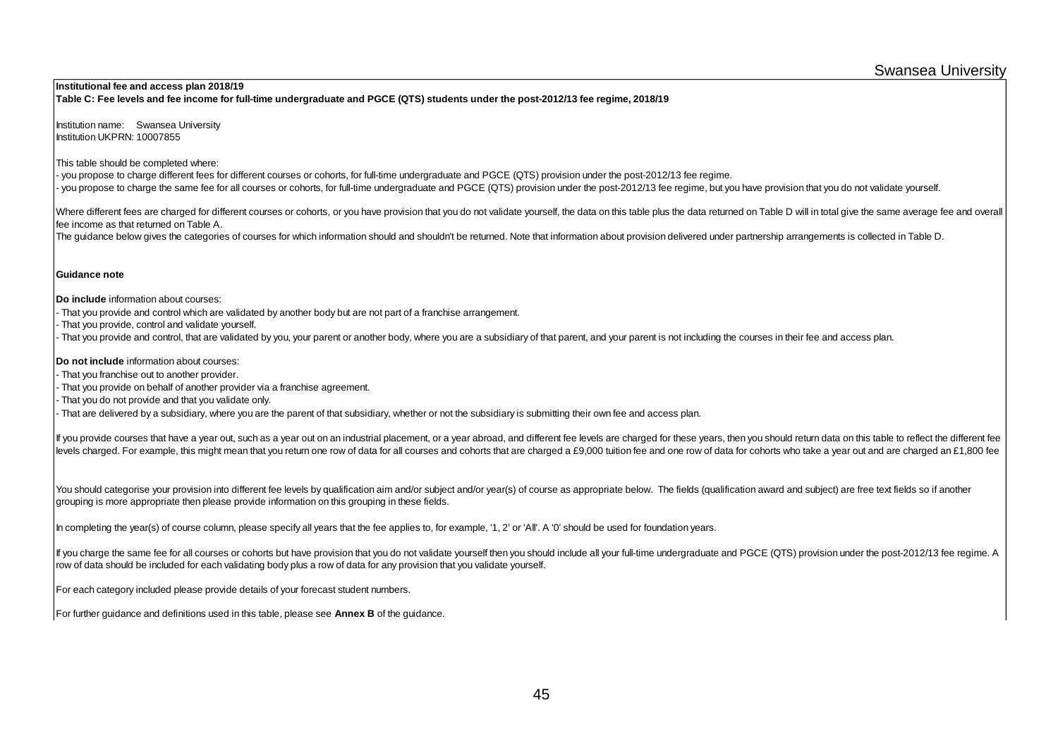**Institutional fee and access plan 2018/19**

**Table C: Fee levels and fee income for full-time undergraduate and PGCE (QTS) students under the post-2012/13 fee regime, 2018/19**

Institution name: Swansea University
Institution UKPRN: 10007855

This table should be completed where:
- you propose to charge different fees for different courses or cohorts, for full-time undergraduate and PGCE (QTS) provision under the post-2012/13 fee regime.
- you propose to charge the same fee for all courses or cohorts, for full-time undergraduate and PGCE (QTS) provision under the post-2012/13 fee regime, but you have provision that you do not validate yourself.

Where different fees are charged for different courses or cohorts, or you have provision that you do not validate yourself, the data on this table plus the data returned on Table D will in total give the same average fee and overall fee income as that returned on Table A.
The guidance below gives the categories of courses for which information should and shouldn't be returned. Note that information about provision delivered under partnership arrangements is collected in Table D.

**Guidance note**

**Do include** information about courses:
- That you provide and control which are validated by another body but are not part of a franchise arrangement.
- That you provide, control and validate yourself.
- That you provide and control, that are validated by you, your parent or another body, where you are a subsidiary of that parent, and your parent is not including the courses in their fee and access plan.

**Do not include** information about courses:
- That you franchise out to another provider.
- That you provide on behalf of another provider via a franchise agreement.
- That you do not provide and that you validate only.
- That are delivered by a subsidiary, where you are the parent of that subsidiary, whether or not the subsidiary is submitting their own fee and access plan.

If you provide courses that have a year out, such as a year out on an industrial placement, or a year abroad, and different fee levels are charged for these years, then you should return data on this table to reflect the different fee levels charged. For example, this might mean that you return one row of data for all courses and cohorts that are charged a £9,000 tuition fee and one row of data for cohorts who take a year out and are charged an £1,800 fee

You should categorise your provision into different fee levels by qualification aim and/or subject and/or year(s) of course as appropriate below. The fields (qualification award and subject) are free text fields so if another grouping is more appropriate then please provide information on this grouping in these fields.

In completing the year(s) of course column, please specify all years that the fee applies to, for example, '1, 2' or 'All'. A '0' should be used for foundation years.

If you charge the same fee for all courses or cohorts but have provision that you do not validate yourself then you should include all your full-time undergraduate and PGCE (QTS) provision under the post-2012/13 fee regime. A row of data should be included for each validating body plus a row of data for any provision that you validate yourself.

For each category included please provide details of your forecast student numbers.

For further guidance and definitions used in this table, please see **Annex B** of the guidance.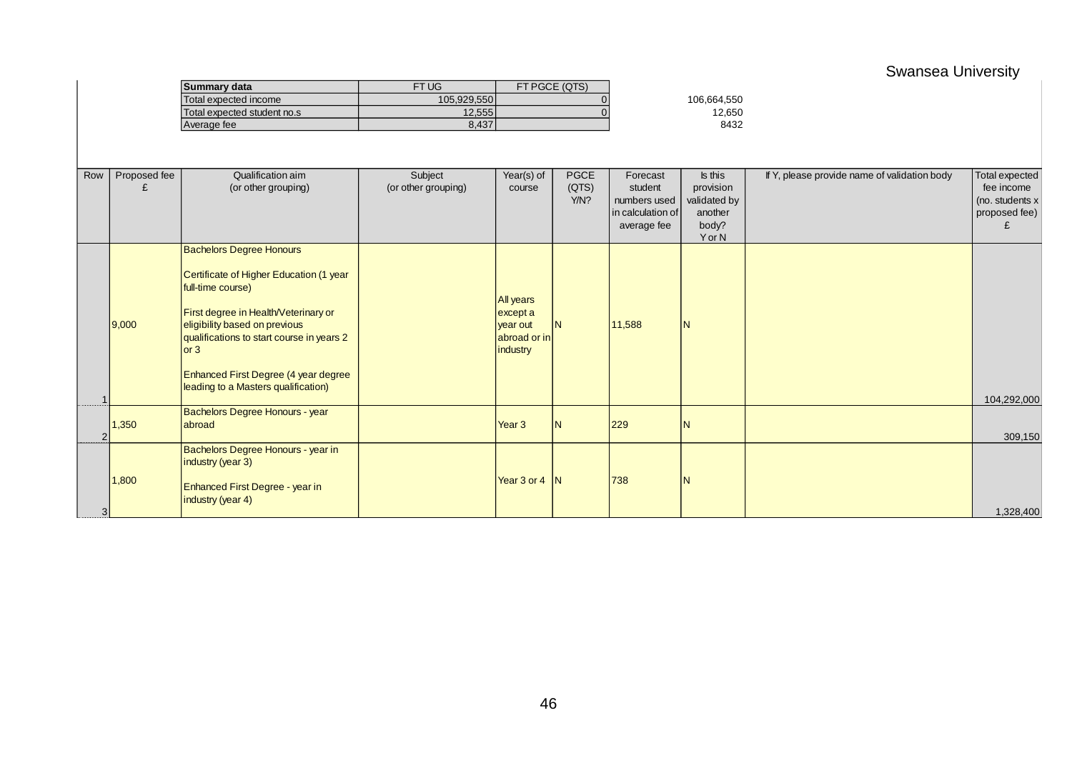Swansea University

| Summary data | FT UG | FT PGCE (QTS) | |
|---|---|---|---|
| Total expected income | 105,929,550 | 0 | 106,664,550 |
| Total expected student no.s | 12,555 | 0 | 12,650 |
| Average fee | 8,437 | | 8432 |

| Row | Proposed fee £ | Qualification aim (or other grouping) | Subject (or other grouping) | Year(s) of course | PGCE (QTS) Y/N? | Forecast student numbers used in calculation of average fee | Is this provision validated by another body? Y or N | If Y, please provide name of validation body | Total expected fee income (no. students x proposed fee) £ |
|---|---|---|---|---|---|---|---|---|---|
| 1 | 9,000 | Bachelors Degree Honours<br><br>Certificate of Higher Education (1 year full-time course)<br><br>First degree in Health/Veterinary or eligibility based on previous qualifications to start course in years 2 or 3<br><br>Enhanced First Degree (4 year degree leading to a Masters qualification) | | All years except a year out abroad or in industry | N | 11,588 | N | | 104,292,000 |
| 2 | 1,350 | Bachelors Degree Honours - year abroad | | Year 3 | N | 229 | N | | 309,150 |
| 3 | 1,800 | Bachelors Degree Honours - year in industry (year 3)<br><br>Enhanced First Degree - year in industry (year 4) | | Year 3 or 4 | N | 738 | N | | 1,328,400 |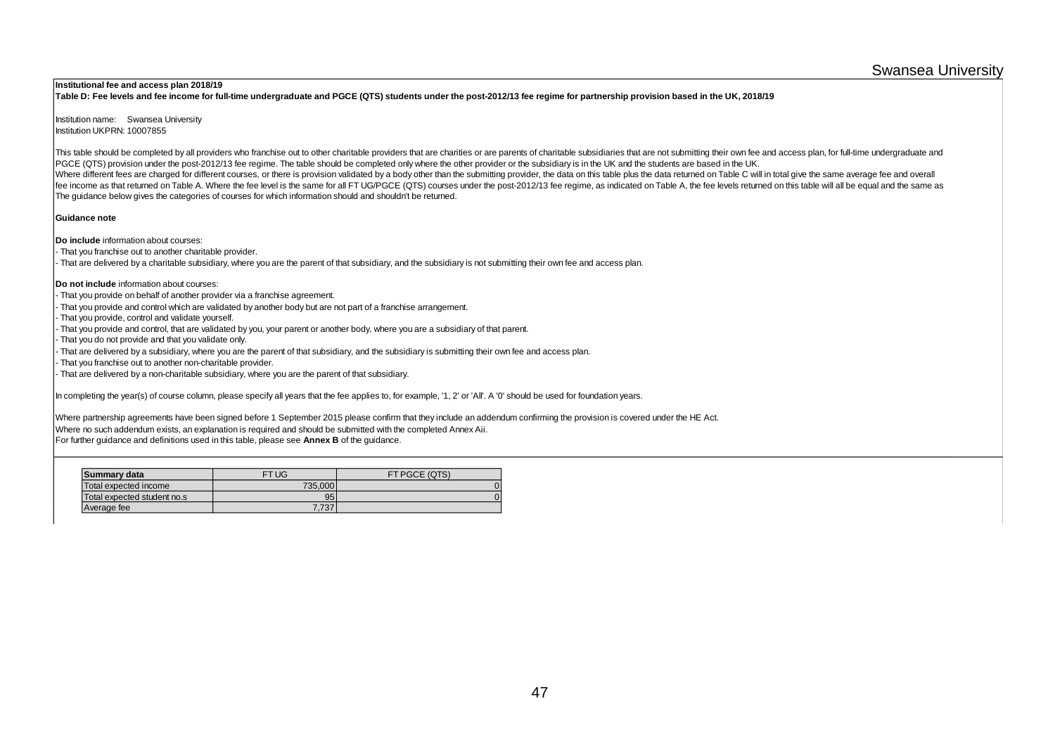**Institutional fee and access plan 2018/19**

**Table D: Fee levels and fee income for full-time undergraduate and PGCE (QTS) students under the post-2012/13 fee regime for partnership provision based in the UK, 2018/19**

Institution name: Swansea University
Institution UKPRN: 10007855

This table should be completed by all providers who franchise out to other charitable providers that are charities or are parents of charitable subsidiaries that are not submitting their own fee and access plan, for full-time undergraduate and PGCE (QTS) provision under the post-2012/13 fee regime. The table should be completed only where the other provider or the subsidiary is in the UK and the students are based in the UK.
Where different fees are charged for different courses, or there is provision validated by a body other than the submitting provider, the data on this table plus the data returned on Table C will in total give the same average fee and overall fee income as that returned on Table A. Where the fee level is the same for all FT UG/PGCE (QTS) courses under the post-2012/13 fee regime, as indicated on Table A, the fee levels returned on this table will all be equal and the same as
The guidance below gives the categories of courses for which information should and shouldn't be returned.

**Guidance note**

**Do include** information about courses:
- That you franchise out to another charitable provider.
- That are delivered by a charitable subsidiary, where you are the parent of that subsidiary, and the subsidiary is not submitting their own fee and access plan.

**Do not include** information about courses:
- That you provide on behalf of another provider via a franchise agreement.
- That you provide and control which are validated by another body but are not part of a franchise arrangement.
- That you provide, control and validate yourself.
- That you provide and control, that are validated by you, your parent or another body, where you are a subsidiary of that parent.
- That you do not provide and that you validate only.
- That are delivered by a subsidiary, where you are the parent of that subsidiary, and the subsidiary is submitting their own fee and access plan.
- That you franchise out to another non-charitable provider.
- That are delivered by a non-charitable subsidiary, where you are the parent of that subsidiary.

In completing the year(s) of course column, please specify all years that the fee applies to, for example, '1, 2' or 'All'. A '0' should be used for foundation years.

Where partnership agreements have been signed before 1 September 2015 please confirm that they include an addendum confirming the provision is covered under the HE Act.
Where no such addendum exists, an explanation is required and should be submitted with the completed Annex Aii.
For further guidance and definitions used in this table, please see **Annex B** of the guidance.

| Summary data | FT UG | FT PGCE (QTS) |
|---|---|---|
| Total expected income | 735,000 | 0 |
| Total expected student no.s | 95 | 0 |
| Average fee | 7,737 | |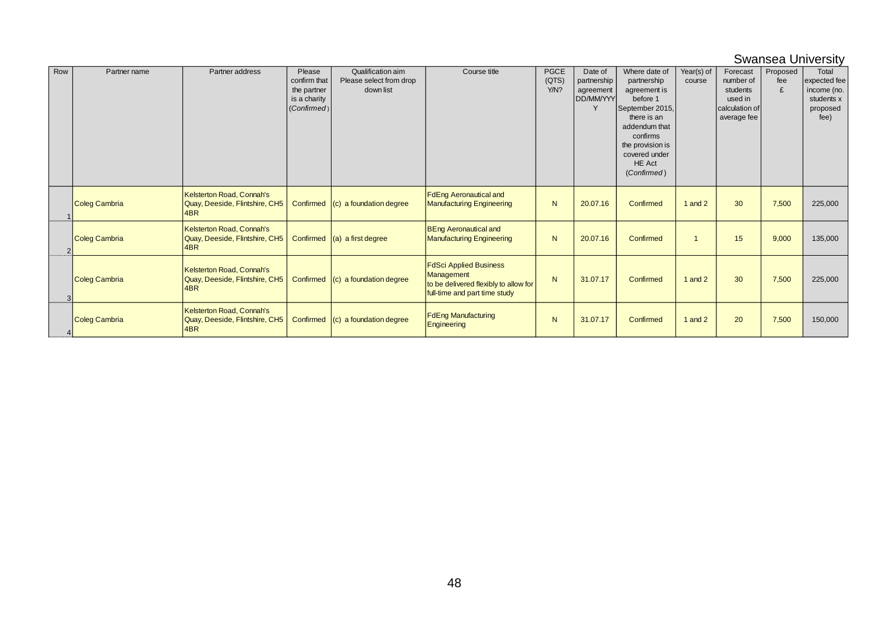Swansea University

| Row | Partner name | Partner address | Please confirm that the partner is a charity (*Confirmed*) | Qualification aim Please select from drop down list | Course title | PGCE (QTS) Y/N? | Date of partnership agreement DD/MM/YYYY | Where date of partnership agreement is before 1 September 2015, there is an addendum that confirms the provision is covered under HE Act (*Confirmed*) | Year(s) of course | Forecast number of students used in calculation of average fee | Proposed fee £ | Total expected fee income (no. students x proposed fee) |
|---|---|---|---|---|---|---|---|---|---|---|---|---|
| 1 | Coleg Cambria | Kelsterton Road, Connah's Quay, Deeside, Flintshire, CH5 4BR | Confirmed | (c) a foundation degree | FdEng Aeronautical and Manufacturing Engineering | N | 20.07.16 | Confirmed | 1 and 2 | 30 | 7,500 | 225,000 |
| 2 | Coleg Cambria | Kelsterton Road, Connah's Quay, Deeside, Flintshire, CH5 4BR | Confirmed | (a) a first degree | BEng Aeronautical and Manufacturing Engineering | N | 20.07.16 | Confirmed | 1 | 15 | 9,000 | 135,000 |
| 3 | Coleg Cambria | Kelsterton Road, Connah's Quay, Deeside, Flintshire, CH5 4BR | Confirmed | (c) a foundation degree | FdSci Applied Business Management to be delivered flexibly to allow for full-time and part time study | N | 31.07.17 | Confirmed | 1 and 2 | 30 | 7,500 | 225,000 |
| 4 | Coleg Cambria | Kelsterton Road, Connah's Quay, Deeside, Flintshire, CH5 4BR | Confirmed | (c) a foundation degree | FdEng Manufacturing Engineering | N | 31.07.17 | Confirmed | 1 and 2 | 20 | 7,500 | 150,000 |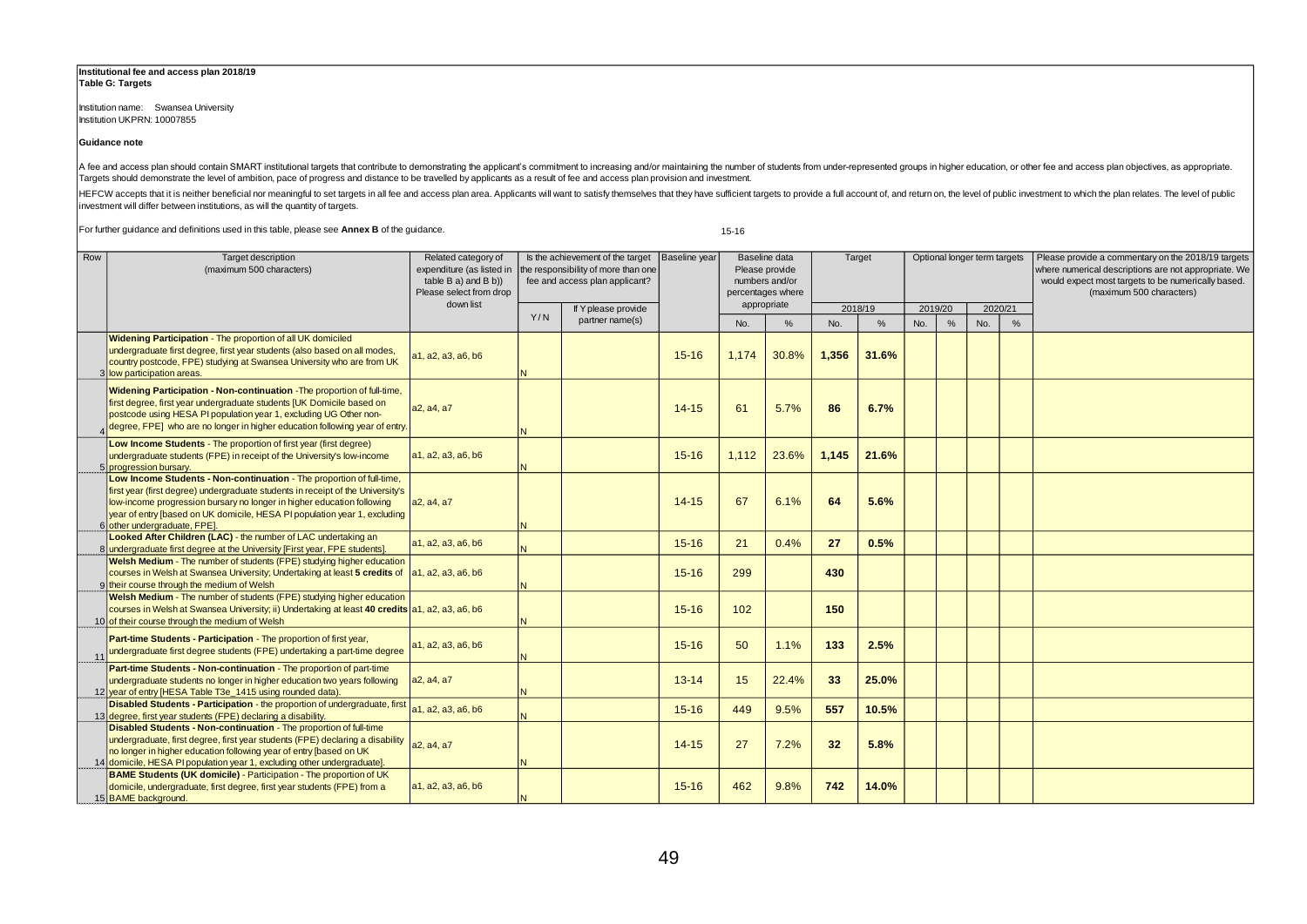**Institutional fee and access plan 2018/19**
**Table G: Targets**

Institution name: Swansea University
Institution UKPRN: 10007855

**Guidance note**

A fee and access plan should contain SMART institutional targets that contribute to demonstrating the applicant's commitment to increasing and/or maintaining the number of students from under-represented groups in higher education, or other fee and access plan objectives, as appropriate. Targets should demonstrate the level of ambition, pace of progress and distance to be travelled by applicants as a result of fee and access plan provision and investment.

HEFCW accepts that it is neither beneficial nor meaningful to set targets in all fee and access plan area. Applicants will want to satisfy themselves that they have sufficient targets to provide a full account of, and return on, the level of public investment to which the plan relates. The level of public investment will differ between institutions, as will the quantity of targets.

For further guidance and definitions used in this table, please see **Annex B** of the guidance.

15-16

| Row | Target description (maximum 500 characters) | Related category of expenditure (as listed in table B a) and B b)) Please select from drop down list | Is the achievement of the target the responsibility of more than one fee and access plan applicant? | | Baseline year | Baseline data Please provide numbers and/or percentages where appropriate | | Target | | Optional longer term targets | | | | Please provide a commentary on the 2018/19 targets where numerical descriptions are not appropriate. We would expect most targets to be numerically based. (maximum 500 characters) |
|---|---|---|---|---|---|---|---|---|---|---|---|---|---|---|
| | | | | | | | | 2018/19 | | 2019/20 | | 2020/21 | | |
| | | | Y/N | If Y please provide partner name(s) | | No. | % | No. | % | No. | % | No. | % | |
| 3 | **Widening Participation** - The proportion of all UK domiciled undergraduate first degree, first year students (also based on all modes, country postcode, FPE) studying at Swansea University who are from UK low participation areas. | a1, a2, a3, a6, b6 | N | | 15-16 | 1,174 | 30.8% | **1,356** | **31.6%** | | | | | |
| 4 | **Widening Participation - Non-continuation** -The proportion of full-time, first degree, first year undergraduate students [UK Domicile based on postcode using HESA PI population year 1, excluding UG Other non-degree, FPE] who are no longer in higher education following year of entry. | a2, a4, a7 | N | | 14-15 | 61 | 5.7% | **86** | **6.7%** | | | | | |
| 5 | **Low Income Students** - The proportion of first year (first degree) undergraduate students (FPE) in receipt of the University's low-income progression bursary. | a1, a2, a3, a6, b6 | N | | 15-16 | 1,112 | 23.6% | **1,145** | **21.6%** | | | | | |
| 6 | **Low Income Students - Non-continuation** - The proportion of full-time, first year (first degree) undergraduate students in receipt of the University's low-income progression bursary no longer in higher education following year of entry [based on UK domicile, HESA PI population year 1, excluding other undergraduate, FPE]. | a2, a4, a7 | N | | 14-15 | 67 | 6.1% | **64** | **5.6%** | | | | | |
| 8 | **Looked After Children (LAC)** - the number of LAC undertaking an undergraduate first degree at the University [First year, FPE students]. | a1, a2, a3, a6, b6 | N | | 15-16 | 21 | 0.4% | **27** | **0.5%** | | | | | |
| 9 | **Welsh Medium** - The number of students (FPE) studying higher education courses in Welsh at Swansea University; Undertaking at least **5 credits** of their course through the medium of Welsh | a1, a2, a3, a6, b6 | N | | 15-16 | 299 | | **430** | | | | | | |
| 10 | **Welsh Medium** - The number of students (FPE) studying higher education courses in Welsh at Swansea University; ii) Undertaking at least **40 credits** of their course through the medium of Welsh | a1, a2, a3, a6, b6 | N | | 15-16 | 102 | | **150** | | | | | | |
| 11 | **Part-time Students - Participation** - The proportion of first year, undergraduate first degree students (FPE) undertaking a part-time degree | a1, a2, a3, a6, b6 | N | | 15-16 | 50 | 1.1% | **133** | **2.5%** | | | | | |
| 12 | **Part-time Students - Non-continuation** - The proportion of part-time undergraduate students no longer in higher education two years following year of entry [HESA Table T3e_1415 using rounded data). | a2, a4, a7 | N | | 13-14 | 15 | 22.4% | **33** | **25.0%** | | | | | |
| 13 | **Disabled Students - Participation** - the proportion of undergraduate, first degree, first year students (FPE) declaring a disability. | a1, a2, a3, a6, b6 | N | | 15-16 | 449 | 9.5% | **557** | **10.5%** | | | | | |
| 14 | **Disabled Students - Non-continuation** - The proportion of full-time undergraduate, first degree, first year students (FPE) declaring a disability no longer in higher education following year of entry [based on UK domicile, HESA PI population year 1, excluding other undergraduate]. | a2, a4, a7 | N | | 14-15 | 27 | 7.2% | **32** | **5.8%** | | | | | |
| 15 | **BAME Students (UK domicile)** - Participation - The proportion of UK domicile, undergraduate, first degree, first year students (FPE) from a BAME background. | a1, a2, a3, a6, b6 | N | | 15-16 | 462 | 9.8% | **742** | **14.0%** | | | | | |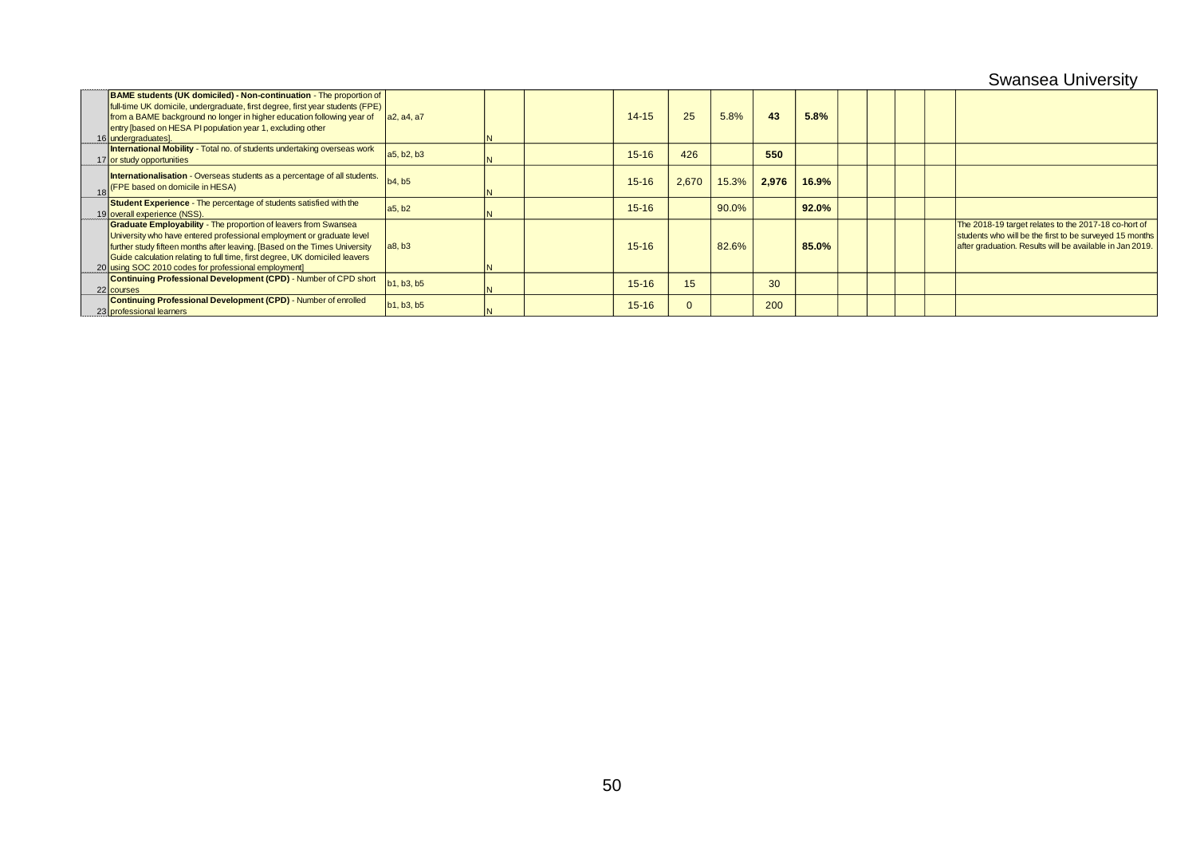Swansea University

| | | | | | | | | | | | | | | | |
|---|---|---|---|---|---|---|---|---|---|---|---|---|---|---|---|
| 16 | **BAME students (UK domiciled) - Non-continuation** - The proportion of full-time UK domicile, undergraduate, first degree, first year students (FPE) from a BAME background no longer in higher education following year of entry [based on HESA PI population year 1, excluding other undergraduates]. | a2, a4, a7 | N | | 14-15 | 25 | 5.8% | **43** | **5.8%** | | | | | | |
| 17 | **International Mobility** - Total no. of students undertaking overseas work or study opportunities | a5, b2, b3 | N | | 15-16 | 426 | | **550** | | | | | | | |
| 18 | **Internationalisation** - Overseas students as a percentage of all students. (FPE based on domicile in HESA) | b4, b5 | N | | 15-16 | 2,670 | 15.3% | **2,976** | **16.9%** | | | | | | |
| 19 | **Student Experience** - The percentage of students satisfied with the overall experience (NSS). | a5, b2 | N | | 15-16 | | 90.0% | | **92.0%** | | | | | | |
| 20 | **Graduate Employability** - The proportion of leavers from Swansea University who have entered professional employment or graduate level further study fifteen months after leaving. [Based on the Times University Guide calculation relating to full time, first degree, UK domiciled leavers using SOC 2010 codes for professional employment] | a8, b3 | N | | 15-16 | | 82.6% | | **85.0%** | | | | | | The 2018-19 target relates to the 2017-18 co-hort of students who will be the first to be surveyed 15 months after graduation. Results will be available in Jan 2019. |
| 22 | **Continuing Professional Development (CPD)** - Number of CPD short courses | b1, b3, b5 | N | | 15-16 | 15 | | 30 | | | | | | | |
| 23 | **Continuing Professional Development (CPD)** - Number of enrolled professional learners | b1, b3, b5 | N | | 15-16 | 0 | | 200 | | | | | | | |